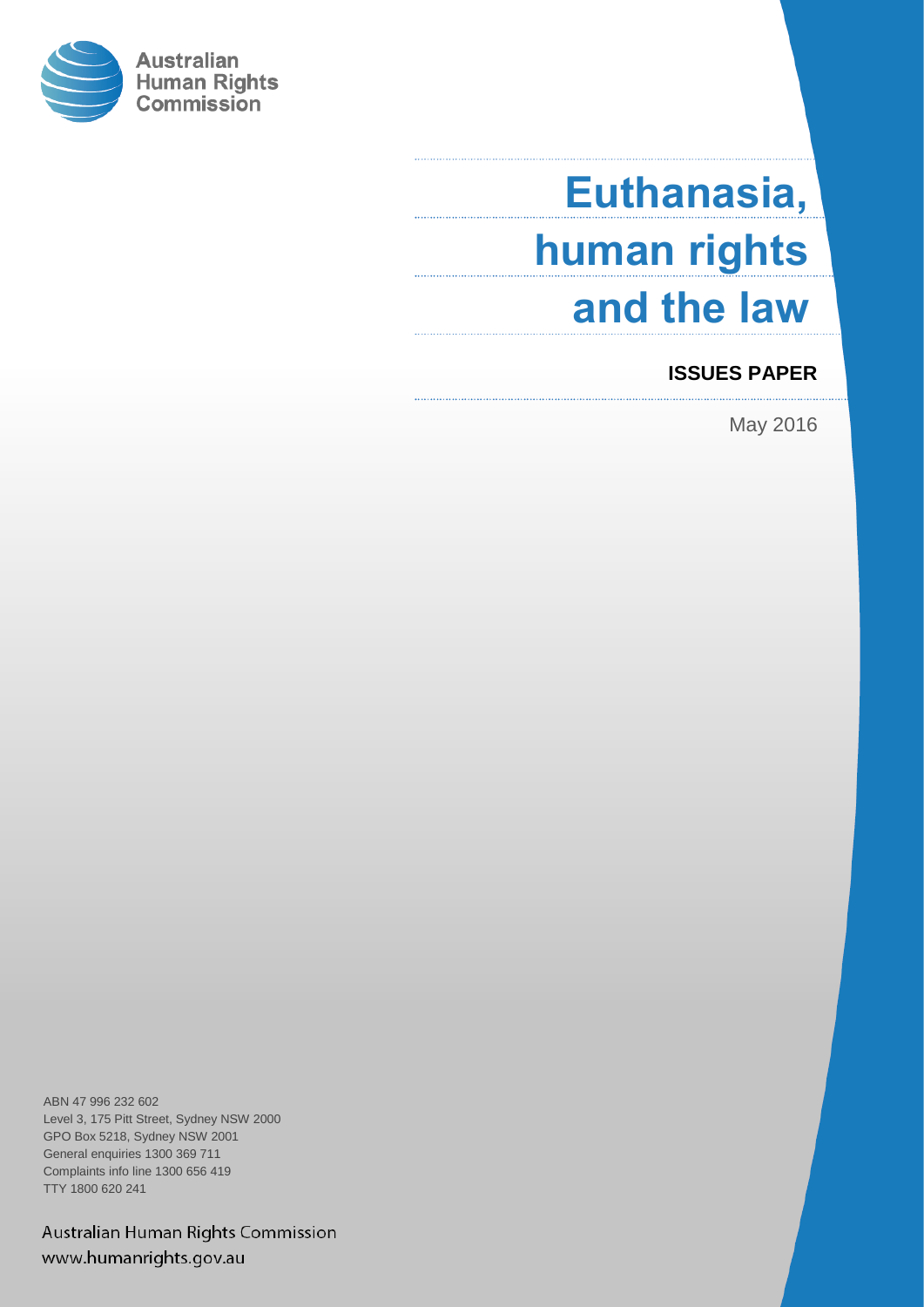Australian Human Rights Commission

# Euthanasia, human rights and the law

**ISSUES PAPER**

May 2016

ABN 47 996 232 602
Level 3, 175 Pitt Street, Sydney NSW 2000
GPO Box 5218, Sydney NSW 2001
General enquiries 1300 369 711
Complaints info line 1300 656 419
TTY 1800 620 241

Australian Human Rights Commission
www.humanrights.gov.au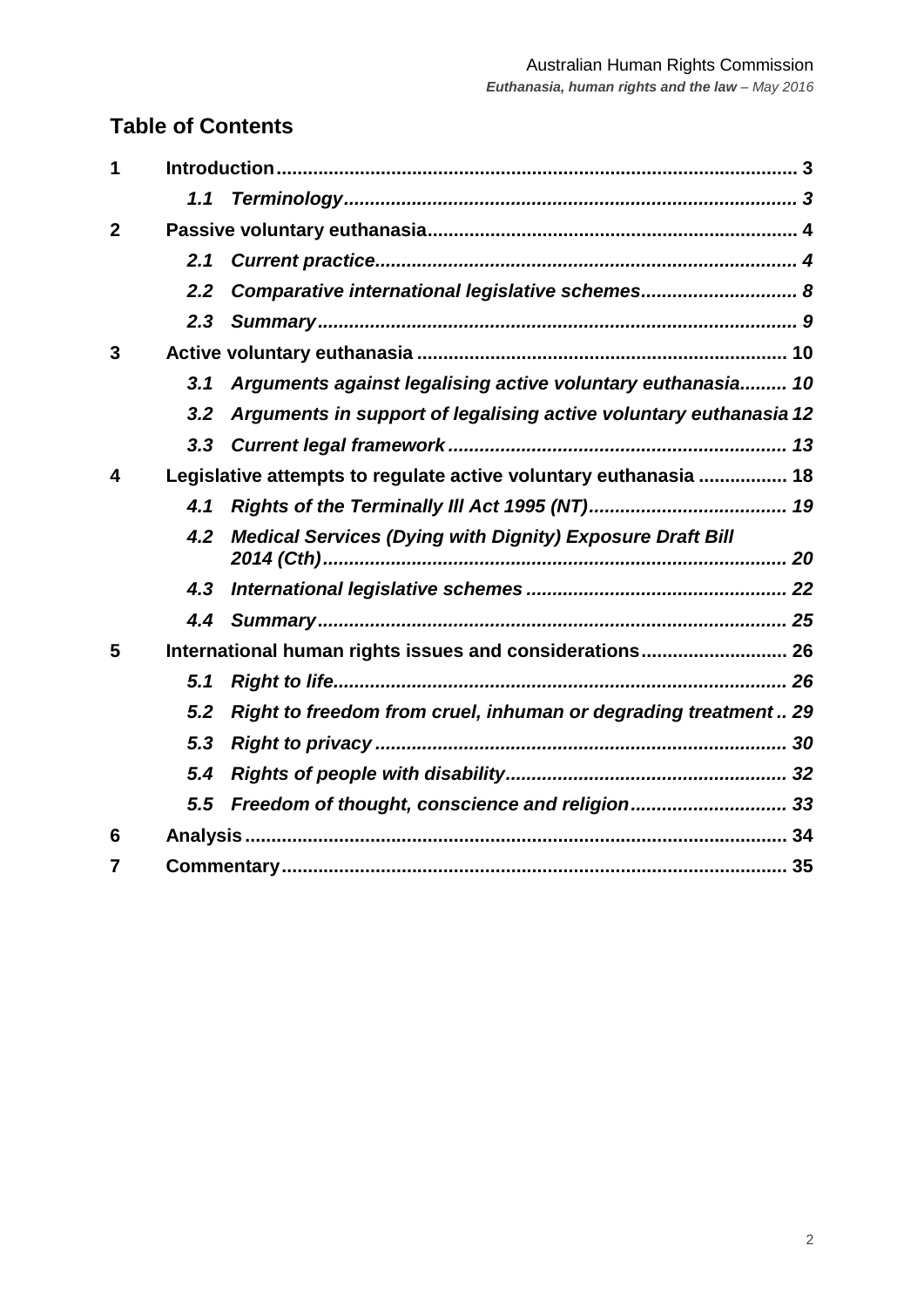## Table of Contents

| | | |
|---|---|---|
| **1** | **Introduction** | **3** |
| | *1.1 Terminology* | *3* |
| **2** | **Passive voluntary euthanasia** | **4** |
| | *2.1 Current practice* | *4* |
| | *2.2 Comparative international legislative schemes* | *8* |
| | *2.3 Summary* | *9* |
| **3** | **Active voluntary euthanasia** | **10** |
| | *3.1 Arguments against legalising active voluntary euthanasia* | *10* |
| | *3.2 Arguments in support of legalising active voluntary euthanasia* | *12* |
| | *3.3 Current legal framework* | *13* |
| **4** | **Legislative attempts to regulate active voluntary euthanasia** | **18** |
| | *4.1 Rights of the Terminally Ill Act 1995 (NT)* | *19* |
| | *4.2 Medical Services (Dying with Dignity) Exposure Draft Bill 2014 (Cth)* | *20* |
| | *4.3 International legislative schemes* | *22* |
| | *4.4 Summary* | *25* |
| **5** | **International human rights issues and considerations** | **26** |
| | *5.1 Right to life* | *26* |
| | *5.2 Right to freedom from cruel, inhuman or degrading treatment* | *29* |
| | *5.3 Right to privacy* | *30* |
| | *5.4 Rights of people with disability* | *32* |
| | *5.5 Freedom of thought, conscience and religion* | *33* |
| **6** | **Analysis** | **34** |
| **7** | **Commentary** | **35** |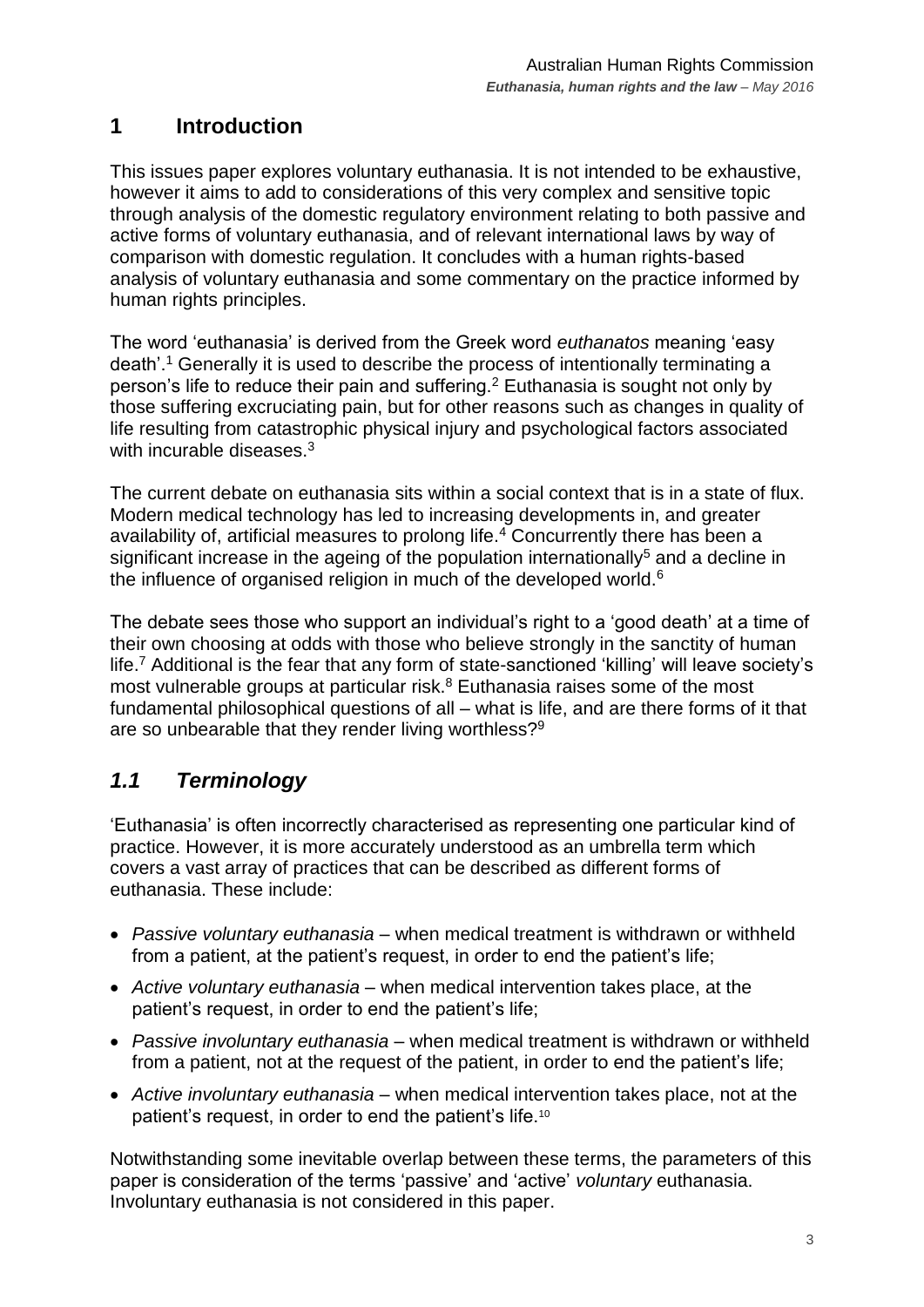# 1 Introduction

This issues paper explores voluntary euthanasia. It is not intended to be exhaustive, however it aims to add to considerations of this very complex and sensitive topic through analysis of the domestic regulatory environment relating to both passive and active forms of voluntary euthanasia, and of relevant international laws by way of comparison with domestic regulation. It concludes with a human rights-based analysis of voluntary euthanasia and some commentary on the practice informed by human rights principles.

The word 'euthanasia' is derived from the Greek word *euthanatos* meaning 'easy death'.[1] Generally it is used to describe the process of intentionally terminating a person's life to reduce their pain and suffering.[2] Euthanasia is sought not only by those suffering excruciating pain, but for other reasons such as changes in quality of life resulting from catastrophic physical injury and psychological factors associated with incurable diseases.[3]

The current debate on euthanasia sits within a social context that is in a state of flux. Modern medical technology has led to increasing developments in, and greater availability of, artificial measures to prolong life.[4] Concurrently there has been a significant increase in the ageing of the population internationally[5] and a decline in the influence of organised religion in much of the developed world.[6]

The debate sees those who support an individual's right to a 'good death' at a time of their own choosing at odds with those who believe strongly in the sanctity of human life.[7] Additional is the fear that any form of state-sanctioned 'killing' will leave society's most vulnerable groups at particular risk.[8] Euthanasia raises some of the most fundamental philosophical questions of all – what is life, and are there forms of it that are so unbearable that they render living worthless?[9]

## *1.1 Terminology*

'Euthanasia' is often incorrectly characterised as representing one particular kind of practice. However, it is more accurately understood as an umbrella term which covers a vast array of practices that can be described as different forms of euthanasia. These include:

- *Passive voluntary euthanasia* – when medical treatment is withdrawn or withheld from a patient, at the patient's request, in order to end the patient's life;
- *Active voluntary euthanasia* – when medical intervention takes place, at the patient's request, in order to end the patient's life;
- *Passive involuntary euthanasia* – when medical treatment is withdrawn or withheld from a patient, not at the request of the patient, in order to end the patient's life;
- *Active involuntary euthanasia* – when medical intervention takes place, not at the patient's request, in order to end the patient's life.[10]

Notwithstanding some inevitable overlap between these terms, the parameters of this paper is consideration of the terms 'passive' and 'active' *voluntary* euthanasia. Involuntary euthanasia is not considered in this paper.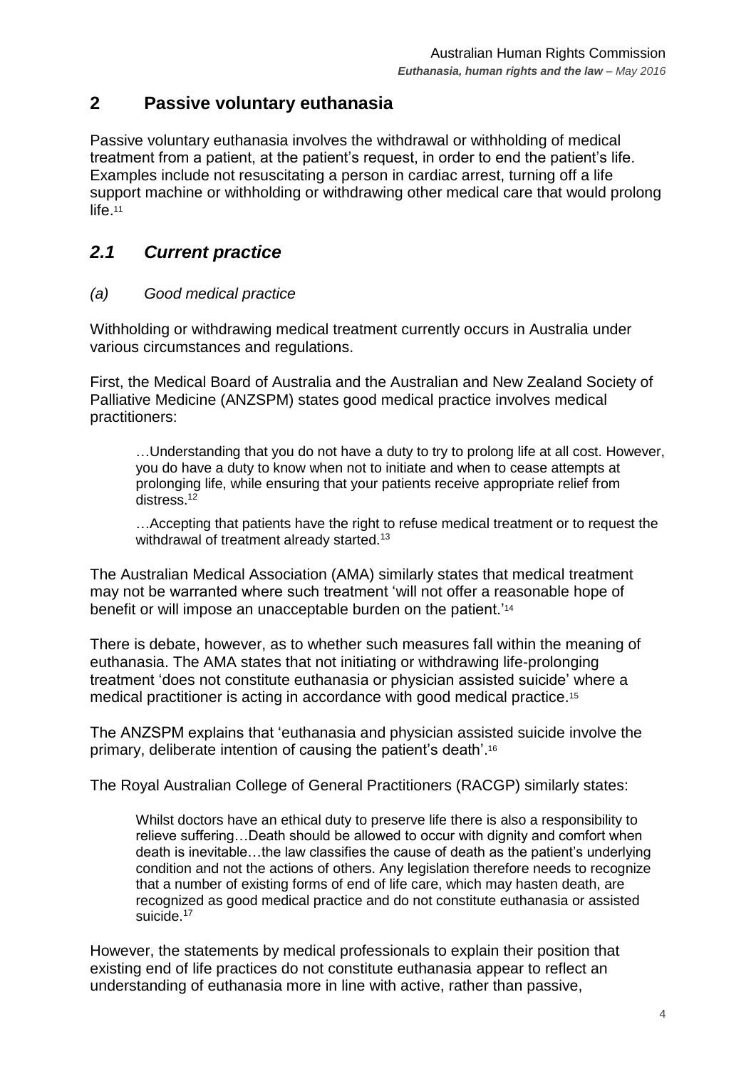## 2 Passive voluntary euthanasia

Passive voluntary euthanasia involves the withdrawal or withholding of medical treatment from a patient, at the patient's request, in order to end the patient's life. Examples include not resuscitating a person in cardiac arrest, turning off a life support machine or withholding or withdrawing other medical care that would prolong life.[11]

### *2.1 Current practice*

#### *(a) Good medical practice*

Withholding or withdrawing medical treatment currently occurs in Australia under various circumstances and regulations.

First, the Medical Board of Australia and the Australian and New Zealand Society of Palliative Medicine (ANZSPM) states good medical practice involves medical practitioners:

> …Understanding that you do not have a duty to try to prolong life at all cost. However, you do have a duty to know when not to initiate and when to cease attempts at prolonging life, while ensuring that your patients receive appropriate relief from distress.[12]
>
> …Accepting that patients have the right to refuse medical treatment or to request the withdrawal of treatment already started.[13]

The Australian Medical Association (AMA) similarly states that medical treatment may not be warranted where such treatment 'will not offer a reasonable hope of benefit or will impose an unacceptable burden on the patient.'[14]

There is debate, however, as to whether such measures fall within the meaning of euthanasia. The AMA states that not initiating or withdrawing life-prolonging treatment 'does not constitute euthanasia or physician assisted suicide' where a medical practitioner is acting in accordance with good medical practice.[15]

The ANZSPM explains that 'euthanasia and physician assisted suicide involve the primary, deliberate intention of causing the patient's death'.[16]

The Royal Australian College of General Practitioners (RACGP) similarly states:

> Whilst doctors have an ethical duty to preserve life there is also a responsibility to relieve suffering…Death should be allowed to occur with dignity and comfort when death is inevitable…the law classifies the cause of death as the patient's underlying condition and not the actions of others. Any legislation therefore needs to recognize that a number of existing forms of end of life care, which may hasten death, are recognized as good medical practice and do not constitute euthanasia or assisted suicide.[17]

However, the statements by medical professionals to explain their position that existing end of life practices do not constitute euthanasia appear to reflect an understanding of euthanasia more in line with active, rather than passive,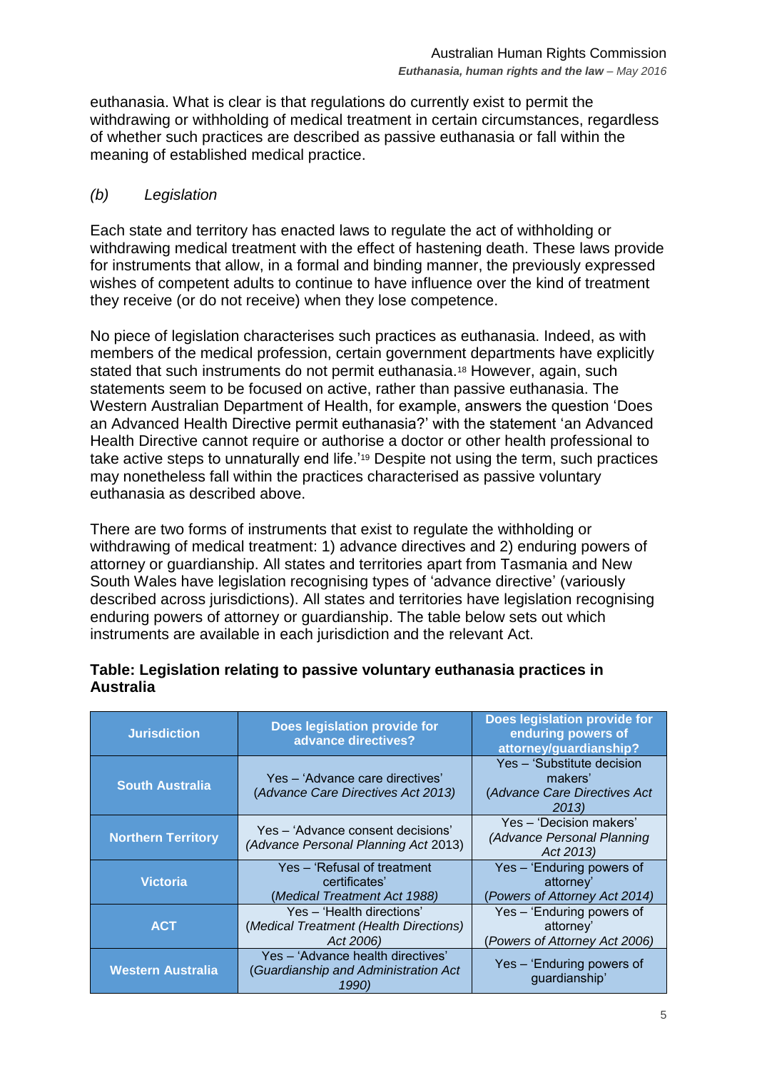euthanasia. What is clear is that regulations do currently exist to permit the withdrawing or withholding of medical treatment in certain circumstances, regardless of whether such practices are described as passive euthanasia or fall within the meaning of established medical practice.

### *(b) Legislation*

Each state and territory has enacted laws to regulate the act of withholding or withdrawing medical treatment with the effect of hastening death. These laws provide for instruments that allow, in a formal and binding manner, the previously expressed wishes of competent adults to continue to have influence over the kind of treatment they receive (or do not receive) when they lose competence.

No piece of legislation characterises such practices as euthanasia. Indeed, as with members of the medical profession, certain government departments have explicitly stated that such instruments do not permit euthanasia.[18] However, again, such statements seem to be focused on active, rather than passive euthanasia. The Western Australian Department of Health, for example, answers the question 'Does an Advanced Health Directive permit euthanasia?' with the statement 'an Advanced Health Directive cannot require or authorise a doctor or other health professional to take active steps to unnaturally end life.'[19] Despite not using the term, such practices may nonetheless fall within the practices characterised as passive voluntary euthanasia as described above.

There are two forms of instruments that exist to regulate the withholding or withdrawing of medical treatment: 1) advance directives and 2) enduring powers of attorney or guardianship. All states and territories apart from Tasmania and New South Wales have legislation recognising types of 'advance directive' (variously described across jurisdictions). All states and territories have legislation recognising enduring powers of attorney or guardianship. The table below sets out which instruments are available in each jurisdiction and the relevant Act.

**Table: Legislation relating to passive voluntary euthanasia practices in Australia**

| Jurisdiction | Does legislation provide for advance directives? | Does legislation provide for enduring powers of attorney/guardianship? |
|---|---|---|
| **South Australia** | Yes – 'Advance care directives' (*Advance Care Directives Act 2013*) | Yes – 'Substitute decision makers' (*Advance Care Directives Act 2013*) |
| **Northern Territory** | Yes – 'Advance consent decisions' (*Advance Personal Planning Act* 2013) | Yes – 'Decision makers' (*Advance Personal Planning Act 2013*) |
| **Victoria** | Yes – 'Refusal of treatment certificates' (*Medical Treatment Act 1988*) | Yes – 'Enduring powers of attorney' (*Powers of Attorney Act 2014*) |
| **ACT** | Yes – 'Health directions' (*Medical Treatment (Health Directions) Act 2006*) | Yes – 'Enduring powers of attorney' (*Powers of Attorney Act 2006*) |
| **Western Australia** | Yes – 'Advance health directives' (*Guardianship and Administration Act 1990*) | Yes – 'Enduring powers of guardianship' |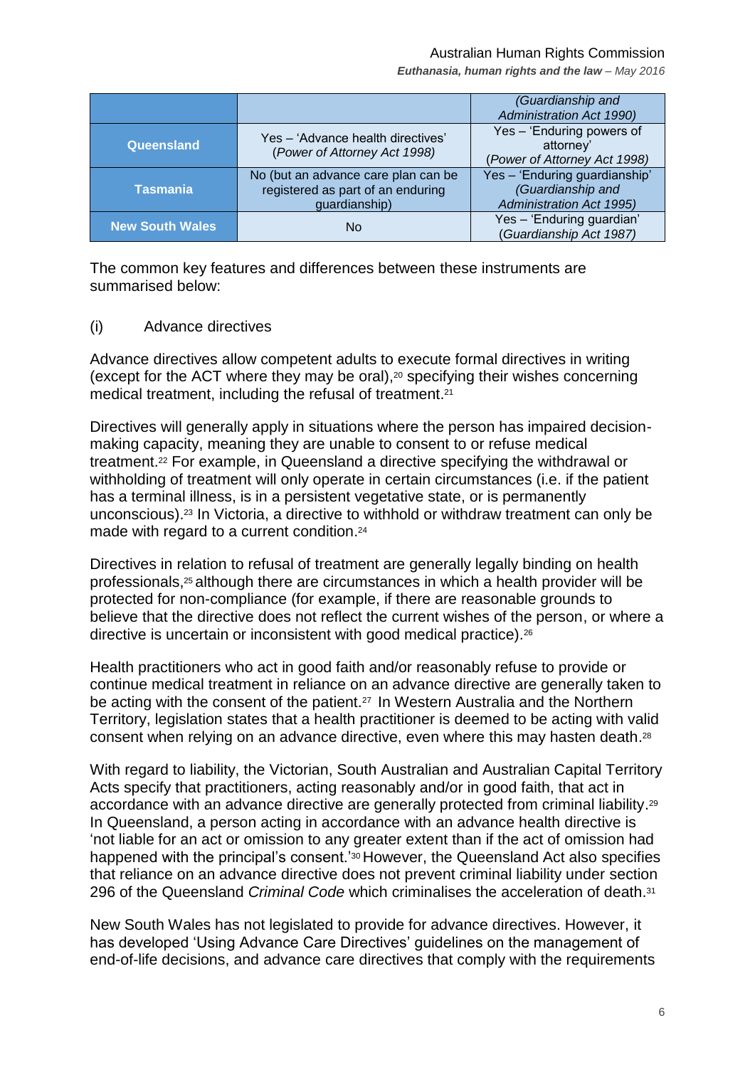|  |  | (*Guardianship and Administration Act 1990*) |
|---|---|---|
| **Queensland** | Yes – 'Advance health directives' (*Power of Attorney Act 1998*) | Yes – 'Enduring powers of attorney' (*Power of Attorney Act 1998*) |
| **Tasmania** | No (but an advance care plan can be registered as part of an enduring guardianship) | Yes – 'Enduring guardianship' (*Guardianship and Administration Act 1995*) |
| **New South Wales** | No | Yes – 'Enduring guardian' (*Guardianship Act 1987*) |

The common key features and differences between these instruments are summarised below:

(i) Advance directives

Advance directives allow competent adults to execute formal directives in writing (except for the ACT where they may be oral),[20] specifying their wishes concerning medical treatment, including the refusal of treatment.[21]

Directives will generally apply in situations where the person has impaired decision-making capacity, meaning they are unable to consent to or refuse medical treatment.[22] For example, in Queensland a directive specifying the withdrawal or withholding of treatment will only operate in certain circumstances (i.e. if the patient has a terminal illness, is in a persistent vegetative state, or is permanently unconscious).[23] In Victoria, a directive to withhold or withdraw treatment can only be made with regard to a current condition.[24]

Directives in relation to refusal of treatment are generally legally binding on health professionals,[25] although there are circumstances in which a health provider will be protected for non-compliance (for example, if there are reasonable grounds to believe that the directive does not reflect the current wishes of the person, or where a directive is uncertain or inconsistent with good medical practice).[26]

Health practitioners who act in good faith and/or reasonably refuse to provide or continue medical treatment in reliance on an advance directive are generally taken to be acting with the consent of the patient.[27] In Western Australia and the Northern Territory, legislation states that a health practitioner is deemed to be acting with valid consent when relying on an advance directive, even where this may hasten death.[28]

With regard to liability, the Victorian, South Australian and Australian Capital Territory Acts specify that practitioners, acting reasonably and/or in good faith, that act in accordance with an advance directive are generally protected from criminal liability.[29] In Queensland, a person acting in accordance with an advance health directive is 'not liable for an act or omission to any greater extent than if the act of omission had happened with the principal's consent.'[30] However, the Queensland Act also specifies that reliance on an advance directive does not prevent criminal liability under section 296 of the Queensland *Criminal Code* which criminalises the acceleration of death.[31]

New South Wales has not legislated to provide for advance directives. However, it has developed 'Using Advance Care Directives' guidelines on the management of end-of-life decisions, and advance care directives that comply with the requirements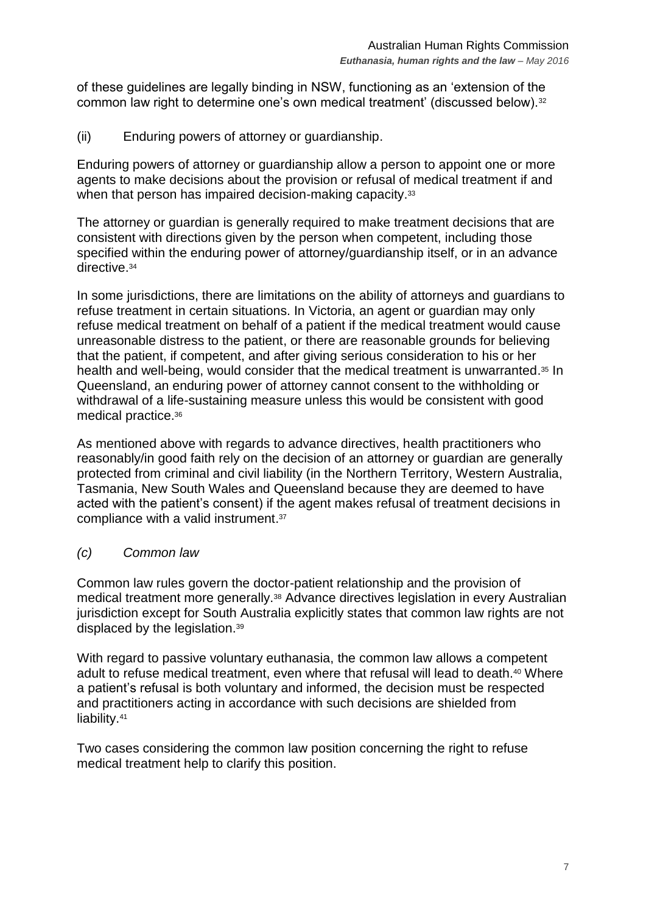of these guidelines are legally binding in NSW, functioning as an 'extension of the common law right to determine one's own medical treatment' (discussed below).[32]

(ii) Enduring powers of attorney or guardianship.

Enduring powers of attorney or guardianship allow a person to appoint one or more agents to make decisions about the provision or refusal of medical treatment if and when that person has impaired decision-making capacity.[33]

The attorney or guardian is generally required to make treatment decisions that are consistent with directions given by the person when competent, including those specified within the enduring power of attorney/guardianship itself, or in an advance directive.[34]

In some jurisdictions, there are limitations on the ability of attorneys and guardians to refuse treatment in certain situations. In Victoria, an agent or guardian may only refuse medical treatment on behalf of a patient if the medical treatment would cause unreasonable distress to the patient, or there are reasonable grounds for believing that the patient, if competent, and after giving serious consideration to his or her health and well-being, would consider that the medical treatment is unwarranted.[35] In Queensland, an enduring power of attorney cannot consent to the withholding or withdrawal of a life-sustaining measure unless this would be consistent with good medical practice.[36]

As mentioned above with regards to advance directives, health practitioners who reasonably/in good faith rely on the decision of an attorney or guardian are generally protected from criminal and civil liability (in the Northern Territory, Western Australia, Tasmania, New South Wales and Queensland because they are deemed to have acted with the patient's consent) if the agent makes refusal of treatment decisions in compliance with a valid instrument.[37]

### *(c) Common law*

Common law rules govern the doctor-patient relationship and the provision of medical treatment more generally.[38] Advance directives legislation in every Australian jurisdiction except for South Australia explicitly states that common law rights are not displaced by the legislation.[39]

With regard to passive voluntary euthanasia, the common law allows a competent adult to refuse medical treatment, even where that refusal will lead to death.[40] Where a patient's refusal is both voluntary and informed, the decision must be respected and practitioners acting in accordance with such decisions are shielded from liability.[41]

Two cases considering the common law position concerning the right to refuse medical treatment help to clarify this position.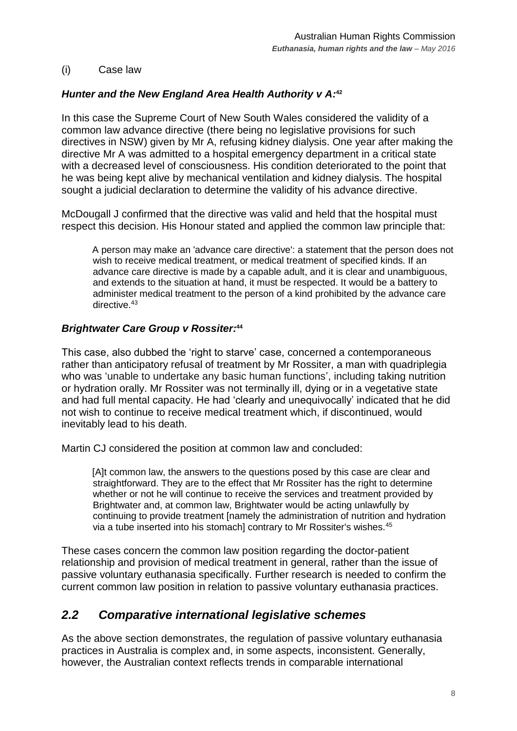(i) Case law

***Hunter and the New England Area Health Authority v A:***[42]

In this case the Supreme Court of New South Wales considered the validity of a common law advance directive (there being no legislative provisions for such directives in NSW) given by Mr A, refusing kidney dialysis. One year after making the directive Mr A was admitted to a hospital emergency department in a critical state with a decreased level of consciousness. His condition deteriorated to the point that he was being kept alive by mechanical ventilation and kidney dialysis. The hospital sought a judicial declaration to determine the validity of his advance directive.

McDougall J confirmed that the directive was valid and held that the hospital must respect this decision. His Honour stated and applied the common law principle that:

> A person may make an 'advance care directive': a statement that the person does not wish to receive medical treatment, or medical treatment of specified kinds. If an advance care directive is made by a capable adult, and it is clear and unambiguous, and extends to the situation at hand, it must be respected. It would be a battery to administer medical treatment to the person of a kind prohibited by the advance care directive.[43]

***Brightwater Care Group v Rossiter:***[44]

This case, also dubbed the 'right to starve' case, concerned a contemporaneous rather than anticipatory refusal of treatment by Mr Rossiter, a man with quadriplegia who was 'unable to undertake any basic human functions', including taking nutrition or hydration orally. Mr Rossiter was not terminally ill, dying or in a vegetative state and had full mental capacity. He had 'clearly and unequivocally' indicated that he did not wish to continue to receive medical treatment which, if discontinued, would inevitably lead to his death.

Martin CJ considered the position at common law and concluded:

> [A]t common law, the answers to the questions posed by this case are clear and straightforward. They are to the effect that Mr Rossiter has the right to determine whether or not he will continue to receive the services and treatment provided by Brightwater and, at common law, Brightwater would be acting unlawfully by continuing to provide treatment [namely the administration of nutrition and hydration via a tube inserted into his stomach] contrary to Mr Rossiter's wishes.[45]

These cases concern the common law position regarding the doctor-patient relationship and provision of medical treatment in general, rather than the issue of passive voluntary euthanasia specifically. Further research is needed to confirm the current common law position in relation to passive voluntary euthanasia practices.

## *2.2 Comparative international legislative schemes*

As the above section demonstrates, the regulation of passive voluntary euthanasia practices in Australia is complex and, in some aspects, inconsistent. Generally, however, the Australian context reflects trends in comparable international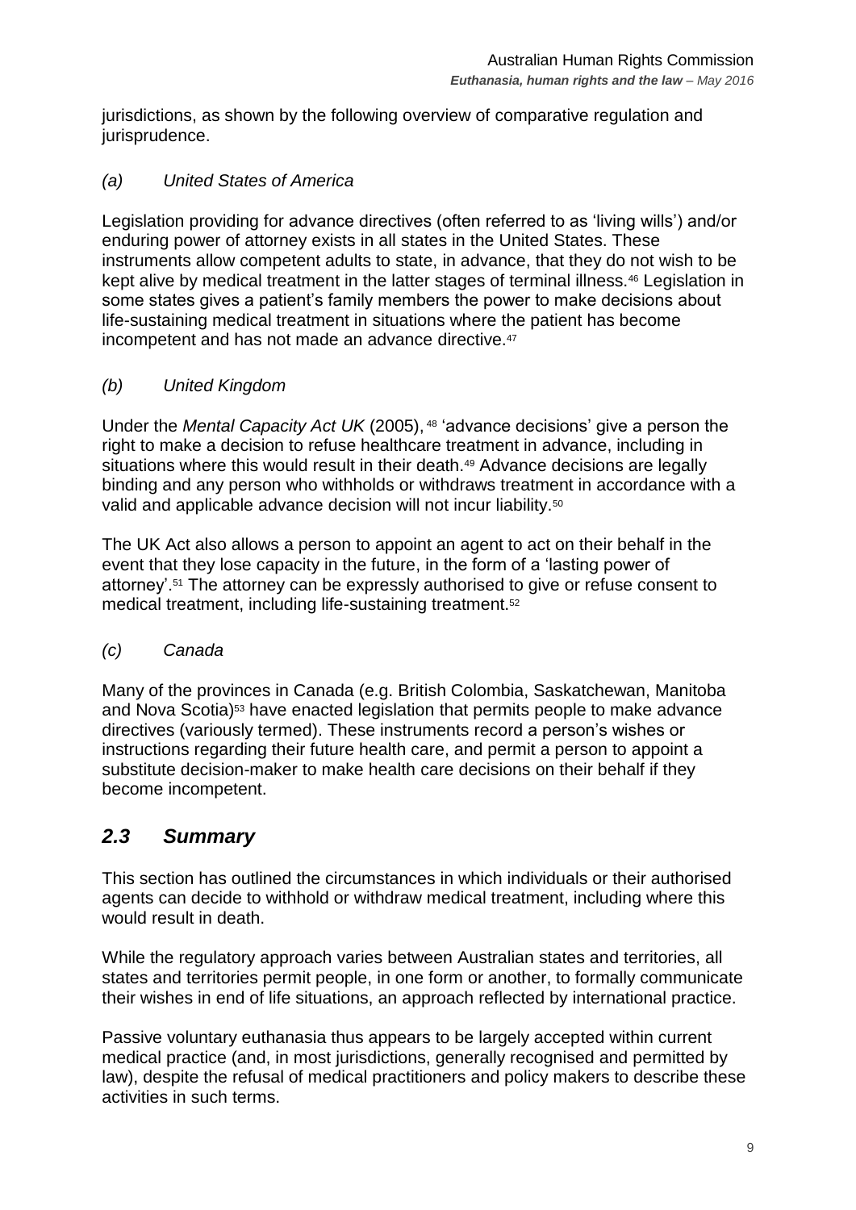jurisdictions, as shown by the following overview of comparative regulation and jurisprudence.

### *(a) United States of America*

Legislation providing for advance directives (often referred to as 'living wills') and/or enduring power of attorney exists in all states in the United States. These instruments allow competent adults to state, in advance, that they do not wish to be kept alive by medical treatment in the latter stages of terminal illness.[46] Legislation in some states gives a patient's family members the power to make decisions about life-sustaining medical treatment in situations where the patient has become incompetent and has not made an advance directive.[47]

### *(b) United Kingdom*

Under the *Mental Capacity Act UK* (2005),[48] 'advance decisions' give a person the right to make a decision to refuse healthcare treatment in advance, including in situations where this would result in their death.[49] Advance decisions are legally binding and any person who withholds or withdraws treatment in accordance with a valid and applicable advance decision will not incur liability.[50]

The UK Act also allows a person to appoint an agent to act on their behalf in the event that they lose capacity in the future, in the form of a 'lasting power of attorney'.[51] The attorney can be expressly authorised to give or refuse consent to medical treatment, including life-sustaining treatment.[52]

### *(c) Canada*

Many of the provinces in Canada (e.g. British Colombia, Saskatchewan, Manitoba and Nova Scotia)[53] have enacted legislation that permits people to make advance directives (variously termed). These instruments record a person's wishes or instructions regarding their future health care, and permit a person to appoint a substitute decision-maker to make health care decisions on their behalf if they become incompetent.

## *2.3 Summary*

This section has outlined the circumstances in which individuals or their authorised agents can decide to withhold or withdraw medical treatment, including where this would result in death.

While the regulatory approach varies between Australian states and territories, all states and territories permit people, in one form or another, to formally communicate their wishes in end of life situations, an approach reflected by international practice.

Passive voluntary euthanasia thus appears to be largely accepted within current medical practice (and, in most jurisdictions, generally recognised and permitted by law), despite the refusal of medical practitioners and policy makers to describe these activities in such terms.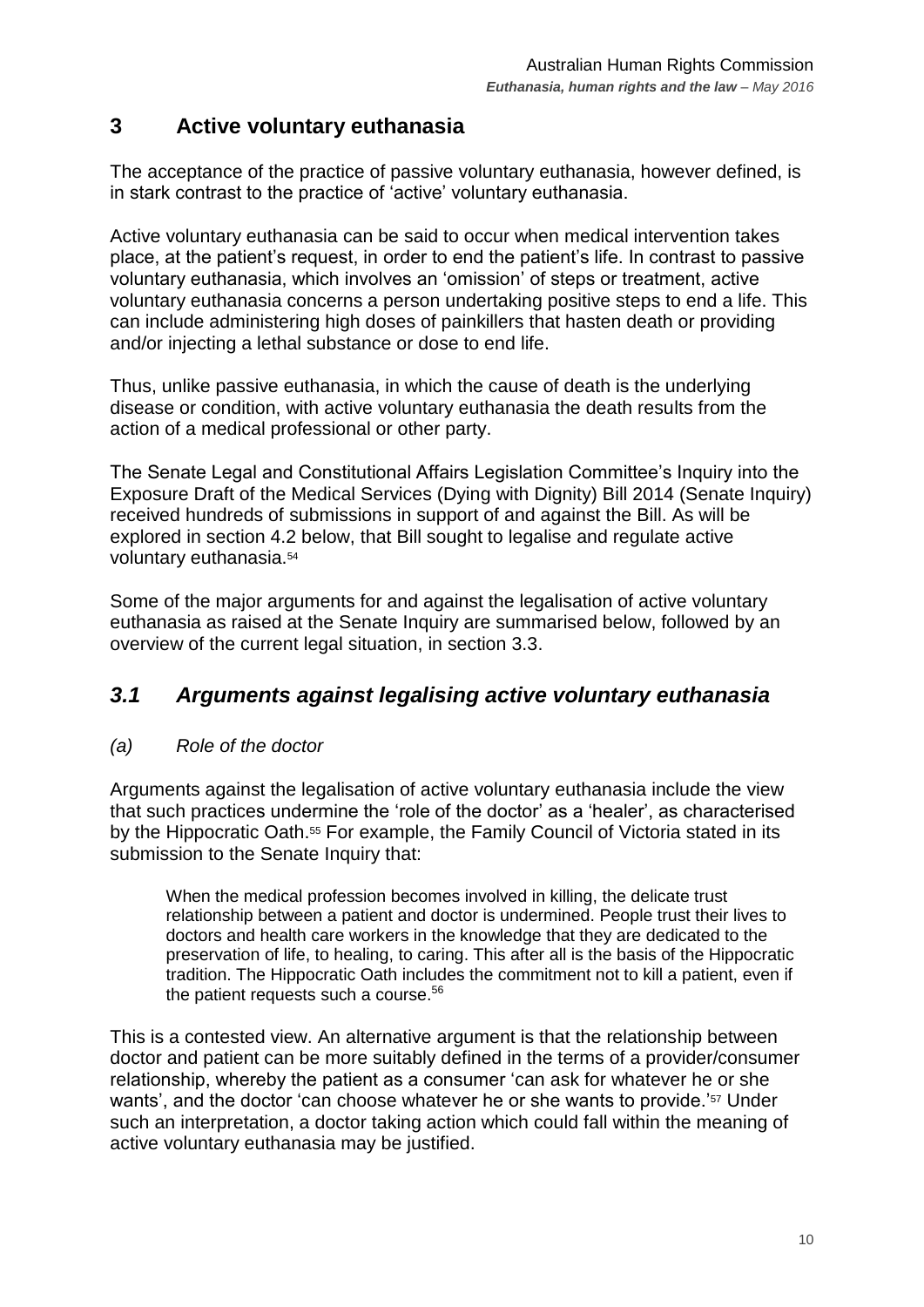## 3 Active voluntary euthanasia

The acceptance of the practice of passive voluntary euthanasia, however defined, is in stark contrast to the practice of 'active' voluntary euthanasia.

Active voluntary euthanasia can be said to occur when medical intervention takes place, at the patient's request, in order to end the patient's life. In contrast to passive voluntary euthanasia, which involves an 'omission' of steps or treatment, active voluntary euthanasia concerns a person undertaking positive steps to end a life. This can include administering high doses of painkillers that hasten death or providing and/or injecting a lethal substance or dose to end life.

Thus, unlike passive euthanasia, in which the cause of death is the underlying disease or condition, with active voluntary euthanasia the death results from the action of a medical professional or other party.

The Senate Legal and Constitutional Affairs Legislation Committee's Inquiry into the Exposure Draft of the Medical Services (Dying with Dignity) Bill 2014 (Senate Inquiry) received hundreds of submissions in support of and against the Bill. As will be explored in section 4.2 below, that Bill sought to legalise and regulate active voluntary euthanasia.[54]

Some of the major arguments for and against the legalisation of active voluntary euthanasia as raised at the Senate Inquiry are summarised below, followed by an overview of the current legal situation, in section 3.3.

### *3.1 Arguments against legalising active voluntary euthanasia*

*(a) Role of the doctor*

Arguments against the legalisation of active voluntary euthanasia include the view that such practices undermine the 'role of the doctor' as a 'healer', as characterised by the Hippocratic Oath.[55] For example, the Family Council of Victoria stated in its submission to the Senate Inquiry that:

> When the medical profession becomes involved in killing, the delicate trust relationship between a patient and doctor is undermined. People trust their lives to doctors and health care workers in the knowledge that they are dedicated to the preservation of life, to healing, to caring. This after all is the basis of the Hippocratic tradition. The Hippocratic Oath includes the commitment not to kill a patient, even if the patient requests such a course.[56]

This is a contested view. An alternative argument is that the relationship between doctor and patient can be more suitably defined in the terms of a provider/consumer relationship, whereby the patient as a consumer 'can ask for whatever he or she wants', and the doctor 'can choose whatever he or she wants to provide.'[57] Under such an interpretation, a doctor taking action which could fall within the meaning of active voluntary euthanasia may be justified.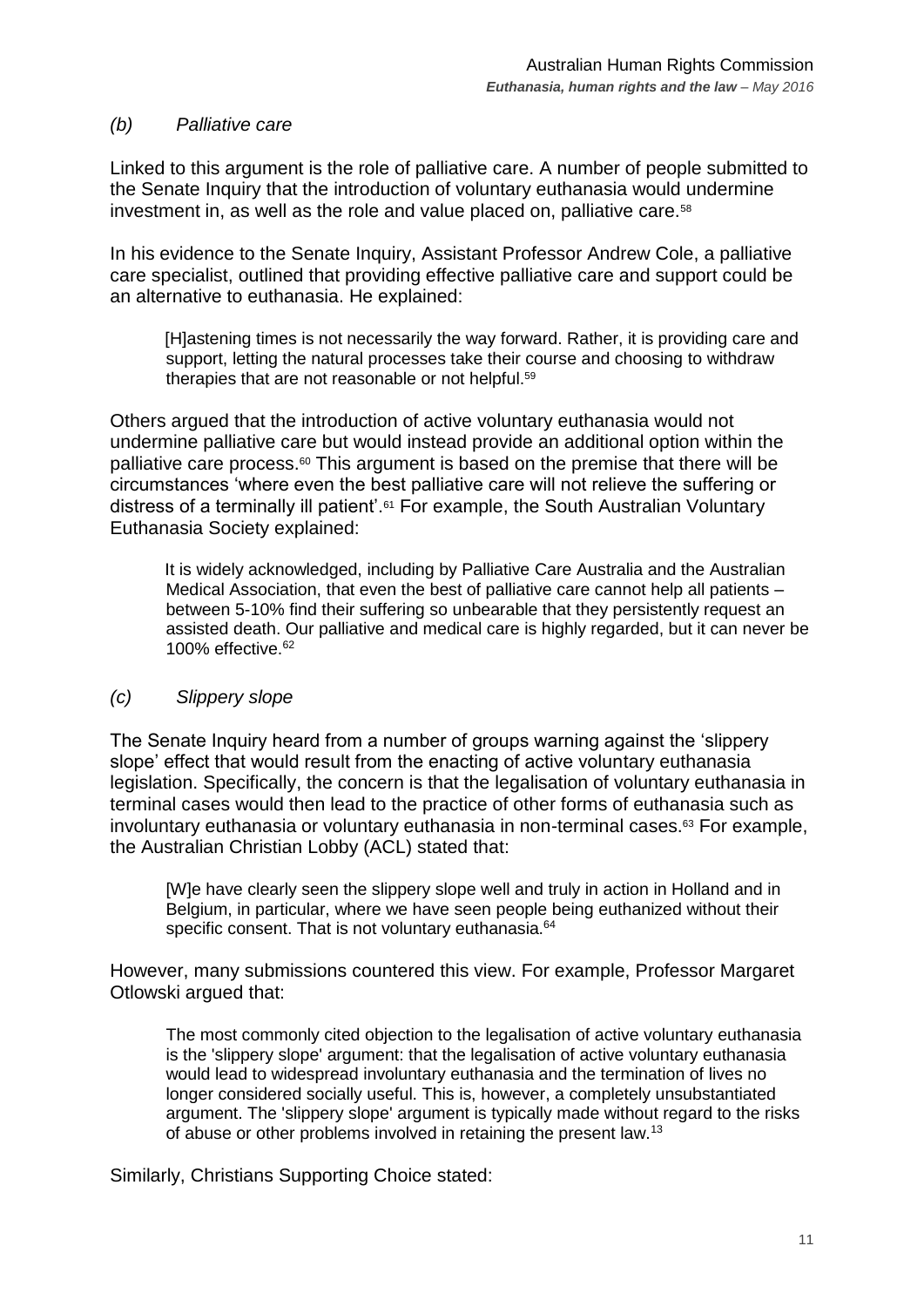### *(b) Palliative care*

Linked to this argument is the role of palliative care. A number of people submitted to the Senate Inquiry that the introduction of voluntary euthanasia would undermine investment in, as well as the role and value placed on, palliative care.[58]

In his evidence to the Senate Inquiry, Assistant Professor Andrew Cole, a palliative care specialist, outlined that providing effective palliative care and support could be an alternative to euthanasia. He explained:

> [H]astening times is not necessarily the way forward. Rather, it is providing care and support, letting the natural processes take their course and choosing to withdraw therapies that are not reasonable or not helpful.[59]

Others argued that the introduction of active voluntary euthanasia would not undermine palliative care but would instead provide an additional option within the palliative care process.[60] This argument is based on the premise that there will be circumstances 'where even the best palliative care will not relieve the suffering or distress of a terminally ill patient'.[61] For example, the South Australian Voluntary Euthanasia Society explained:

> It is widely acknowledged, including by Palliative Care Australia and the Australian Medical Association, that even the best of palliative care cannot help all patients – between 5-10% find their suffering so unbearable that they persistently request an assisted death. Our palliative and medical care is highly regarded, but it can never be 100% effective.[62]

### *(c) Slippery slope*

The Senate Inquiry heard from a number of groups warning against the 'slippery slope' effect that would result from the enacting of active voluntary euthanasia legislation. Specifically, the concern is that the legalisation of voluntary euthanasia in terminal cases would then lead to the practice of other forms of euthanasia such as involuntary euthanasia or voluntary euthanasia in non-terminal cases.[63] For example, the Australian Christian Lobby (ACL) stated that:

> [W]e have clearly seen the slippery slope well and truly in action in Holland and in Belgium, in particular, where we have seen people being euthanized without their specific consent. That is not voluntary euthanasia.[64]

However, many submissions countered this view. For example, Professor Margaret Otlowski argued that:

> The most commonly cited objection to the legalisation of active voluntary euthanasia is the 'slippery slope' argument: that the legalisation of active voluntary euthanasia would lead to widespread involuntary euthanasia and the termination of lives no longer considered socially useful. This is, however, a completely unsubstantiated argument. The 'slippery slope' argument is typically made without regard to the risks of abuse or other problems involved in retaining the present law.[13]

Similarly, Christians Supporting Choice stated: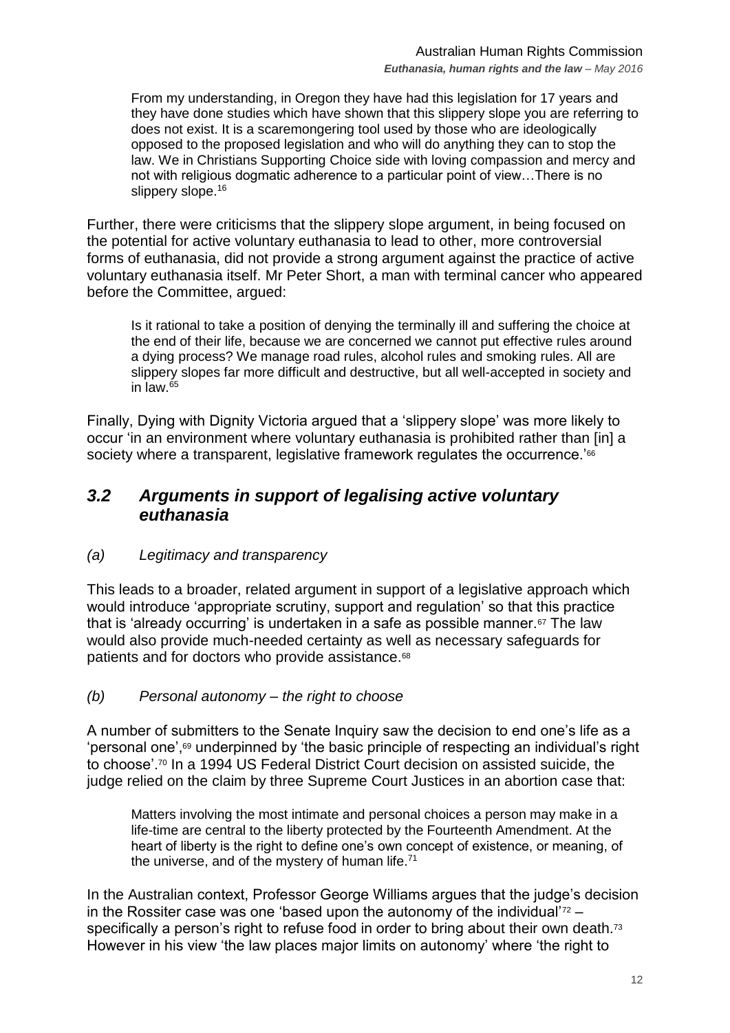> From my understanding, in Oregon they have had this legislation for 17 years and they have done studies which have shown that this slippery slope you are referring to does not exist. It is a scaremongering tool used by those who are ideologically opposed to the proposed legislation and who will do anything they can to stop the law. We in Christians Supporting Choice side with loving compassion and mercy and not with religious dogmatic adherence to a particular point of view…There is no slippery slope.[16]

Further, there were criticisms that the slippery slope argument, in being focused on the potential for active voluntary euthanasia to lead to other, more controversial forms of euthanasia, did not provide a strong argument against the practice of active voluntary euthanasia itself. Mr Peter Short, a man with terminal cancer who appeared before the Committee, argued:

> Is it rational to take a position of denying the terminally ill and suffering the choice at the end of their life, because we are concerned we cannot put effective rules around a dying process? We manage road rules, alcohol rules and smoking rules. All are slippery slopes far more difficult and destructive, but all well-accepted in society and in law.[65]

Finally, Dying with Dignity Victoria argued that a 'slippery slope' was more likely to occur 'in an environment where voluntary euthanasia is prohibited rather than [in] a society where a transparent, legislative framework regulates the occurrence.'[66]

## *3.2 Arguments in support of legalising active voluntary euthanasia*

### *(a) Legitimacy and transparency*

This leads to a broader, related argument in support of a legislative approach which would introduce 'appropriate scrutiny, support and regulation' so that this practice that is 'already occurring' is undertaken in a safe as possible manner.[67] The law would also provide much-needed certainty as well as necessary safeguards for patients and for doctors who provide assistance.[68]

### *(b) Personal autonomy – the right to choose*

A number of submitters to the Senate Inquiry saw the decision to end one's life as a 'personal one',[69] underpinned by 'the basic principle of respecting an individual's right to choose'.[70] In a 1994 US Federal District Court decision on assisted suicide, the judge relied on the claim by three Supreme Court Justices in an abortion case that:

> Matters involving the most intimate and personal choices a person may make in a life-time are central to the liberty protected by the Fourteenth Amendment. At the heart of liberty is the right to define one's own concept of existence, or meaning, of the universe, and of the mystery of human life.[71]

In the Australian context, Professor George Williams argues that the judge's decision in the Rossiter case was one 'based upon the autonomy of the individual'[72] – specifically a person's right to refuse food in order to bring about their own death.[73] However in his view 'the law places major limits on autonomy' where 'the right to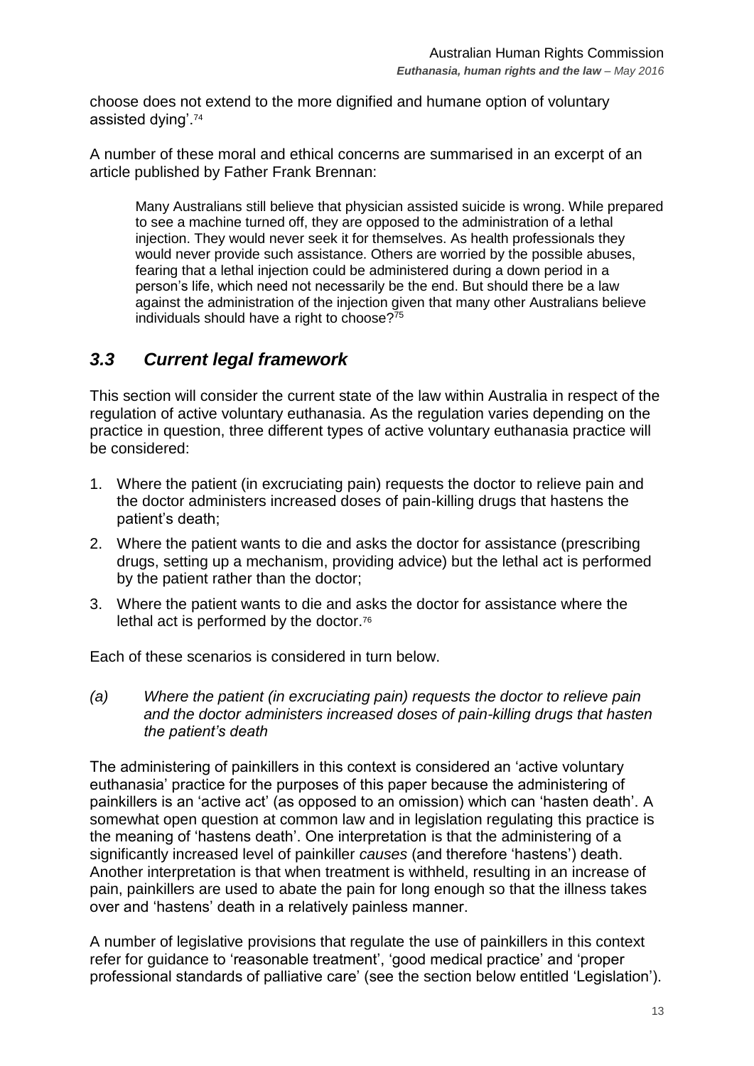choose does not extend to the more dignified and humane option of voluntary assisted dying'.[74]

A number of these moral and ethical concerns are summarised in an excerpt of an article published by Father Frank Brennan:

> Many Australians still believe that physician assisted suicide is wrong. While prepared to see a machine turned off, they are opposed to the administration of a lethal injection. They would never seek it for themselves. As health professionals they would never provide such assistance. Others are worried by the possible abuses, fearing that a lethal injection could be administered during a down period in a person's life, which need not necessarily be the end. But should there be a law against the administration of the injection given that many other Australians believe individuals should have a right to choose?[75]

## *3.3 Current legal framework*

This section will consider the current state of the law within Australia in respect of the regulation of active voluntary euthanasia. As the regulation varies depending on the practice in question, three different types of active voluntary euthanasia practice will be considered:

1. Where the patient (in excruciating pain) requests the doctor to relieve pain and the doctor administers increased doses of pain-killing drugs that hastens the patient's death;
2. Where the patient wants to die and asks the doctor for assistance (prescribing drugs, setting up a mechanism, providing advice) but the lethal act is performed by the patient rather than the doctor;
3. Where the patient wants to die and asks the doctor for assistance where the lethal act is performed by the doctor.[76]

Each of these scenarios is considered in turn below.

*(a) Where the patient (in excruciating pain) requests the doctor to relieve pain and the doctor administers increased doses of pain-killing drugs that hasten the patient's death*

The administering of painkillers in this context is considered an 'active voluntary euthanasia' practice for the purposes of this paper because the administering of painkillers is an 'active act' (as opposed to an omission) which can 'hasten death'. A somewhat open question at common law and in legislation regulating this practice is the meaning of 'hastens death'. One interpretation is that the administering of a significantly increased level of painkiller *causes* (and therefore 'hastens') death. Another interpretation is that when treatment is withheld, resulting in an increase of pain, painkillers are used to abate the pain for long enough so that the illness takes over and 'hastens' death in a relatively painless manner.

A number of legislative provisions that regulate the use of painkillers in this context refer for guidance to 'reasonable treatment', 'good medical practice' and 'proper professional standards of palliative care' (see the section below entitled 'Legislation').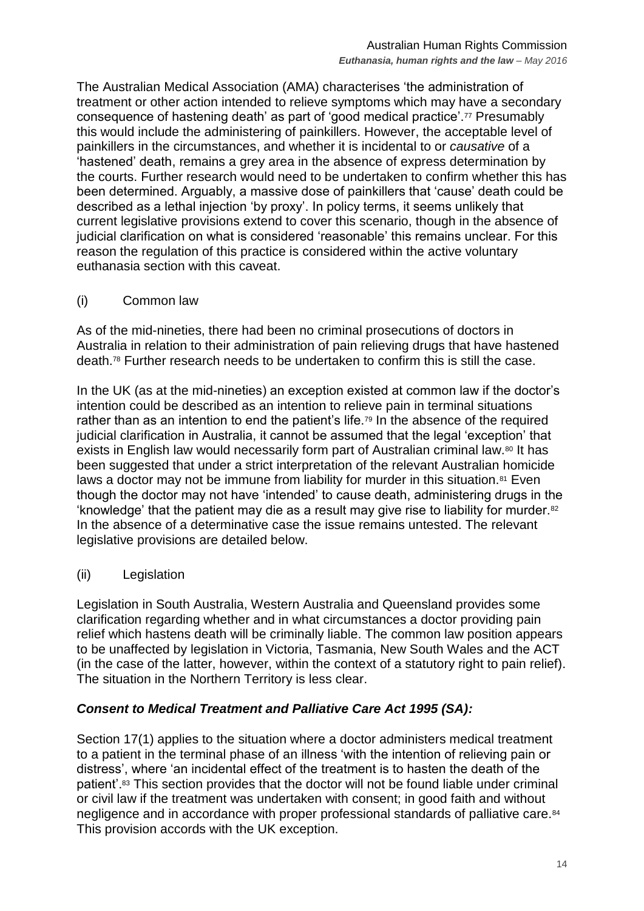The Australian Medical Association (AMA) characterises 'the administration of treatment or other action intended to relieve symptoms which may have a secondary consequence of hastening death' as part of 'good medical practice'.[77] Presumably this would include the administering of painkillers. However, the acceptable level of painkillers in the circumstances, and whether it is incidental to or *causative* of a 'hastened' death, remains a grey area in the absence of express determination by the courts. Further research would need to be undertaken to confirm whether this has been determined. Arguably, a massive dose of painkillers that 'cause' death could be described as a lethal injection 'by proxy'. In policy terms, it seems unlikely that current legislative provisions extend to cover this scenario, though in the absence of judicial clarification on what is considered 'reasonable' this remains unclear. For this reason the regulation of this practice is considered within the active voluntary euthanasia section with this caveat.

(i) Common law

As of the mid-nineties, there had been no criminal prosecutions of doctors in Australia in relation to their administration of pain relieving drugs that have hastened death.[78] Further research needs to be undertaken to confirm this is still the case.

In the UK (as at the mid-nineties) an exception existed at common law if the doctor's intention could be described as an intention to relieve pain in terminal situations rather than as an intention to end the patient's life.[79] In the absence of the required judicial clarification in Australia, it cannot be assumed that the legal 'exception' that exists in English law would necessarily form part of Australian criminal law.[80] It has been suggested that under a strict interpretation of the relevant Australian homicide laws a doctor may not be immune from liability for murder in this situation.[81] Even though the doctor may not have 'intended' to cause death, administering drugs in the 'knowledge' that the patient may die as a result may give rise to liability for murder.[82] In the absence of a determinative case the issue remains untested. The relevant legislative provisions are detailed below.

(ii) Legislation

Legislation in South Australia, Western Australia and Queensland provides some clarification regarding whether and in what circumstances a doctor providing pain relief which hastens death will be criminally liable. The common law position appears to be unaffected by legislation in Victoria, Tasmania, New South Wales and the ACT (in the case of the latter, however, within the context of a statutory right to pain relief). The situation in the Northern Territory is less clear.

***Consent to Medical Treatment and Palliative Care Act 1995 (SA):***

Section 17(1) applies to the situation where a doctor administers medical treatment to a patient in the terminal phase of an illness 'with the intention of relieving pain or distress', where 'an incidental effect of the treatment is to hasten the death of the patient'.[83] This section provides that the doctor will not be found liable under criminal or civil law if the treatment was undertaken with consent; in good faith and without negligence and in accordance with proper professional standards of palliative care.[84] This provision accords with the UK exception.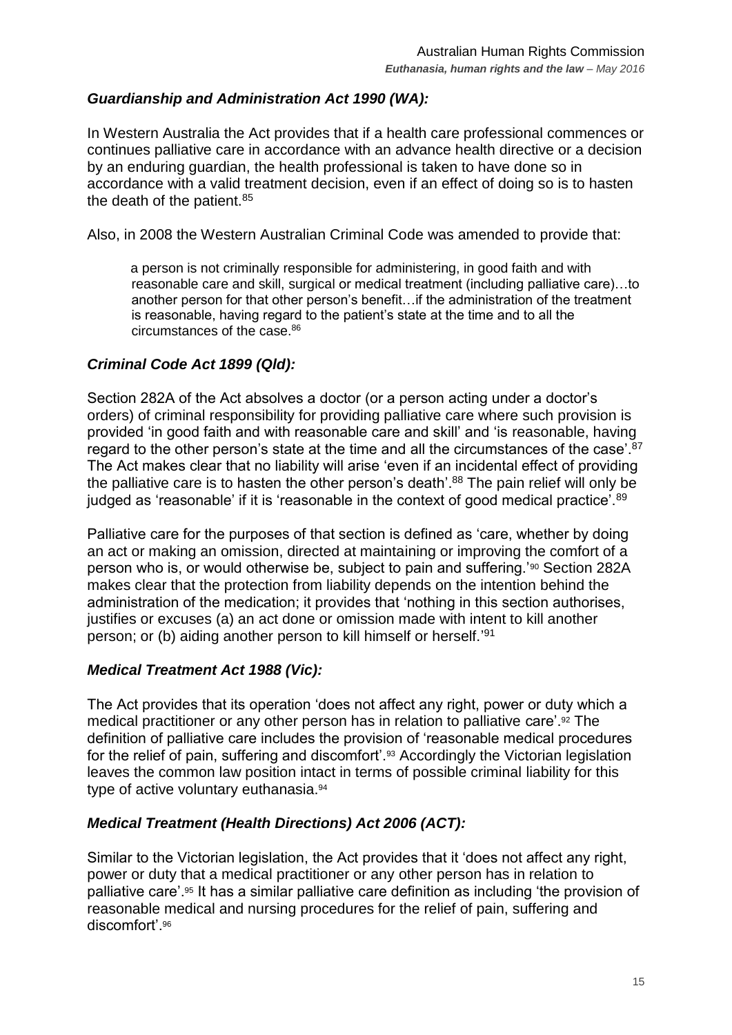### *Guardianship and Administration Act 1990 (WA):*

In Western Australia the Act provides that if a health care professional commences or continues palliative care in accordance with an advance health directive or a decision by an enduring guardian, the health professional is taken to have done so in accordance with a valid treatment decision, even if an effect of doing so is to hasten the death of the patient.[85]

Also, in 2008 the Western Australian Criminal Code was amended to provide that:

> a person is not criminally responsible for administering, in good faith and with reasonable care and skill, surgical or medical treatment (including palliative care)…to another person for that other person's benefit…if the administration of the treatment is reasonable, having regard to the patient's state at the time and to all the circumstances of the case.[86]

### *Criminal Code Act 1899 (Qld):*

Section 282A of the Act absolves a doctor (or a person acting under a doctor's orders) of criminal responsibility for providing palliative care where such provision is provided 'in good faith and with reasonable care and skill' and 'is reasonable, having regard to the other person's state at the time and all the circumstances of the case'.[87] The Act makes clear that no liability will arise 'even if an incidental effect of providing the palliative care is to hasten the other person's death'.[88] The pain relief will only be judged as 'reasonable' if it is 'reasonable in the context of good medical practice'.[89]

Palliative care for the purposes of that section is defined as 'care, whether by doing an act or making an omission, directed at maintaining or improving the comfort of a person who is, or would otherwise be, subject to pain and suffering.'[90] Section 282A makes clear that the protection from liability depends on the intention behind the administration of the medication; it provides that 'nothing in this section authorises, justifies or excuses (a) an act done or omission made with intent to kill another person; or (b) aiding another person to kill himself or herself.'[91]

### *Medical Treatment Act 1988 (Vic):*

The Act provides that its operation 'does not affect any right, power or duty which a medical practitioner or any other person has in relation to palliative care'.[92] The definition of palliative care includes the provision of 'reasonable medical procedures for the relief of pain, suffering and discomfort'.[93] Accordingly the Victorian legislation leaves the common law position intact in terms of possible criminal liability for this type of active voluntary euthanasia.[94]

### *Medical Treatment (Health Directions) Act 2006 (ACT):*

Similar to the Victorian legislation, the Act provides that it 'does not affect any right, power or duty that a medical practitioner or any other person has in relation to palliative care'.[95] It has a similar palliative care definition as including 'the provision of reasonable medical and nursing procedures for the relief of pain, suffering and discomfort'.[96]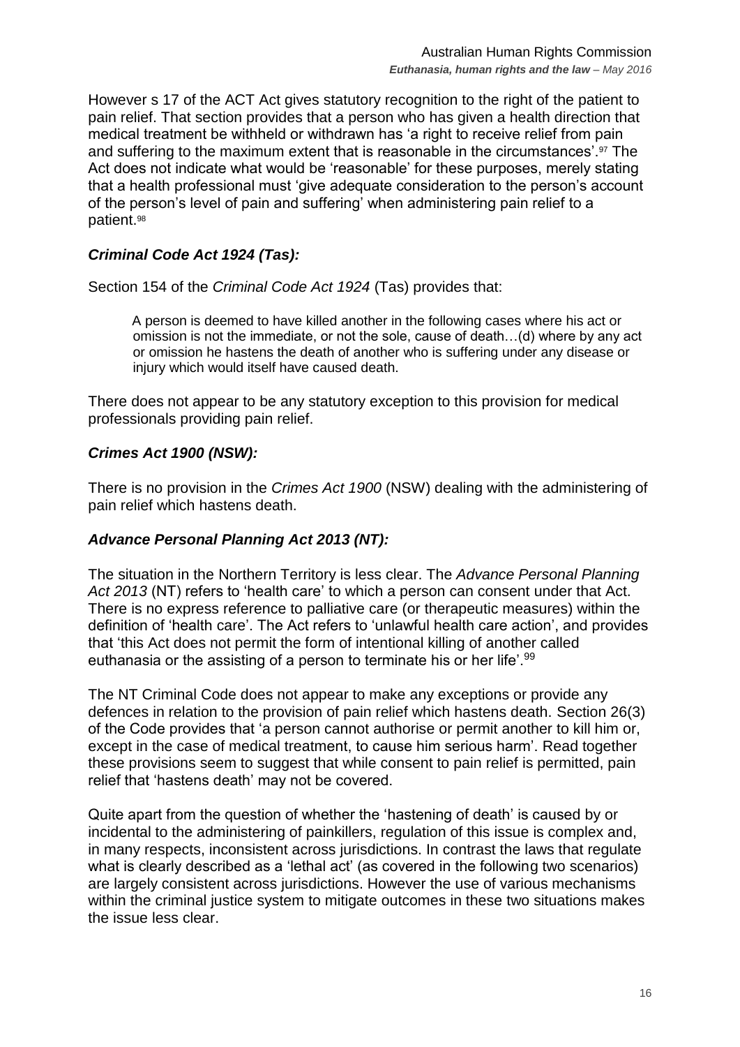However s 17 of the ACT Act gives statutory recognition to the right of the patient to pain relief. That section provides that a person who has given a health direction that medical treatment be withheld or withdrawn has 'a right to receive relief from pain and suffering to the maximum extent that is reasonable in the circumstances'.[97] The Act does not indicate what would be 'reasonable' for these purposes, merely stating that a health professional must 'give adequate consideration to the person's account of the person's level of pain and suffering' when administering pain relief to a patient.[98]

### *Criminal Code Act 1924 (Tas):*

Section 154 of the *Criminal Code Act 1924* (Tas) provides that:

> A person is deemed to have killed another in the following cases where his act or omission is not the immediate, or not the sole, cause of death…(d) where by any act or omission he hastens the death of another who is suffering under any disease or injury which would itself have caused death.

There does not appear to be any statutory exception to this provision for medical professionals providing pain relief.

### *Crimes Act 1900 (NSW):*

There is no provision in the *Crimes Act 1900* (NSW) dealing with the administering of pain relief which hastens death.

### *Advance Personal Planning Act 2013 (NT):*

The situation in the Northern Territory is less clear. The *Advance Personal Planning Act 2013* (NT) refers to 'health care' to which a person can consent under that Act. There is no express reference to palliative care (or therapeutic measures) within the definition of 'health care'. The Act refers to 'unlawful health care action', and provides that 'this Act does not permit the form of intentional killing of another called euthanasia or the assisting of a person to terminate his or her life'.[99]

The NT Criminal Code does not appear to make any exceptions or provide any defences in relation to the provision of pain relief which hastens death. Section 26(3) of the Code provides that 'a person cannot authorise or permit another to kill him or, except in the case of medical treatment, to cause him serious harm'. Read together these provisions seem to suggest that while consent to pain relief is permitted, pain relief that 'hastens death' may not be covered.

Quite apart from the question of whether the 'hastening of death' is caused by or incidental to the administering of painkillers, regulation of this issue is complex and, in many respects, inconsistent across jurisdictions. In contrast the laws that regulate what is clearly described as a 'lethal act' (as covered in the following two scenarios) are largely consistent across jurisdictions. However the use of various mechanisms within the criminal justice system to mitigate outcomes in these two situations makes the issue less clear.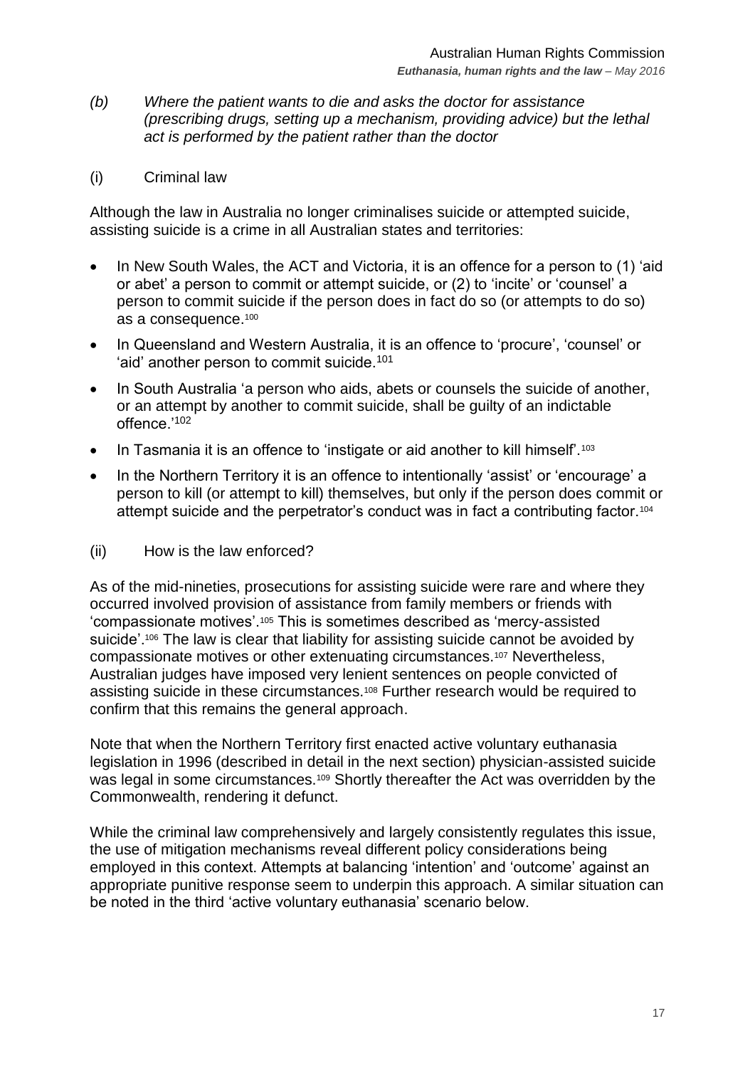*(b) Where the patient wants to die and asks the doctor for assistance (prescribing drugs, setting up a mechanism, providing advice) but the lethal act is performed by the patient rather than the doctor*

(i) Criminal law

Although the law in Australia no longer criminalises suicide or attempted suicide, assisting suicide is a crime in all Australian states and territories:

- In New South Wales, the ACT and Victoria, it is an offence for a person to (1) 'aid or abet' a person to commit or attempt suicide, or (2) to 'incite' or 'counsel' a person to commit suicide if the person does in fact do so (or attempts to do so) as a consequence.[100]
- In Queensland and Western Australia, it is an offence to 'procure', 'counsel' or 'aid' another person to commit suicide.[101]
- In South Australia 'a person who aids, abets or counsels the suicide of another, or an attempt by another to commit suicide, shall be guilty of an indictable offence.'[102]
- In Tasmania it is an offence to 'instigate or aid another to kill himself'.[103]
- In the Northern Territory it is an offence to intentionally 'assist' or 'encourage' a person to kill (or attempt to kill) themselves, but only if the person does commit or attempt suicide and the perpetrator's conduct was in fact a contributing factor.[104]

(ii) How is the law enforced?

As of the mid-nineties, prosecutions for assisting suicide were rare and where they occurred involved provision of assistance from family members or friends with 'compassionate motives'.[105] This is sometimes described as 'mercy-assisted suicide'.[106] The law is clear that liability for assisting suicide cannot be avoided by compassionate motives or other extenuating circumstances.[107] Nevertheless, Australian judges have imposed very lenient sentences on people convicted of assisting suicide in these circumstances.[108] Further research would be required to confirm that this remains the general approach.

Note that when the Northern Territory first enacted active voluntary euthanasia legislation in 1996 (described in detail in the next section) physician-assisted suicide was legal in some circumstances.[109] Shortly thereafter the Act was overridden by the Commonwealth, rendering it defunct.

While the criminal law comprehensively and largely consistently regulates this issue, the use of mitigation mechanisms reveal different policy considerations being employed in this context. Attempts at balancing 'intention' and 'outcome' against an appropriate punitive response seem to underpin this approach. A similar situation can be noted in the third 'active voluntary euthanasia' scenario below.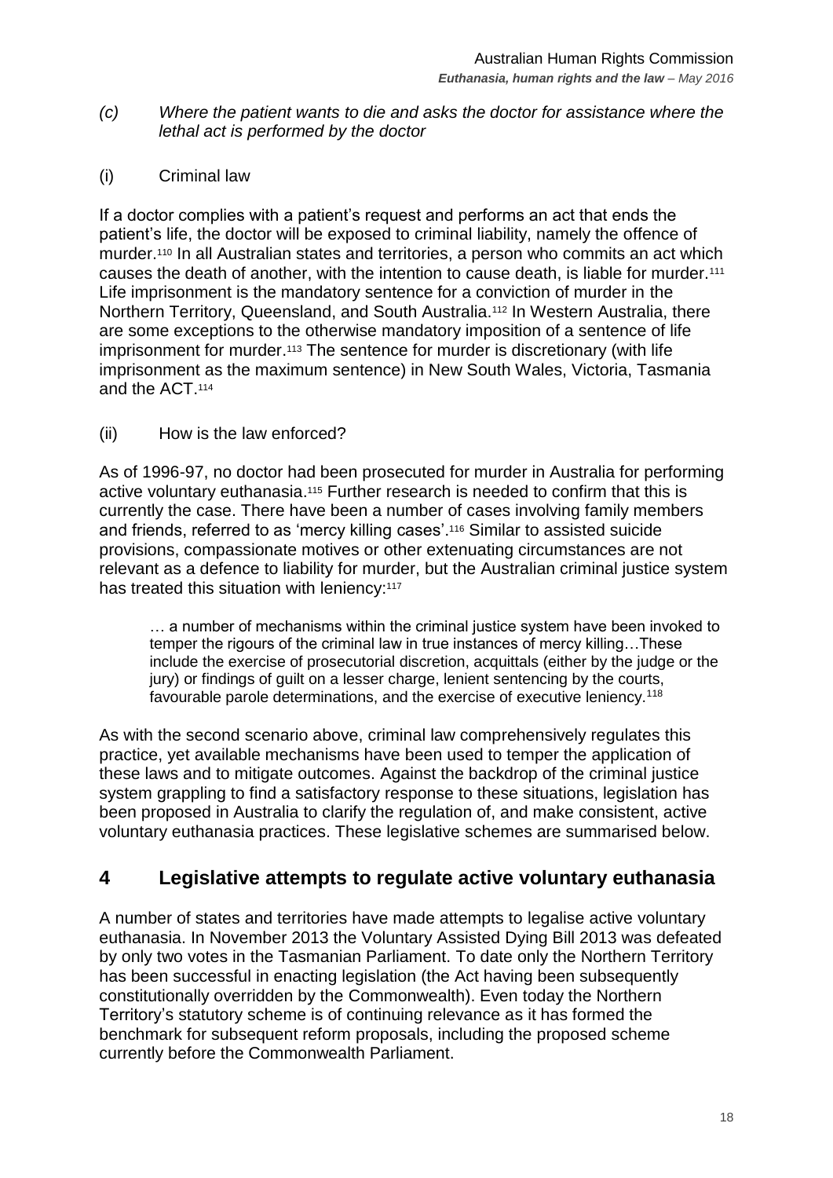*(c) Where the patient wants to die and asks the doctor for assistance where the lethal act is performed by the doctor*

(i) Criminal law

If a doctor complies with a patient's request and performs an act that ends the patient's life, the doctor will be exposed to criminal liability, namely the offence of murder.[110] In all Australian states and territories, a person who commits an act which causes the death of another, with the intention to cause death, is liable for murder.[111] Life imprisonment is the mandatory sentence for a conviction of murder in the Northern Territory, Queensland, and South Australia.[112] In Western Australia, there are some exceptions to the otherwise mandatory imposition of a sentence of life imprisonment for murder.[113] The sentence for murder is discretionary (with life imprisonment as the maximum sentence) in New South Wales, Victoria, Tasmania and the ACT.[114]

(ii) How is the law enforced?

As of 1996-97, no doctor had been prosecuted for murder in Australia for performing active voluntary euthanasia.[115] Further research is needed to confirm that this is currently the case. There have been a number of cases involving family members and friends, referred to as 'mercy killing cases'.[116] Similar to assisted suicide provisions, compassionate motives or other extenuating circumstances are not relevant as a defence to liability for murder, but the Australian criminal justice system has treated this situation with leniency:[117]

> … a number of mechanisms within the criminal justice system have been invoked to temper the rigours of the criminal law in true instances of mercy killing…These include the exercise of prosecutorial discretion, acquittals (either by the judge or the jury) or findings of guilt on a lesser charge, lenient sentencing by the courts, favourable parole determinations, and the exercise of executive leniency.[118]

As with the second scenario above, criminal law comprehensively regulates this practice, yet available mechanisms have been used to temper the application of these laws and to mitigate outcomes. Against the backdrop of the criminal justice system grappling to find a satisfactory response to these situations, legislation has been proposed in Australia to clarify the regulation of, and make consistent, active voluntary euthanasia practices. These legislative schemes are summarised below.

## 4 Legislative attempts to regulate active voluntary euthanasia

A number of states and territories have made attempts to legalise active voluntary euthanasia. In November 2013 the Voluntary Assisted Dying Bill 2013 was defeated by only two votes in the Tasmanian Parliament. To date only the Northern Territory has been successful in enacting legislation (the Act having been subsequently constitutionally overridden by the Commonwealth). Even today the Northern Territory's statutory scheme is of continuing relevance as it has formed the benchmark for subsequent reform proposals, including the proposed scheme currently before the Commonwealth Parliament.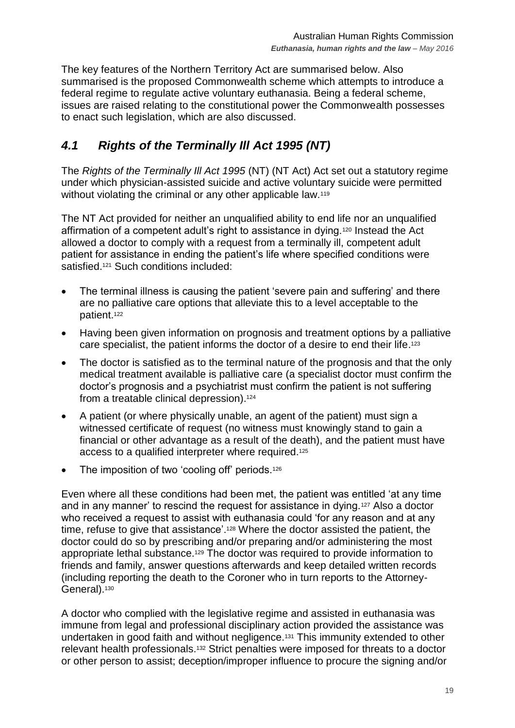The key features of the Northern Territory Act are summarised below. Also summarised is the proposed Commonwealth scheme which attempts to introduce a federal regime to regulate active voluntary euthanasia. Being a federal scheme, issues are raised relating to the constitutional power the Commonwealth possesses to enact such legislation, which are also discussed.

## *4.1 Rights of the Terminally Ill Act 1995 (NT)*

The *Rights of the Terminally Ill Act 1995* (NT) (NT Act) Act set out a statutory regime under which physician-assisted suicide and active voluntary suicide were permitted without violating the criminal or any other applicable law.[119]

The NT Act provided for neither an unqualified ability to end life nor an unqualified affirmation of a competent adult's right to assistance in dying.[120] Instead the Act allowed a doctor to comply with a request from a terminally ill, competent adult patient for assistance in ending the patient's life where specified conditions were satisfied.[121] Such conditions included:

- The terminal illness is causing the patient 'severe pain and suffering' and there are no palliative care options that alleviate this to a level acceptable to the patient.[122]
- Having been given information on prognosis and treatment options by a palliative care specialist, the patient informs the doctor of a desire to end their life.[123]
- The doctor is satisfied as to the terminal nature of the prognosis and that the only medical treatment available is palliative care (a specialist doctor must confirm the doctor's prognosis and a psychiatrist must confirm the patient is not suffering from a treatable clinical depression).[124]
- A patient (or where physically unable, an agent of the patient) must sign a witnessed certificate of request (no witness must knowingly stand to gain a financial or other advantage as a result of the death), and the patient must have access to a qualified interpreter where required.[125]
- The imposition of two 'cooling off' periods.[126]

Even where all these conditions had been met, the patient was entitled 'at any time and in any manner' to rescind the request for assistance in dying.[127] Also a doctor who received a request to assist with euthanasia could 'for any reason and at any time, refuse to give that assistance'.[128] Where the doctor assisted the patient, the doctor could do so by prescribing and/or preparing and/or administering the most appropriate lethal substance.[129] The doctor was required to provide information to friends and family, answer questions afterwards and keep detailed written records (including reporting the death to the Coroner who in turn reports to the Attorney-General).[130]

A doctor who complied with the legislative regime and assisted in euthanasia was immune from legal and professional disciplinary action provided the assistance was undertaken in good faith and without negligence.[131] This immunity extended to other relevant health professionals.[132] Strict penalties were imposed for threats to a doctor or other person to assist; deception/improper influence to procure the signing and/or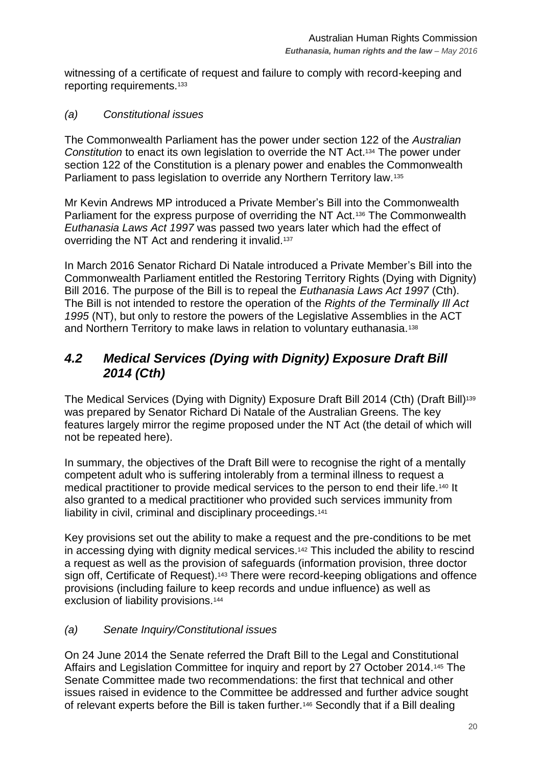witnessing of a certificate of request and failure to comply with record-keeping and reporting requirements.[133]

### *(a) Constitutional issues*

The Commonwealth Parliament has the power under section 122 of the *Australian Constitution* to enact its own legislation to override the NT Act.[134] The power under section 122 of the Constitution is a plenary power and enables the Commonwealth Parliament to pass legislation to override any Northern Territory law.[135]

Mr Kevin Andrews MP introduced a Private Member's Bill into the Commonwealth Parliament for the express purpose of overriding the NT Act.[136] The Commonwealth *Euthanasia Laws Act 1997* was passed two years later which had the effect of overriding the NT Act and rendering it invalid.[137]

In March 2016 Senator Richard Di Natale introduced a Private Member's Bill into the Commonwealth Parliament entitled the Restoring Territory Rights (Dying with Dignity) Bill 2016. The purpose of the Bill is to repeal the *Euthanasia Laws Act 1997* (Cth). The Bill is not intended to restore the operation of the *Rights of the Terminally Ill Act 1995* (NT), but only to restore the powers of the Legislative Assemblies in the ACT and Northern Territory to make laws in relation to voluntary euthanasia.[138]

## *4.2 Medical Services (Dying with Dignity) Exposure Draft Bill 2014 (Cth)*

The Medical Services (Dying with Dignity) Exposure Draft Bill 2014 (Cth) (Draft Bill)[139] was prepared by Senator Richard Di Natale of the Australian Greens. The key features largely mirror the regime proposed under the NT Act (the detail of which will not be repeated here).

In summary, the objectives of the Draft Bill were to recognise the right of a mentally competent adult who is suffering intolerably from a terminal illness to request a medical practitioner to provide medical services to the person to end their life.[140] It also granted to a medical practitioner who provided such services immunity from liability in civil, criminal and disciplinary proceedings.[141]

Key provisions set out the ability to make a request and the pre-conditions to be met in accessing dying with dignity medical services.[142] This included the ability to rescind a request as well as the provision of safeguards (information provision, three doctor sign off, Certificate of Request).[143] There were record-keeping obligations and offence provisions (including failure to keep records and undue influence) as well as exclusion of liability provisions.[144]

### *(a) Senate Inquiry/Constitutional issues*

On 24 June 2014 the Senate referred the Draft Bill to the Legal and Constitutional Affairs and Legislation Committee for inquiry and report by 27 October 2014.[145] The Senate Committee made two recommendations: the first that technical and other issues raised in evidence to the Committee be addressed and further advice sought of relevant experts before the Bill is taken further.[146] Secondly that if a Bill dealing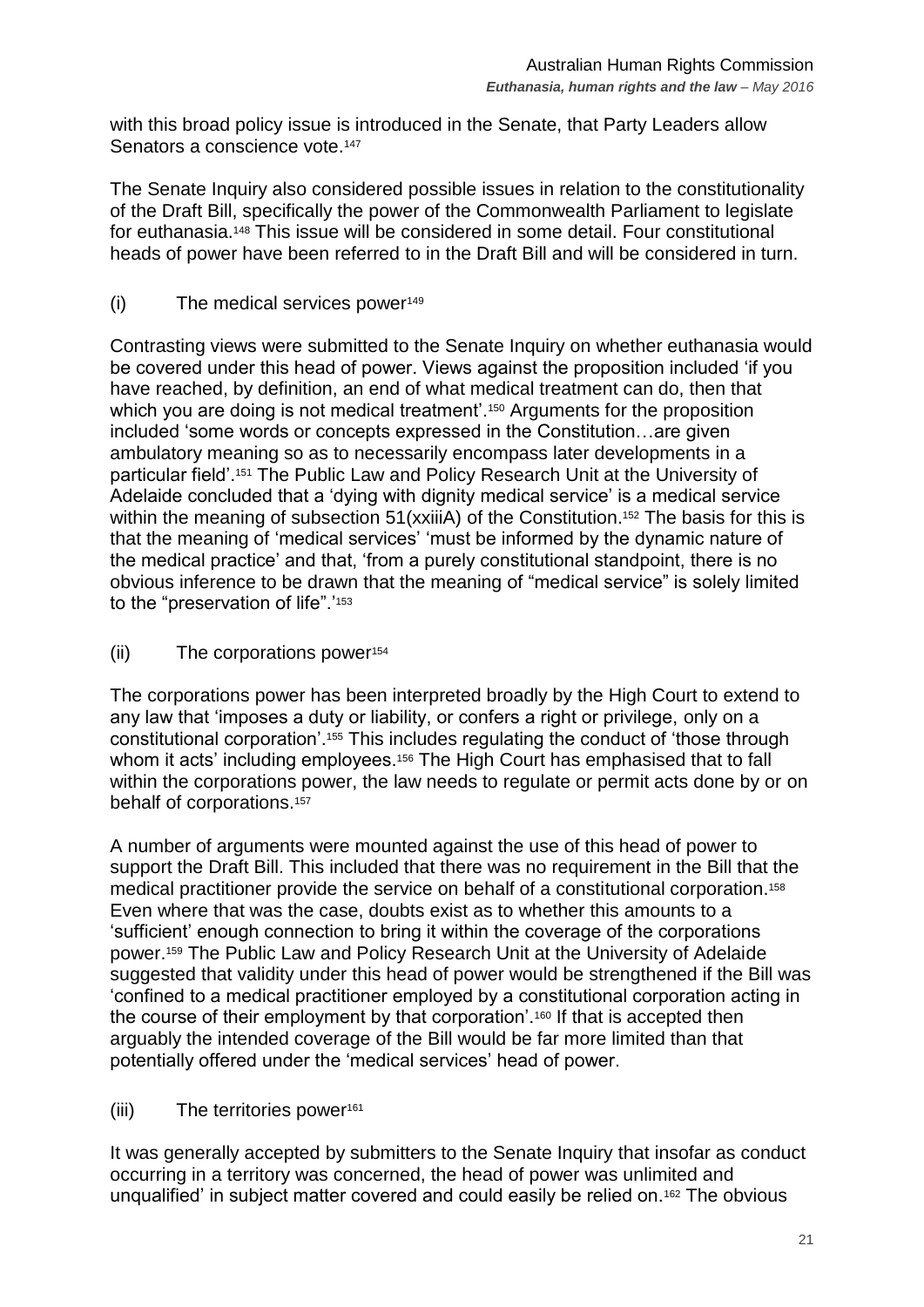with this broad policy issue is introduced in the Senate, that Party Leaders allow Senators a conscience vote.[147]

The Senate Inquiry also considered possible issues in relation to the constitutionality of the Draft Bill, specifically the power of the Commonwealth Parliament to legislate for euthanasia.[148] This issue will be considered in some detail. Four constitutional heads of power have been referred to in the Draft Bill and will be considered in turn.

(i) The medical services power[149]

Contrasting views were submitted to the Senate Inquiry on whether euthanasia would be covered under this head of power. Views against the proposition included 'if you have reached, by definition, an end of what medical treatment can do, then that which you are doing is not medical treatment'.[150] Arguments for the proposition included 'some words or concepts expressed in the Constitution…are given ambulatory meaning so as to necessarily encompass later developments in a particular field'.[151] The Public Law and Policy Research Unit at the University of Adelaide concluded that a 'dying with dignity medical service' is a medical service within the meaning of subsection 51(xxiiiA) of the Constitution.[152] The basis for this is that the meaning of 'medical services' 'must be informed by the dynamic nature of the medical practice' and that, 'from a purely constitutional standpoint, there is no obvious inference to be drawn that the meaning of "medical service" is solely limited to the "preservation of life".'[153]

(ii) The corporations power[154]

The corporations power has been interpreted broadly by the High Court to extend to any law that 'imposes a duty or liability, or confers a right or privilege, only on a constitutional corporation'.[155] This includes regulating the conduct of 'those through whom it acts' including employees.[156] The High Court has emphasised that to fall within the corporations power, the law needs to regulate or permit acts done by or on behalf of corporations.[157]

A number of arguments were mounted against the use of this head of power to support the Draft Bill. This included that there was no requirement in the Bill that the medical practitioner provide the service on behalf of a constitutional corporation.[158] Even where that was the case, doubts exist as to whether this amounts to a 'sufficient' enough connection to bring it within the coverage of the corporations power.[159] The Public Law and Policy Research Unit at the University of Adelaide suggested that validity under this head of power would be strengthened if the Bill was 'confined to a medical practitioner employed by a constitutional corporation acting in the course of their employment by that corporation'.[160] If that is accepted then arguably the intended coverage of the Bill would be far more limited than that potentially offered under the 'medical services' head of power.

(iii) The territories power[161]

It was generally accepted by submitters to the Senate Inquiry that insofar as conduct occurring in a territory was concerned, the head of power was unlimited and unqualified' in subject matter covered and could easily be relied on.[162] The obvious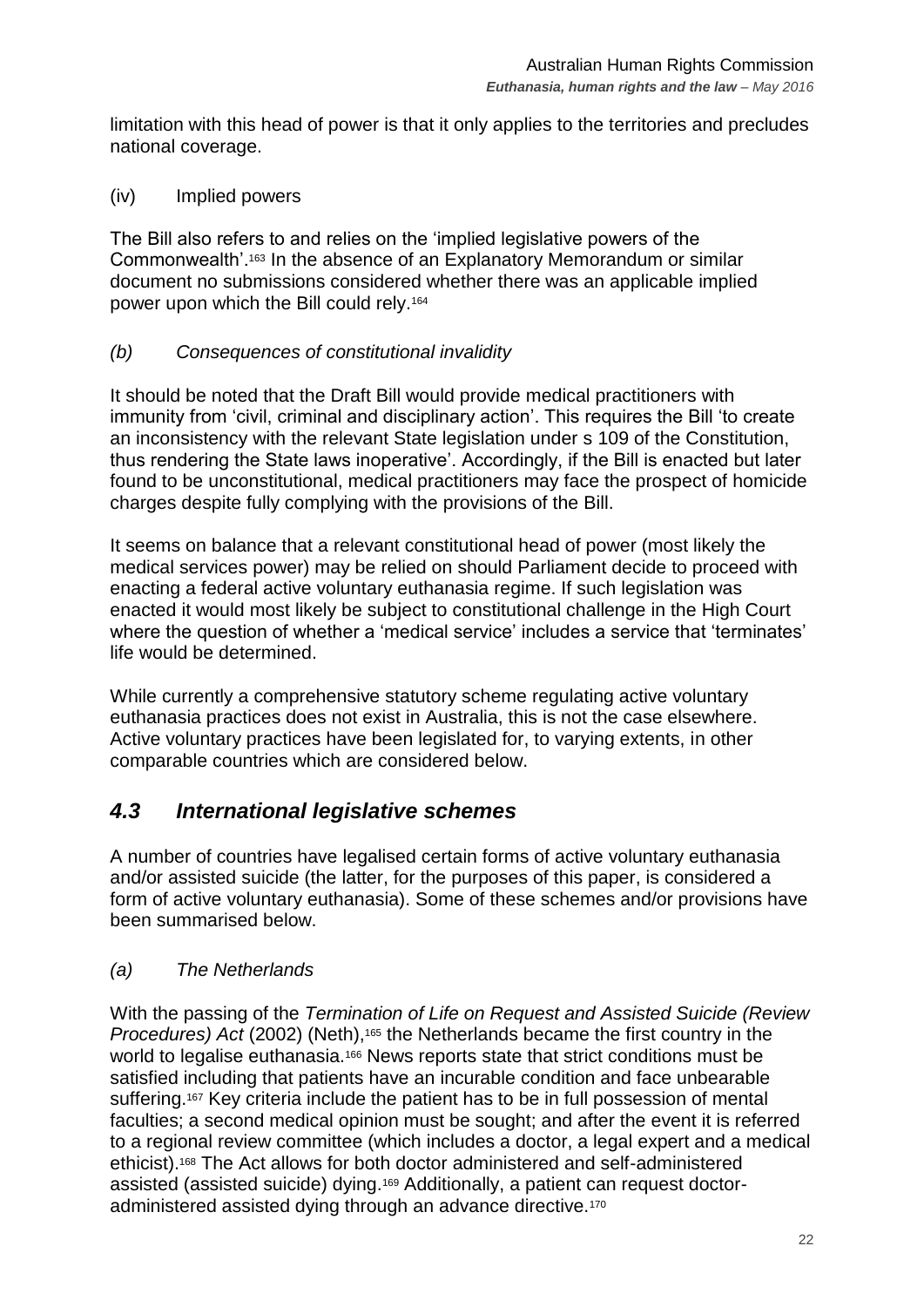limitation with this head of power is that it only applies to the territories and precludes national coverage.

(iv) Implied powers

The Bill also refers to and relies on the 'implied legislative powers of the Commonwealth'.[163] In the absence of an Explanatory Memorandum or similar document no submissions considered whether there was an applicable implied power upon which the Bill could rely.[164]

*(b) Consequences of constitutional invalidity*

It should be noted that the Draft Bill would provide medical practitioners with immunity from 'civil, criminal and disciplinary action'. This requires the Bill 'to create an inconsistency with the relevant State legislation under s 109 of the Constitution, thus rendering the State laws inoperative'. Accordingly, if the Bill is enacted but later found to be unconstitutional, medical practitioners may face the prospect of homicide charges despite fully complying with the provisions of the Bill.

It seems on balance that a relevant constitutional head of power (most likely the medical services power) may be relied on should Parliament decide to proceed with enacting a federal active voluntary euthanasia regime. If such legislation was enacted it would most likely be subject to constitutional challenge in the High Court where the question of whether a 'medical service' includes a service that 'terminates' life would be determined.

While currently a comprehensive statutory scheme regulating active voluntary euthanasia practices does not exist in Australia, this is not the case elsewhere. Active voluntary practices have been legislated for, to varying extents, in other comparable countries which are considered below.

## *4.3 International legislative schemes*

A number of countries have legalised certain forms of active voluntary euthanasia and/or assisted suicide (the latter, for the purposes of this paper, is considered a form of active voluntary euthanasia). Some of these schemes and/or provisions have been summarised below.

*(a) The Netherlands*

With the passing of the *Termination of Life on Request and Assisted Suicide (Review Procedures) Act* (2002) (Neth),[165] the Netherlands became the first country in the world to legalise euthanasia.[166] News reports state that strict conditions must be satisfied including that patients have an incurable condition and face unbearable suffering.[167] Key criteria include the patient has to be in full possession of mental faculties; a second medical opinion must be sought; and after the event it is referred to a regional review committee (which includes a doctor, a legal expert and a medical ethicist).[168] The Act allows for both doctor administered and self-administered assisted (assisted suicide) dying.[169] Additionally, a patient can request doctor-administered assisted dying through an advance directive.[170]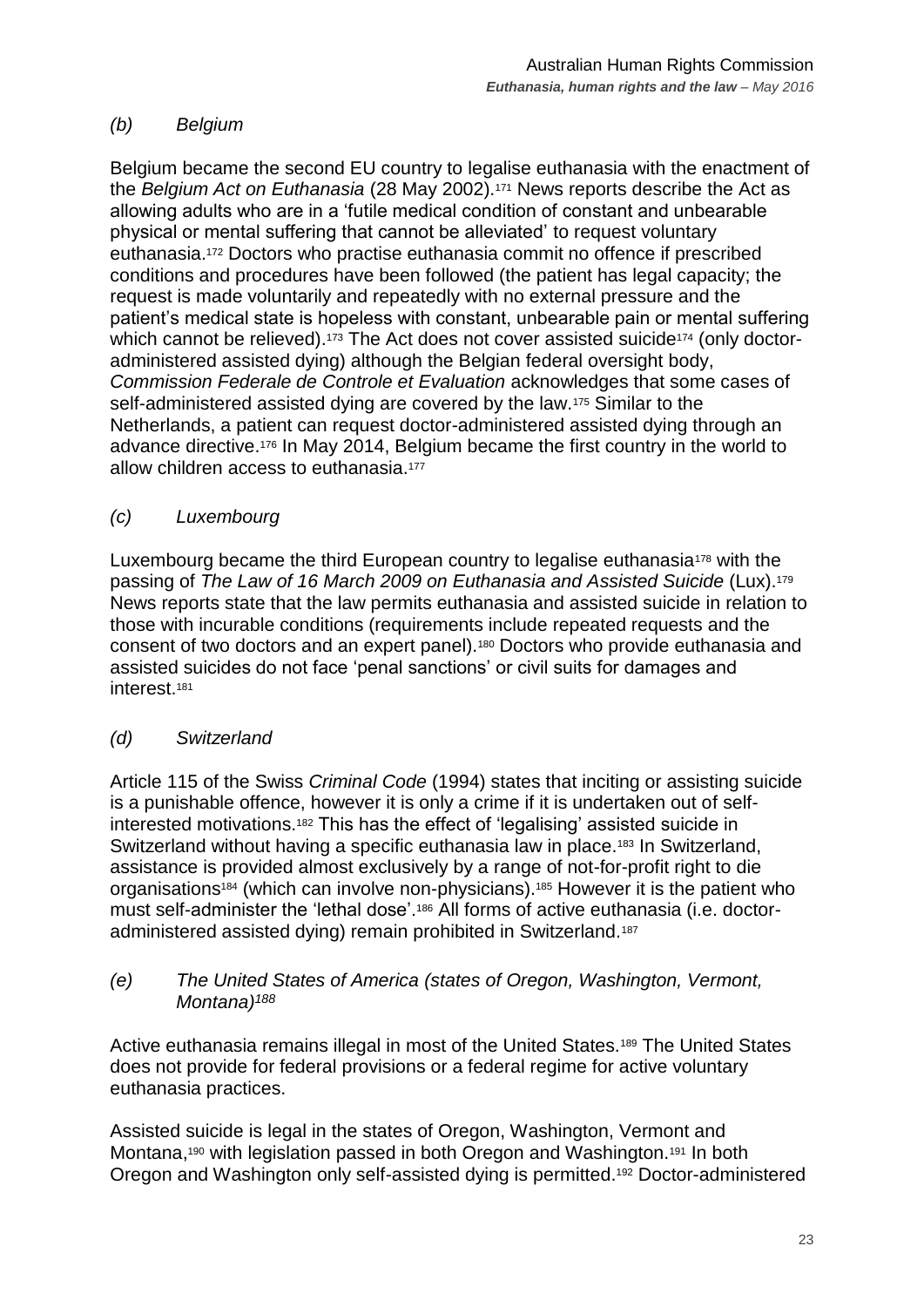### *(b) Belgium*

Belgium became the second EU country to legalise euthanasia with the enactment of the *Belgium Act on Euthanasia* (28 May 2002).[171] News reports describe the Act as allowing adults who are in a 'futile medical condition of constant and unbearable physical or mental suffering that cannot be alleviated' to request voluntary euthanasia.[172] Doctors who practise euthanasia commit no offence if prescribed conditions and procedures have been followed (the patient has legal capacity; the request is made voluntarily and repeatedly with no external pressure and the patient's medical state is hopeless with constant, unbearable pain or mental suffering which cannot be relieved).[173] The Act does not cover assisted suicide[174] (only doctor-administered assisted dying) although the Belgian federal oversight body, *Commission Federale de Controle et Evaluation* acknowledges that some cases of self-administered assisted dying are covered by the law.[175] Similar to the Netherlands, a patient can request doctor-administered assisted dying through an advance directive.[176] In May 2014, Belgium became the first country in the world to allow children access to euthanasia.[177]

### *(c) Luxembourg*

Luxembourg became the third European country to legalise euthanasia[178] with the passing of *The Law of 16 March 2009 on Euthanasia and Assisted Suicide* (Lux).[179] News reports state that the law permits euthanasia and assisted suicide in relation to those with incurable conditions (requirements include repeated requests and the consent of two doctors and an expert panel).[180] Doctors who provide euthanasia and assisted suicides do not face 'penal sanctions' or civil suits for damages and interest.[181]

### *(d) Switzerland*

Article 115 of the Swiss *Criminal Code* (1994) states that inciting or assisting suicide is a punishable offence, however it is only a crime if it is undertaken out of self-interested motivations.[182] This has the effect of 'legalising' assisted suicide in Switzerland without having a specific euthanasia law in place.[183] In Switzerland, assistance is provided almost exclusively by a range of not-for-profit right to die organisations[184] (which can involve non-physicians).[185] However it is the patient who must self-administer the 'lethal dose'.[186] All forms of active euthanasia (i.e. doctor-administered assisted dying) remain prohibited in Switzerland.[187]

### *(e) The United States of America (states of Oregon, Washington, Vermont, Montana)[188]*

Active euthanasia remains illegal in most of the United States.[189] The United States does not provide for federal provisions or a federal regime for active voluntary euthanasia practices.

Assisted suicide is legal in the states of Oregon, Washington, Vermont and Montana,[190] with legislation passed in both Oregon and Washington.[191] In both Oregon and Washington only self-assisted dying is permitted.[192] Doctor-administered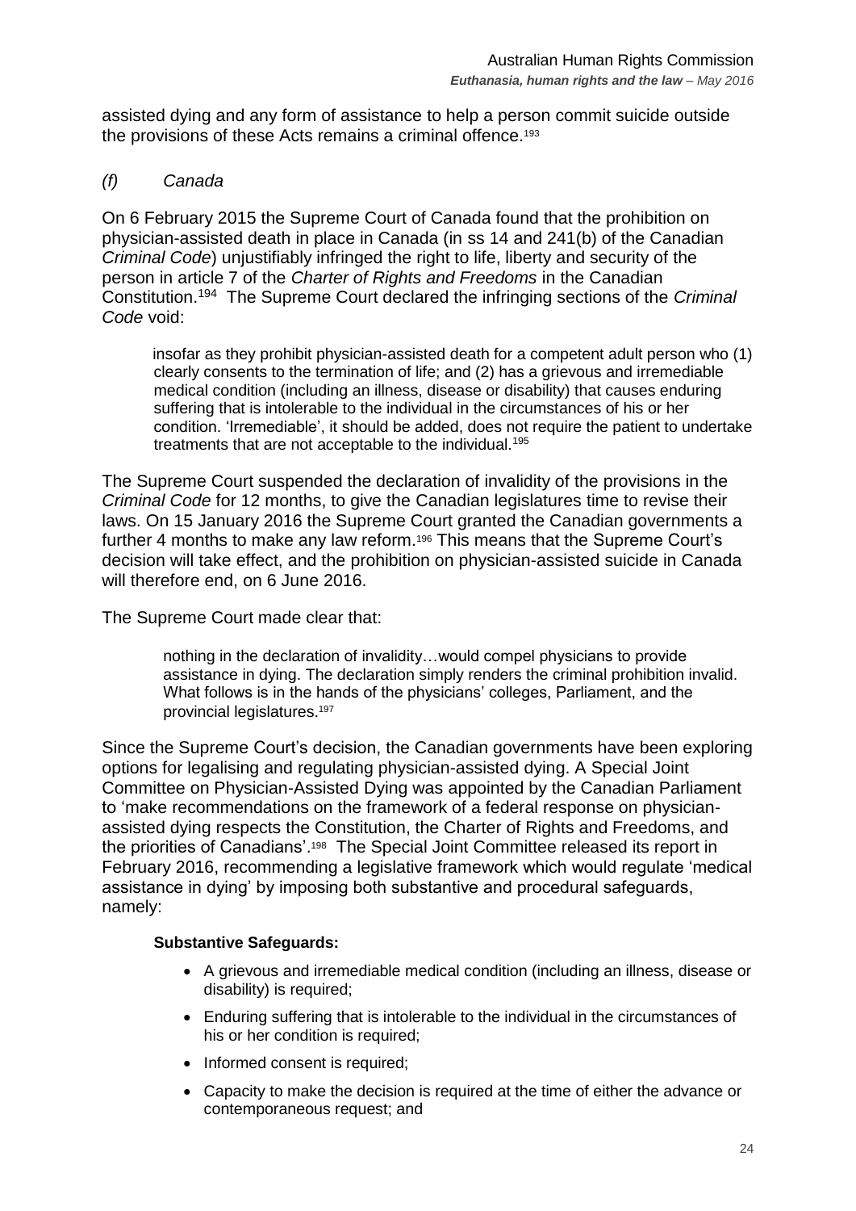assisted dying and any form of assistance to help a person commit suicide outside the provisions of these Acts remains a criminal offence.[193]

### *(f) Canada*

On 6 February 2015 the Supreme Court of Canada found that the prohibition on physician-assisted death in place in Canada (in ss 14 and 241(b) of the Canadian *Criminal Code*) unjustifiably infringed the right to life, liberty and security of the person in article 7 of the *Charter of Rights and Freedoms* in the Canadian Constitution.[194] The Supreme Court declared the infringing sections of the *Criminal Code* void:

> insofar as they prohibit physician-assisted death for a competent adult person who (1) clearly consents to the termination of life; and (2) has a grievous and irremediable medical condition (including an illness, disease or disability) that causes enduring suffering that is intolerable to the individual in the circumstances of his or her condition. 'Irremediable', it should be added, does not require the patient to undertake treatments that are not acceptable to the individual.[195]

The Supreme Court suspended the declaration of invalidity of the provisions in the *Criminal Code* for 12 months, to give the Canadian legislatures time to revise their laws. On 15 January 2016 the Supreme Court granted the Canadian governments a further 4 months to make any law reform.[196] This means that the Supreme Court's decision will take effect, and the prohibition on physician-assisted suicide in Canada will therefore end, on 6 June 2016.

The Supreme Court made clear that:

> nothing in the declaration of invalidity…would compel physicians to provide assistance in dying. The declaration simply renders the criminal prohibition invalid. What follows is in the hands of the physicians' colleges, Parliament, and the provincial legislatures.[197]

Since the Supreme Court's decision, the Canadian governments have been exploring options for legalising and regulating physician-assisted dying. A Special Joint Committee on Physician-Assisted Dying was appointed by the Canadian Parliament to 'make recommendations on the framework of a federal response on physician-assisted dying respects the Constitution, the Charter of Rights and Freedoms, and the priorities of Canadians'.[198] The Special Joint Committee released its report in February 2016, recommending a legislative framework which would regulate 'medical assistance in dying' by imposing both substantive and procedural safeguards, namely:

**Substantive Safeguards:**

- A grievous and irremediable medical condition (including an illness, disease or disability) is required;
- Enduring suffering that is intolerable to the individual in the circumstances of his or her condition is required;
- Informed consent is required;
- Capacity to make the decision is required at the time of either the advance or contemporaneous request; and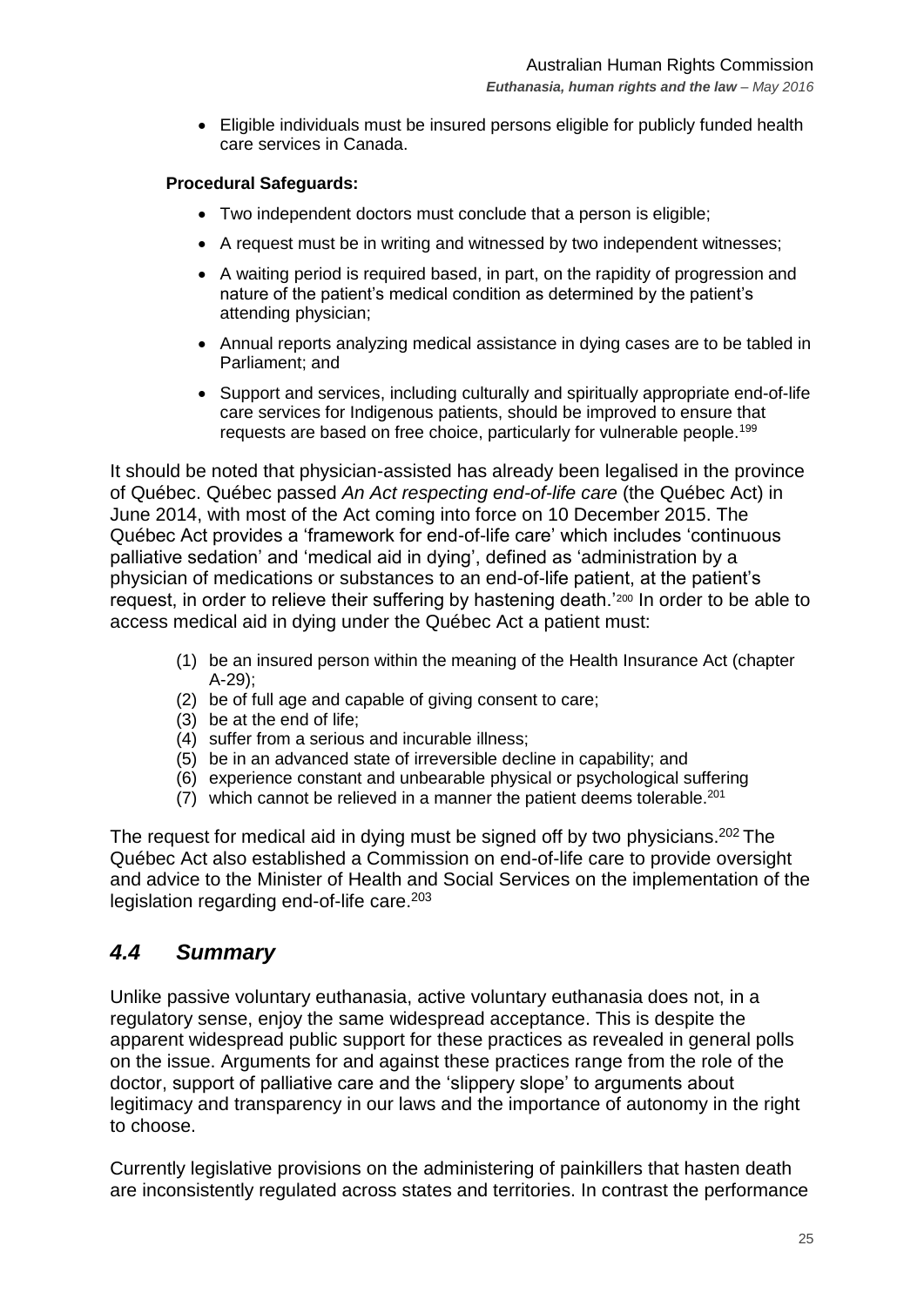- Eligible individuals must be insured persons eligible for publicly funded health care services in Canada.

**Procedural Safeguards:**

- Two independent doctors must conclude that a person is eligible;
- A request must be in writing and witnessed by two independent witnesses;
- A waiting period is required based, in part, on the rapidity of progression and nature of the patient's medical condition as determined by the patient's attending physician;
- Annual reports analyzing medical assistance in dying cases are to be tabled in Parliament; and
- Support and services, including culturally and spiritually appropriate end-of-life care services for Indigenous patients, should be improved to ensure that requests are based on free choice, particularly for vulnerable people.[199]

It should be noted that physician-assisted has already been legalised in the province of Québec. Québec passed *An Act respecting end-of-life care* (the Québec Act) in June 2014, with most of the Act coming into force on 10 December 2015. The Québec Act provides a 'framework for end-of-life care' which includes 'continuous palliative sedation' and 'medical aid in dying', defined as 'administration by a physician of medications or substances to an end-of-life patient, at the patient's request, in order to relieve their suffering by hastening death.'[200] In order to be able to access medical aid in dying under the Québec Act a patient must:

(1) be an insured person within the meaning of the Health Insurance Act (chapter A-29);
(2) be of full age and capable of giving consent to care;
(3) be at the end of life;
(4) suffer from a serious and incurable illness;
(5) be in an advanced state of irreversible decline in capability; and
(6) experience constant and unbearable physical or psychological suffering
(7) which cannot be relieved in a manner the patient deems tolerable.[201]

The request for medical aid in dying must be signed off by two physicians.[202] The Québec Act also established a Commission on end-of-life care to provide oversight and advice to the Minister of Health and Social Services on the implementation of the legislation regarding end-of-life care.[203]

## *4.4 Summary*

Unlike passive voluntary euthanasia, active voluntary euthanasia does not, in a regulatory sense, enjoy the same widespread acceptance. This is despite the apparent widespread public support for these practices as revealed in general polls on the issue. Arguments for and against these practices range from the role of the doctor, support of palliative care and the 'slippery slope' to arguments about legitimacy and transparency in our laws and the importance of autonomy in the right to choose.

Currently legislative provisions on the administering of painkillers that hasten death are inconsistently regulated across states and territories. In contrast the performance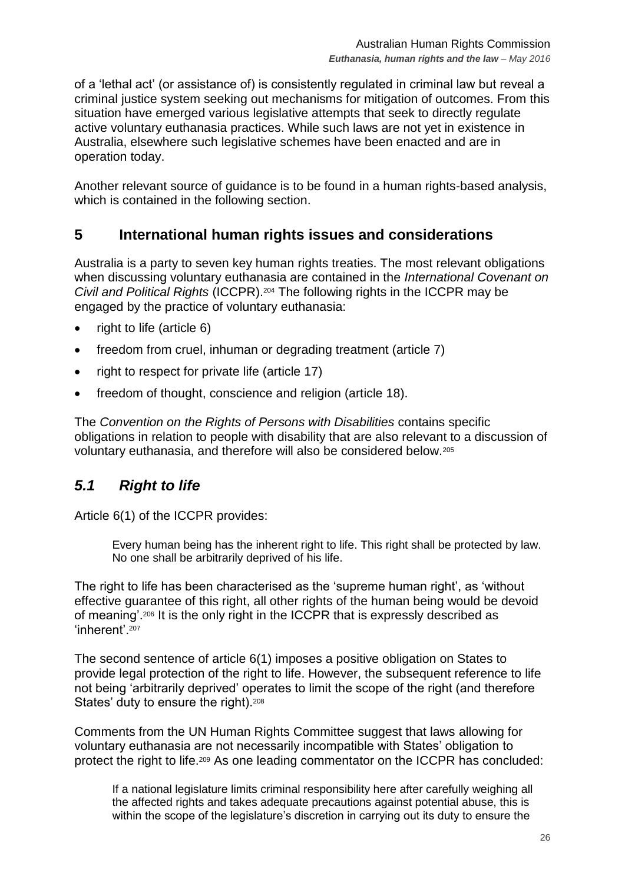of a 'lethal act' (or assistance of) is consistently regulated in criminal law but reveal a criminal justice system seeking out mechanisms for mitigation of outcomes. From this situation have emerged various legislative attempts that seek to directly regulate active voluntary euthanasia practices. While such laws are not yet in existence in Australia, elsewhere such legislative schemes have been enacted and are in operation today.

Another relevant source of guidance is to be found in a human rights-based analysis, which is contained in the following section.

## 5 International human rights issues and considerations

Australia is a party to seven key human rights treaties. The most relevant obligations when discussing voluntary euthanasia are contained in the *International Covenant on Civil and Political Rights* (ICCPR).[204] The following rights in the ICCPR may be engaged by the practice of voluntary euthanasia:

- right to life (article 6)
- freedom from cruel, inhuman or degrading treatment (article 7)
- right to respect for private life (article 17)
- freedom of thought, conscience and religion (article 18).

The *Convention on the Rights of Persons with Disabilities* contains specific obligations in relation to people with disability that are also relevant to a discussion of voluntary euthanasia, and therefore will also be considered below.[205]

### *5.1 Right to life*

Article 6(1) of the ICCPR provides:

> Every human being has the inherent right to life. This right shall be protected by law. No one shall be arbitrarily deprived of his life.

The right to life has been characterised as the 'supreme human right', as 'without effective guarantee of this right, all other rights of the human being would be devoid of meaning'.[206] It is the only right in the ICCPR that is expressly described as 'inherent'.[207]

The second sentence of article 6(1) imposes a positive obligation on States to provide legal protection of the right to life. However, the subsequent reference to life not being 'arbitrarily deprived' operates to limit the scope of the right (and therefore States' duty to ensure the right).[208]

Comments from the UN Human Rights Committee suggest that laws allowing for voluntary euthanasia are not necessarily incompatible with States' obligation to protect the right to life.[209] As one leading commentator on the ICCPR has concluded:

> If a national legislature limits criminal responsibility here after carefully weighing all the affected rights and takes adequate precautions against potential abuse, this is within the scope of the legislature's discretion in carrying out its duty to ensure the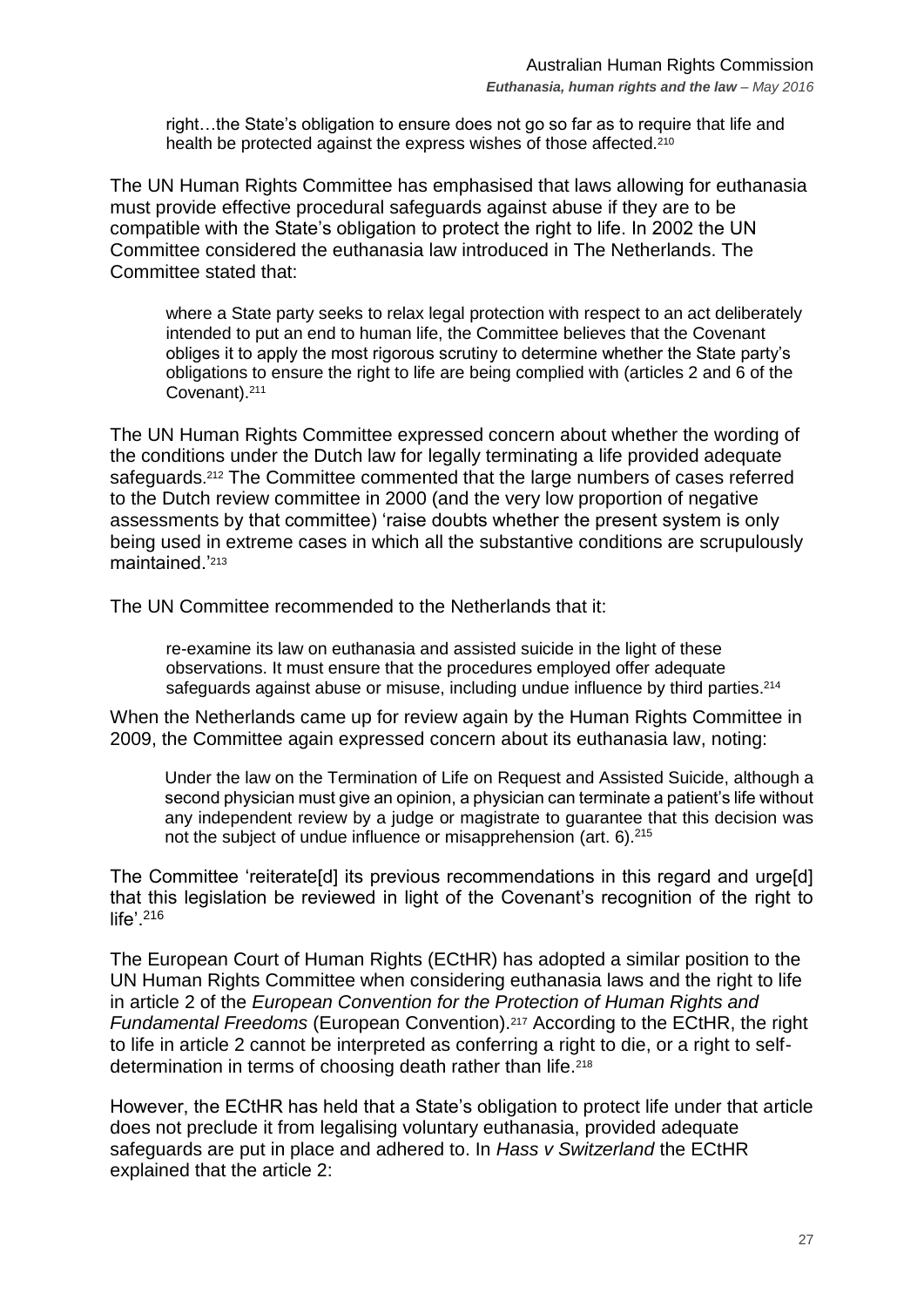> right…the State's obligation to ensure does not go so far as to require that life and health be protected against the express wishes of those affected.[210]

The UN Human Rights Committee has emphasised that laws allowing for euthanasia must provide effective procedural safeguards against abuse if they are to be compatible with the State's obligation to protect the right to life. In 2002 the UN Committee considered the euthanasia law introduced in The Netherlands. The Committee stated that:

> where a State party seeks to relax legal protection with respect to an act deliberately intended to put an end to human life, the Committee believes that the Covenant obliges it to apply the most rigorous scrutiny to determine whether the State party's obligations to ensure the right to life are being complied with (articles 2 and 6 of the Covenant).[211]

The UN Human Rights Committee expressed concern about whether the wording of the conditions under the Dutch law for legally terminating a life provided adequate safeguards.[212] The Committee commented that the large numbers of cases referred to the Dutch review committee in 2000 (and the very low proportion of negative assessments by that committee) 'raise doubts whether the present system is only being used in extreme cases in which all the substantive conditions are scrupulously maintained.'[213]

The UN Committee recommended to the Netherlands that it:

> re-examine its law on euthanasia and assisted suicide in the light of these observations. It must ensure that the procedures employed offer adequate safeguards against abuse or misuse, including undue influence by third parties.[214]

When the Netherlands came up for review again by the Human Rights Committee in 2009, the Committee again expressed concern about its euthanasia law, noting:

> Under the law on the Termination of Life on Request and Assisted Suicide, although a second physician must give an opinion, a physician can terminate a patient's life without any independent review by a judge or magistrate to guarantee that this decision was not the subject of undue influence or misapprehension (art. 6).[215]

The Committee 'reiterate[d] its previous recommendations in this regard and urge[d] that this legislation be reviewed in light of the Covenant's recognition of the right to life'.[216]

The European Court of Human Rights (ECtHR) has adopted a similar position to the UN Human Rights Committee when considering euthanasia laws and the right to life in article 2 of the *European Convention for the Protection of Human Rights and Fundamental Freedoms* (European Convention).[217] According to the ECtHR, the right to life in article 2 cannot be interpreted as conferring a right to die, or a right to self-determination in terms of choosing death rather than life.[218]

However, the ECtHR has held that a State's obligation to protect life under that article does not preclude it from legalising voluntary euthanasia, provided adequate safeguards are put in place and adhered to. In *Hass v Switzerland* the ECtHR explained that the article 2: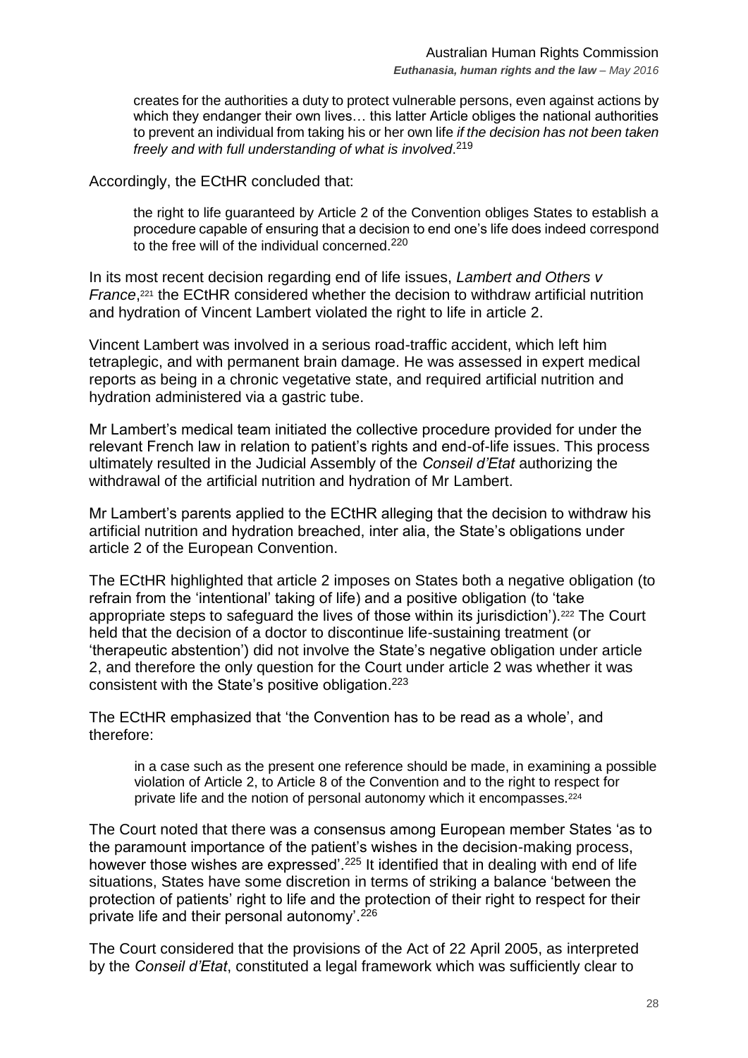> creates for the authorities a duty to protect vulnerable persons, even against actions by which they endanger their own lives… this latter Article obliges the national authorities to prevent an individual from taking his or her own life *if the decision has not been taken freely and with full understanding of what is involved*.[219]

Accordingly, the ECtHR concluded that:

> the right to life guaranteed by Article 2 of the Convention obliges States to establish a procedure capable of ensuring that a decision to end one's life does indeed correspond to the free will of the individual concerned.[220]

In its most recent decision regarding end of life issues, *Lambert and Others v France*,[221] the ECtHR considered whether the decision to withdraw artificial nutrition and hydration of Vincent Lambert violated the right to life in article 2.

Vincent Lambert was involved in a serious road-traffic accident, which left him tetraplegic, and with permanent brain damage. He was assessed in expert medical reports as being in a chronic vegetative state, and required artificial nutrition and hydration administered via a gastric tube.

Mr Lambert's medical team initiated the collective procedure provided for under the relevant French law in relation to patient's rights and end-of-life issues. This process ultimately resulted in the Judicial Assembly of the *Conseil d'Etat* authorizing the withdrawal of the artificial nutrition and hydration of Mr Lambert.

Mr Lambert's parents applied to the ECtHR alleging that the decision to withdraw his artificial nutrition and hydration breached, inter alia, the State's obligations under article 2 of the European Convention.

The ECtHR highlighted that article 2 imposes on States both a negative obligation (to refrain from the 'intentional' taking of life) and a positive obligation (to 'take appropriate steps to safeguard the lives of those within its jurisdiction').[222] The Court held that the decision of a doctor to discontinue life-sustaining treatment (or 'therapeutic abstention') did not involve the State's negative obligation under article 2, and therefore the only question for the Court under article 2 was whether it was consistent with the State's positive obligation.[223]

The ECtHR emphasized that 'the Convention has to be read as a whole', and therefore:

> in a case such as the present one reference should be made, in examining a possible violation of Article 2, to Article 8 of the Convention and to the right to respect for private life and the notion of personal autonomy which it encompasses.[224]

The Court noted that there was a consensus among European member States 'as to the paramount importance of the patient's wishes in the decision-making process, however those wishes are expressed'.[225] It identified that in dealing with end of life situations, States have some discretion in terms of striking a balance 'between the protection of patients' right to life and the protection of their right to respect for their private life and their personal autonomy'.[226]

The Court considered that the provisions of the Act of 22 April 2005, as interpreted by the *Conseil d'Etat*, constituted a legal framework which was sufficiently clear to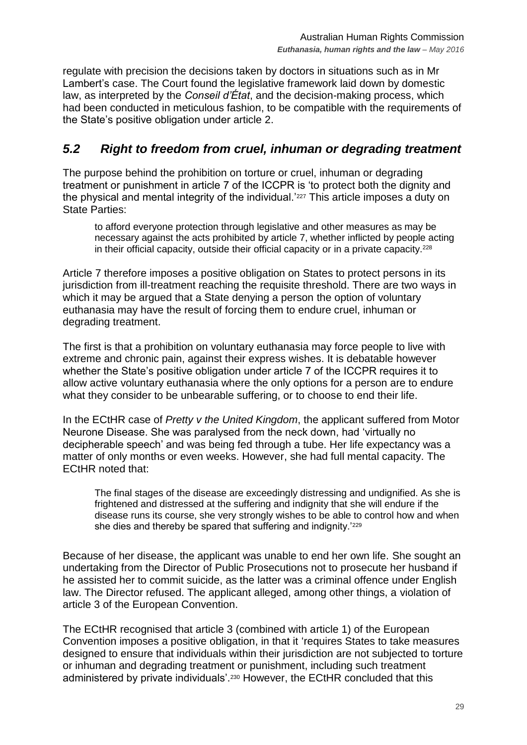regulate with precision the decisions taken by doctors in situations such as in Mr Lambert's case. The Court found the legislative framework laid down by domestic law, as interpreted by the *Conseil d'État*, and the decision-making process, which had been conducted in meticulous fashion, to be compatible with the requirements of the State's positive obligation under article 2.

## *5.2 Right to freedom from cruel, inhuman or degrading treatment*

The purpose behind the prohibition on torture or cruel, inhuman or degrading treatment or punishment in article 7 of the ICCPR is 'to protect both the dignity and the physical and mental integrity of the individual.'[227] This article imposes a duty on State Parties:

> to afford everyone protection through legislative and other measures as may be necessary against the acts prohibited by article 7, whether inflicted by people acting in their official capacity, outside their official capacity or in a private capacity.[228]

Article 7 therefore imposes a positive obligation on States to protect persons in its jurisdiction from ill-treatment reaching the requisite threshold. There are two ways in which it may be argued that a State denying a person the option of voluntary euthanasia may have the result of forcing them to endure cruel, inhuman or degrading treatment.

The first is that a prohibition on voluntary euthanasia may force people to live with extreme and chronic pain, against their express wishes. It is debatable however whether the State's positive obligation under article 7 of the ICCPR requires it to allow active voluntary euthanasia where the only options for a person are to endure what they consider to be unbearable suffering, or to choose to end their life.

In the ECtHR case of *Pretty v the United Kingdom*, the applicant suffered from Motor Neurone Disease. She was paralysed from the neck down, had 'virtually no decipherable speech' and was being fed through a tube. Her life expectancy was a matter of only months or even weeks. However, she had full mental capacity. The ECtHR noted that:

> The final stages of the disease are exceedingly distressing and undignified. As she is frightened and distressed at the suffering and indignity that she will endure if the disease runs its course, she very strongly wishes to be able to control how and when she dies and thereby be spared that suffering and indignity.'[229]

Because of her disease, the applicant was unable to end her own life. She sought an undertaking from the Director of Public Prosecutions not to prosecute her husband if he assisted her to commit suicide, as the latter was a criminal offence under English law. The Director refused. The applicant alleged, among other things, a violation of article 3 of the European Convention.

The ECtHR recognised that article 3 (combined with article 1) of the European Convention imposes a positive obligation, in that it 'requires States to take measures designed to ensure that individuals within their jurisdiction are not subjected to torture or inhuman and degrading treatment or punishment, including such treatment administered by private individuals'.[230] However, the ECtHR concluded that this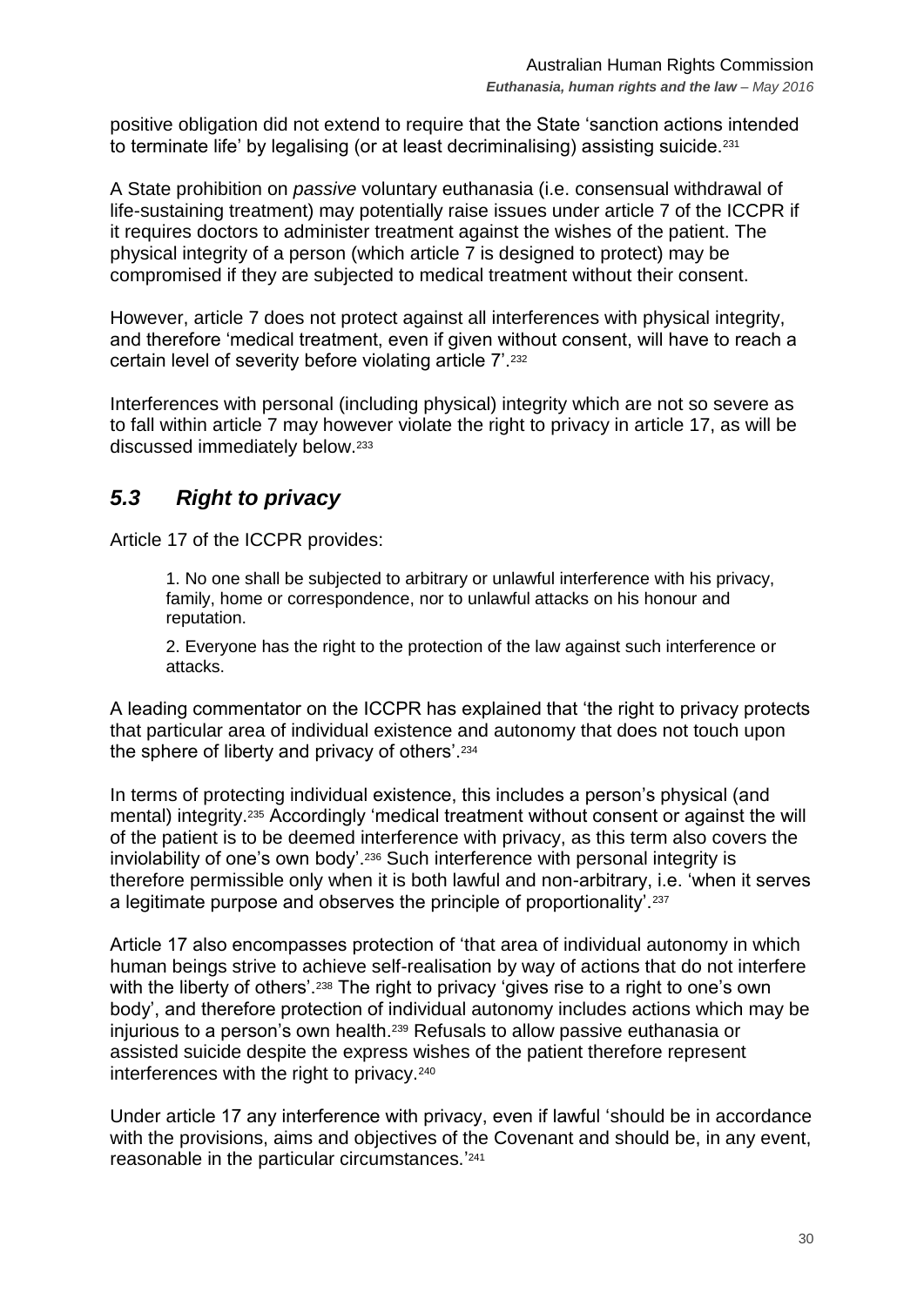positive obligation did not extend to require that the State 'sanction actions intended to terminate life' by legalising (or at least decriminalising) assisting suicide.[231]

A State prohibition on *passive* voluntary euthanasia (i.e. consensual withdrawal of life-sustaining treatment) may potentially raise issues under article 7 of the ICCPR if it requires doctors to administer treatment against the wishes of the patient. The physical integrity of a person (which article 7 is designed to protect) may be compromised if they are subjected to medical treatment without their consent.

However, article 7 does not protect against all interferences with physical integrity, and therefore 'medical treatment, even if given without consent, will have to reach a certain level of severity before violating article 7'.[232]

Interferences with personal (including physical) integrity which are not so severe as to fall within article 7 may however violate the right to privacy in article 17, as will be discussed immediately below.[233]

## *5.3 Right to privacy*

Article 17 of the ICCPR provides:

> 1. No one shall be subjected to arbitrary or unlawful interference with his privacy, family, home or correspondence, nor to unlawful attacks on his honour and reputation.
>
> 2. Everyone has the right to the protection of the law against such interference or attacks.

A leading commentator on the ICCPR has explained that 'the right to privacy protects that particular area of individual existence and autonomy that does not touch upon the sphere of liberty and privacy of others'.[234]

In terms of protecting individual existence, this includes a person's physical (and mental) integrity.[235] Accordingly 'medical treatment without consent or against the will of the patient is to be deemed interference with privacy, as this term also covers the inviolability of one's own body'.[236] Such interference with personal integrity is therefore permissible only when it is both lawful and non-arbitrary, i.e. 'when it serves a legitimate purpose and observes the principle of proportionality'.[237]

Article 17 also encompasses protection of 'that area of individual autonomy in which human beings strive to achieve self-realisation by way of actions that do not interfere with the liberty of others'.[238] The right to privacy 'gives rise to a right to one's own body', and therefore protection of individual autonomy includes actions which may be injurious to a person's own health.[239] Refusals to allow passive euthanasia or assisted suicide despite the express wishes of the patient therefore represent interferences with the right to privacy.[240]

Under article 17 any interference with privacy, even if lawful 'should be in accordance with the provisions, aims and objectives of the Covenant and should be, in any event, reasonable in the particular circumstances.'[241]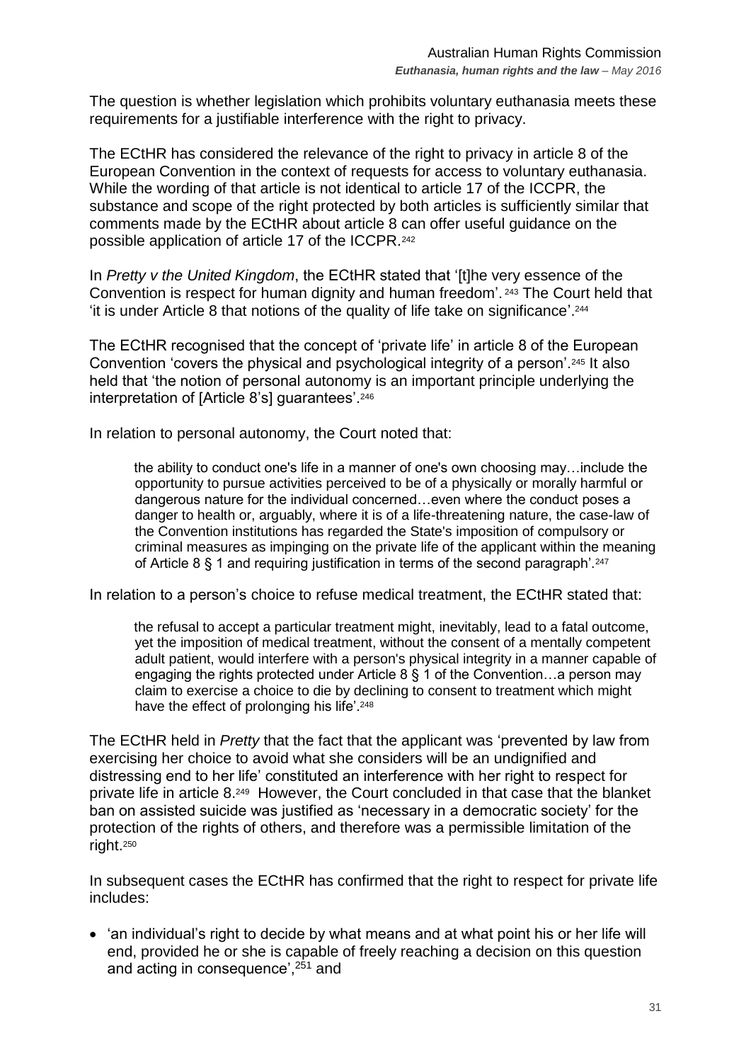The question is whether legislation which prohibits voluntary euthanasia meets these requirements for a justifiable interference with the right to privacy.

The ECtHR has considered the relevance of the right to privacy in article 8 of the European Convention in the context of requests for access to voluntary euthanasia. While the wording of that article is not identical to article 17 of the ICCPR, the substance and scope of the right protected by both articles is sufficiently similar that comments made by the ECtHR about article 8 can offer useful guidance on the possible application of article 17 of the ICCPR.[242]

In *Pretty v the United Kingdom*, the ECtHR stated that '[t]he very essence of the Convention is respect for human dignity and human freedom'.[243] The Court held that 'it is under Article 8 that notions of the quality of life take on significance'.[244]

The ECtHR recognised that the concept of 'private life' in article 8 of the European Convention 'covers the physical and psychological integrity of a person'.[245] It also held that 'the notion of personal autonomy is an important principle underlying the interpretation of [Article 8's] guarantees'.[246]

In relation to personal autonomy, the Court noted that:

> the ability to conduct one's life in a manner of one's own choosing may…include the opportunity to pursue activities perceived to be of a physically or morally harmful or dangerous nature for the individual concerned…even where the conduct poses a danger to health or, arguably, where it is of a life-threatening nature, the case-law of the Convention institutions has regarded the State's imposition of compulsory or criminal measures as impinging on the private life of the applicant within the meaning of Article 8 § 1 and requiring justification in terms of the second paragraph'.[247]

In relation to a person's choice to refuse medical treatment, the ECtHR stated that:

> the refusal to accept a particular treatment might, inevitably, lead to a fatal outcome, yet the imposition of medical treatment, without the consent of a mentally competent adult patient, would interfere with a person's physical integrity in a manner capable of engaging the rights protected under Article 8 § 1 of the Convention…a person may claim to exercise a choice to die by declining to consent to treatment which might have the effect of prolonging his life'.[248]

The ECtHR held in *Pretty* that the fact that the applicant was 'prevented by law from exercising her choice to avoid what she considers will be an undignified and distressing end to her life' constituted an interference with her right to respect for private life in article 8.[249] However, the Court concluded in that case that the blanket ban on assisted suicide was justified as 'necessary in a democratic society' for the protection of the rights of others, and therefore was a permissible limitation of the right.[250]

In subsequent cases the ECtHR has confirmed that the right to respect for private life includes:

- 'an individual's right to decide by what means and at what point his or her life will end, provided he or she is capable of freely reaching a decision on this question and acting in consequence',[251] and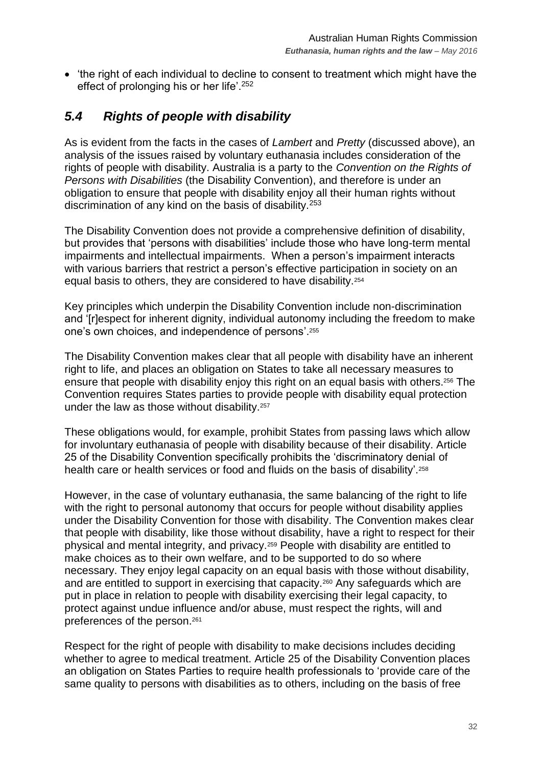- 'the right of each individual to decline to consent to treatment which might have the effect of prolonging his or her life'.[252]

## *5.4 Rights of people with disability*

As is evident from the facts in the cases of *Lambert* and *Pretty* (discussed above), an analysis of the issues raised by voluntary euthanasia includes consideration of the rights of people with disability. Australia is a party to the *Convention on the Rights of Persons with Disabilities* (the Disability Convention), and therefore is under an obligation to ensure that people with disability enjoy all their human rights without discrimination of any kind on the basis of disability.[253]

The Disability Convention does not provide a comprehensive definition of disability, but provides that 'persons with disabilities' include those who have long-term mental impairments and intellectual impairments. When a person's impairment interacts with various barriers that restrict a person's effective participation in society on an equal basis to others, they are considered to have disability.[254]

Key principles which underpin the Disability Convention include non-discrimination and '[r]espect for inherent dignity, individual autonomy including the freedom to make one's own choices, and independence of persons'.[255]

The Disability Convention makes clear that all people with disability have an inherent right to life, and places an obligation on States to take all necessary measures to ensure that people with disability enjoy this right on an equal basis with others.[256] The Convention requires States parties to provide people with disability equal protection under the law as those without disability.[257]

These obligations would, for example, prohibit States from passing laws which allow for involuntary euthanasia of people with disability because of their disability. Article 25 of the Disability Convention specifically prohibits the 'discriminatory denial of health care or health services or food and fluids on the basis of disability'.[258]

However, in the case of voluntary euthanasia, the same balancing of the right to life with the right to personal autonomy that occurs for people without disability applies under the Disability Convention for those with disability. The Convention makes clear that people with disability, like those without disability, have a right to respect for their physical and mental integrity, and privacy.[259] People with disability are entitled to make choices as to their own welfare, and to be supported to do so where necessary. They enjoy legal capacity on an equal basis with those without disability, and are entitled to support in exercising that capacity.[260] Any safeguards which are put in place in relation to people with disability exercising their legal capacity, to protect against undue influence and/or abuse, must respect the rights, will and preferences of the person.[261]

Respect for the right of people with disability to make decisions includes deciding whether to agree to medical treatment. Article 25 of the Disability Convention places an obligation on States Parties to require health professionals to 'provide care of the same quality to persons with disabilities as to others, including on the basis of free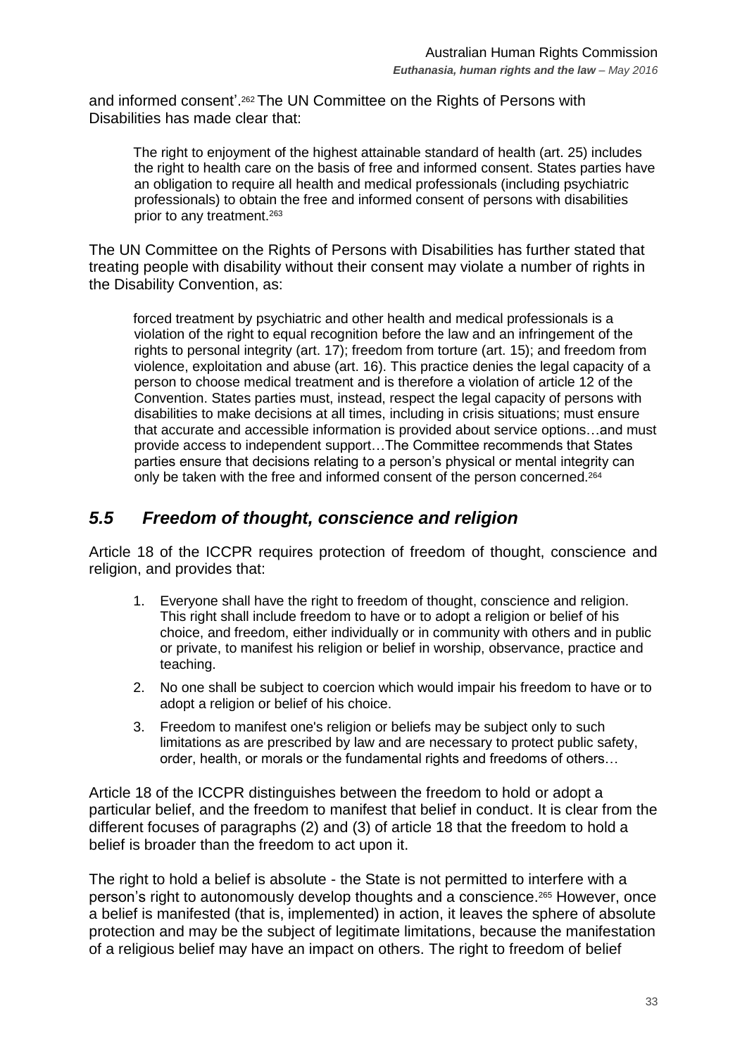and informed consent'.[262] The UN Committee on the Rights of Persons with Disabilities has made clear that:

> The right to enjoyment of the highest attainable standard of health (art. 25) includes the right to health care on the basis of free and informed consent. States parties have an obligation to require all health and medical professionals (including psychiatric professionals) to obtain the free and informed consent of persons with disabilities prior to any treatment.[263]

The UN Committee on the Rights of Persons with Disabilities has further stated that treating people with disability without their consent may violate a number of rights in the Disability Convention, as:

> forced treatment by psychiatric and other health and medical professionals is a violation of the right to equal recognition before the law and an infringement of the rights to personal integrity (art. 17); freedom from torture (art. 15); and freedom from violence, exploitation and abuse (art. 16). This practice denies the legal capacity of a person to choose medical treatment and is therefore a violation of article 12 of the Convention. States parties must, instead, respect the legal capacity of persons with disabilities to make decisions at all times, including in crisis situations; must ensure that accurate and accessible information is provided about service options…and must provide access to independent support…The Committee recommends that States parties ensure that decisions relating to a person's physical or mental integrity can only be taken with the free and informed consent of the person concerned.[264]

## *5.5 Freedom of thought, conscience and religion*

Article 18 of the ICCPR requires protection of freedom of thought, conscience and religion, and provides that:

> 1. Everyone shall have the right to freedom of thought, conscience and religion. This right shall include freedom to have or to adopt a religion or belief of his choice, and freedom, either individually or in community with others and in public or private, to manifest his religion or belief in worship, observance, practice and teaching.
> 2. No one shall be subject to coercion which would impair his freedom to have or to adopt a religion or belief of his choice.
> 3. Freedom to manifest one's religion or beliefs may be subject only to such limitations as are prescribed by law and are necessary to protect public safety, order, health, or morals or the fundamental rights and freedoms of others…

Article 18 of the ICCPR distinguishes between the freedom to hold or adopt a particular belief, and the freedom to manifest that belief in conduct. It is clear from the different focuses of paragraphs (2) and (3) of article 18 that the freedom to hold a belief is broader than the freedom to act upon it.

The right to hold a belief is absolute - the State is not permitted to interfere with a person's right to autonomously develop thoughts and a conscience.[265] However, once a belief is manifested (that is, implemented) in action, it leaves the sphere of absolute protection and may be the subject of legitimate limitations, because the manifestation of a religious belief may have an impact on others. The right to freedom of belief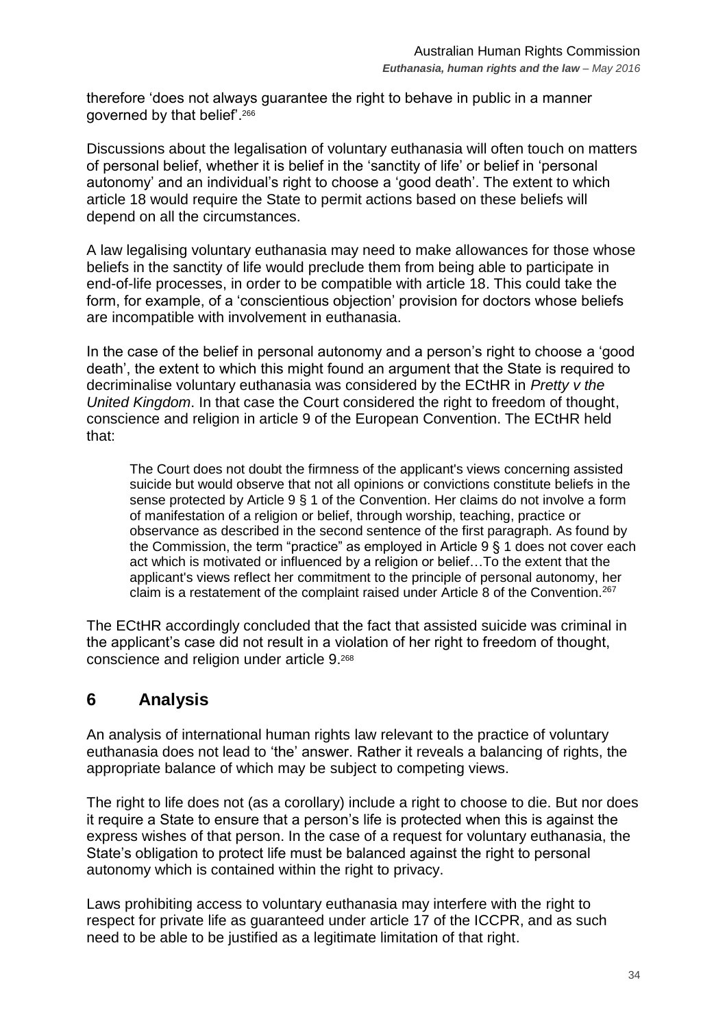therefore 'does not always guarantee the right to behave in public in a manner governed by that belief'.[266]

Discussions about the legalisation of voluntary euthanasia will often touch on matters of personal belief, whether it is belief in the 'sanctity of life' or belief in 'personal autonomy' and an individual's right to choose a 'good death'. The extent to which article 18 would require the State to permit actions based on these beliefs will depend on all the circumstances.

A law legalising voluntary euthanasia may need to make allowances for those whose beliefs in the sanctity of life would preclude them from being able to participate in end-of-life processes, in order to be compatible with article 18. This could take the form, for example, of a 'conscientious objection' provision for doctors whose beliefs are incompatible with involvement in euthanasia.

In the case of the belief in personal autonomy and a person's right to choose a 'good death', the extent to which this might found an argument that the State is required to decriminalise voluntary euthanasia was considered by the ECtHR in *Pretty v the United Kingdom*. In that case the Court considered the right to freedom of thought, conscience and religion in article 9 of the European Convention. The ECtHR held that:

> The Court does not doubt the firmness of the applicant's views concerning assisted suicide but would observe that not all opinions or convictions constitute beliefs in the sense protected by Article 9 § 1 of the Convention. Her claims do not involve a form of manifestation of a religion or belief, through worship, teaching, practice or observance as described in the second sentence of the first paragraph. As found by the Commission, the term "practice" as employed in Article 9 § 1 does not cover each act which is motivated or influenced by a religion or belief…To the extent that the applicant's views reflect her commitment to the principle of personal autonomy, her claim is a restatement of the complaint raised under Article 8 of the Convention.[267]

The ECtHR accordingly concluded that the fact that assisted suicide was criminal in the applicant's case did not result in a violation of her right to freedom of thought, conscience and religion under article 9.[268]

## 6 Analysis

An analysis of international human rights law relevant to the practice of voluntary euthanasia does not lead to 'the' answer. Rather it reveals a balancing of rights, the appropriate balance of which may be subject to competing views.

The right to life does not (as a corollary) include a right to choose to die. But nor does it require a State to ensure that a person's life is protected when this is against the express wishes of that person. In the case of a request for voluntary euthanasia, the State's obligation to protect life must be balanced against the right to personal autonomy which is contained within the right to privacy.

Laws prohibiting access to voluntary euthanasia may interfere with the right to respect for private life as guaranteed under article 17 of the ICCPR, and as such need to be able to be justified as a legitimate limitation of that right.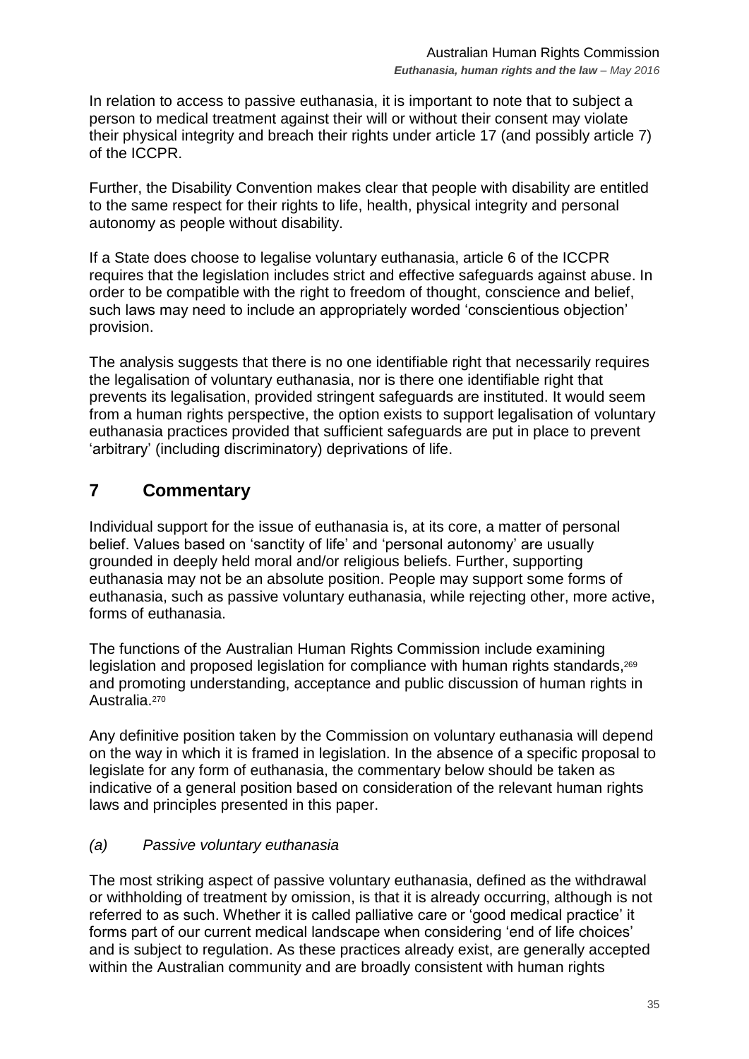In relation to access to passive euthanasia, it is important to note that to subject a person to medical treatment against their will or without their consent may violate their physical integrity and breach their rights under article 17 (and possibly article 7) of the ICCPR.

Further, the Disability Convention makes clear that people with disability are entitled to the same respect for their rights to life, health, physical integrity and personal autonomy as people without disability.

If a State does choose to legalise voluntary euthanasia, article 6 of the ICCPR requires that the legislation includes strict and effective safeguards against abuse. In order to be compatible with the right to freedom of thought, conscience and belief, such laws may need to include an appropriately worded 'conscientious objection' provision.

The analysis suggests that there is no one identifiable right that necessarily requires the legalisation of voluntary euthanasia, nor is there one identifiable right that prevents its legalisation, provided stringent safeguards are instituted. It would seem from a human rights perspective, the option exists to support legalisation of voluntary euthanasia practices provided that sufficient safeguards are put in place to prevent 'arbitrary' (including discriminatory) deprivations of life.

## 7 Commentary

Individual support for the issue of euthanasia is, at its core, a matter of personal belief. Values based on 'sanctity of life' and 'personal autonomy' are usually grounded in deeply held moral and/or religious beliefs. Further, supporting euthanasia may not be an absolute position. People may support some forms of euthanasia, such as passive voluntary euthanasia, while rejecting other, more active, forms of euthanasia.

The functions of the Australian Human Rights Commission include examining legislation and proposed legislation for compliance with human rights standards,[269] and promoting understanding, acceptance and public discussion of human rights in Australia.[270]

Any definitive position taken by the Commission on voluntary euthanasia will depend on the way in which it is framed in legislation. In the absence of a specific proposal to legislate for any form of euthanasia, the commentary below should be taken as indicative of a general position based on consideration of the relevant human rights laws and principles presented in this paper.

### *(a) Passive voluntary euthanasia*

The most striking aspect of passive voluntary euthanasia, defined as the withdrawal or withholding of treatment by omission, is that it is already occurring, although is not referred to as such. Whether it is called palliative care or 'good medical practice' it forms part of our current medical landscape when considering 'end of life choices' and is subject to regulation. As these practices already exist, are generally accepted within the Australian community and are broadly consistent with human rights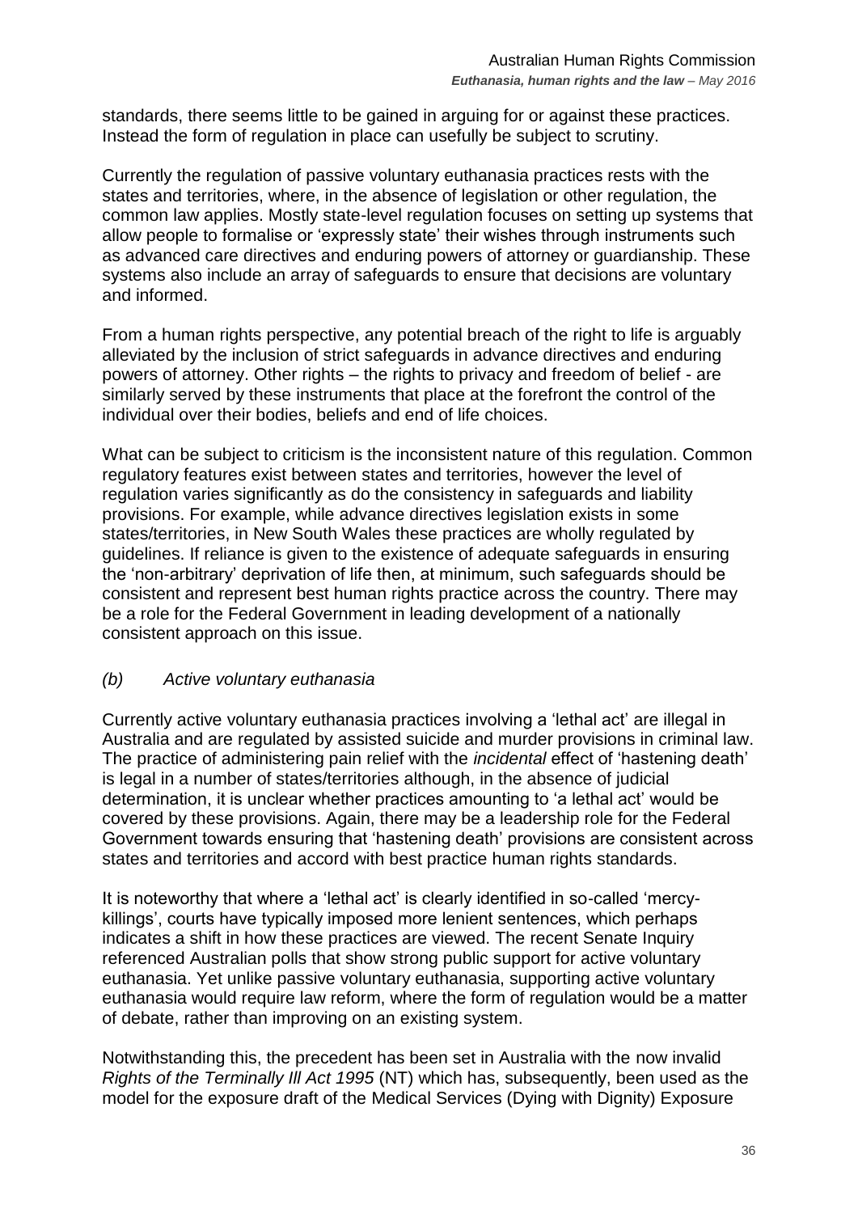standards, there seems little to be gained in arguing for or against these practices. Instead the form of regulation in place can usefully be subject to scrutiny.

Currently the regulation of passive voluntary euthanasia practices rests with the states and territories, where, in the absence of legislation or other regulation, the common law applies. Mostly state-level regulation focuses on setting up systems that allow people to formalise or 'expressly state' their wishes through instruments such as advanced care directives and enduring powers of attorney or guardianship. These systems also include an array of safeguards to ensure that decisions are voluntary and informed.

From a human rights perspective, any potential breach of the right to life is arguably alleviated by the inclusion of strict safeguards in advance directives and enduring powers of attorney. Other rights – the rights to privacy and freedom of belief - are similarly served by these instruments that place at the forefront the control of the individual over their bodies, beliefs and end of life choices.

What can be subject to criticism is the inconsistent nature of this regulation. Common regulatory features exist between states and territories, however the level of regulation varies significantly as do the consistency in safeguards and liability provisions. For example, while advance directives legislation exists in some states/territories, in New South Wales these practices are wholly regulated by guidelines. If reliance is given to the existence of adequate safeguards in ensuring the 'non-arbitrary' deprivation of life then, at minimum, such safeguards should be consistent and represent best human rights practice across the country. There may be a role for the Federal Government in leading development of a nationally consistent approach on this issue.

### *(b) Active voluntary euthanasia*

Currently active voluntary euthanasia practices involving a 'lethal act' are illegal in Australia and are regulated by assisted suicide and murder provisions in criminal law. The practice of administering pain relief with the *incidental* effect of 'hastening death' is legal in a number of states/territories although, in the absence of judicial determination, it is unclear whether practices amounting to 'a lethal act' would be covered by these provisions. Again, there may be a leadership role for the Federal Government towards ensuring that 'hastening death' provisions are consistent across states and territories and accord with best practice human rights standards.

It is noteworthy that where a 'lethal act' is clearly identified in so-called 'mercy-killings', courts have typically imposed more lenient sentences, which perhaps indicates a shift in how these practices are viewed. The recent Senate Inquiry referenced Australian polls that show strong public support for active voluntary euthanasia. Yet unlike passive voluntary euthanasia, supporting active voluntary euthanasia would require law reform, where the form of regulation would be a matter of debate, rather than improving on an existing system.

Notwithstanding this, the precedent has been set in Australia with the now invalid *Rights of the Terminally Ill Act 1995* (NT) which has, subsequently, been used as the model for the exposure draft of the Medical Services (Dying with Dignity) Exposure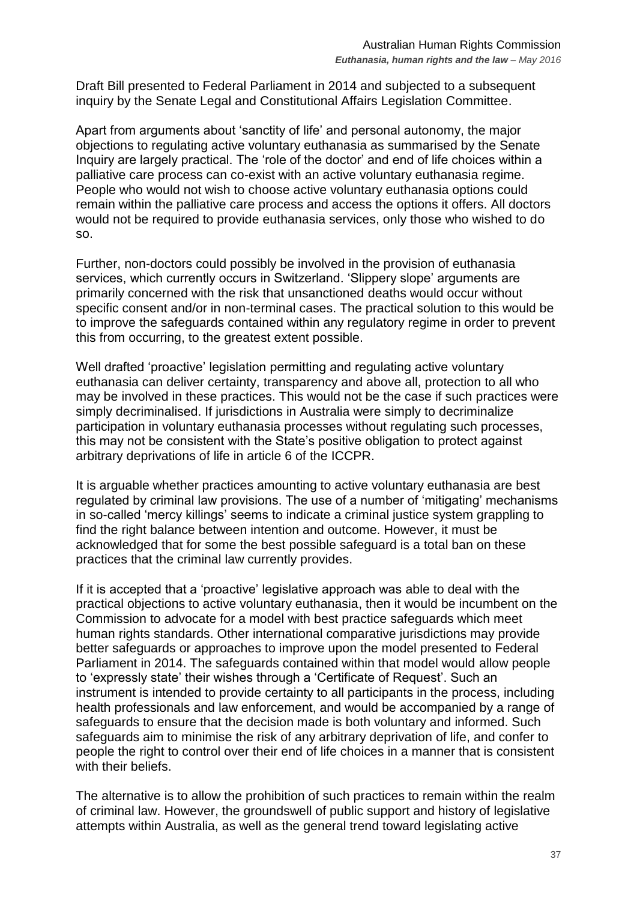Draft Bill presented to Federal Parliament in 2014 and subjected to a subsequent inquiry by the Senate Legal and Constitutional Affairs Legislation Committee.

Apart from arguments about 'sanctity of life' and personal autonomy, the major objections to regulating active voluntary euthanasia as summarised by the Senate Inquiry are largely practical. The 'role of the doctor' and end of life choices within a palliative care process can co-exist with an active voluntary euthanasia regime. People who would not wish to choose active voluntary euthanasia options could remain within the palliative care process and access the options it offers. All doctors would not be required to provide euthanasia services, only those who wished to do so.

Further, non-doctors could possibly be involved in the provision of euthanasia services, which currently occurs in Switzerland. 'Slippery slope' arguments are primarily concerned with the risk that unsanctioned deaths would occur without specific consent and/or in non-terminal cases. The practical solution to this would be to improve the safeguards contained within any regulatory regime in order to prevent this from occurring, to the greatest extent possible.

Well drafted 'proactive' legislation permitting and regulating active voluntary euthanasia can deliver certainty, transparency and above all, protection to all who may be involved in these practices. This would not be the case if such practices were simply decriminalised. If jurisdictions in Australia were simply to decriminalize participation in voluntary euthanasia processes without regulating such processes, this may not be consistent with the State's positive obligation to protect against arbitrary deprivations of life in article 6 of the ICCPR.

It is arguable whether practices amounting to active voluntary euthanasia are best regulated by criminal law provisions. The use of a number of 'mitigating' mechanisms in so-called 'mercy killings' seems to indicate a criminal justice system grappling to find the right balance between intention and outcome. However, it must be acknowledged that for some the best possible safeguard is a total ban on these practices that the criminal law currently provides.

If it is accepted that a 'proactive' legislative approach was able to deal with the practical objections to active voluntary euthanasia, then it would be incumbent on the Commission to advocate for a model with best practice safeguards which meet human rights standards. Other international comparative jurisdictions may provide better safeguards or approaches to improve upon the model presented to Federal Parliament in 2014. The safeguards contained within that model would allow people to 'expressly state' their wishes through a 'Certificate of Request'. Such an instrument is intended to provide certainty to all participants in the process, including health professionals and law enforcement, and would be accompanied by a range of safeguards to ensure that the decision made is both voluntary and informed. Such safeguards aim to minimise the risk of any arbitrary deprivation of life, and confer to people the right to control over their end of life choices in a manner that is consistent with their beliefs.

The alternative is to allow the prohibition of such practices to remain within the realm of criminal law. However, the groundswell of public support and history of legislative attempts within Australia, as well as the general trend toward legislating active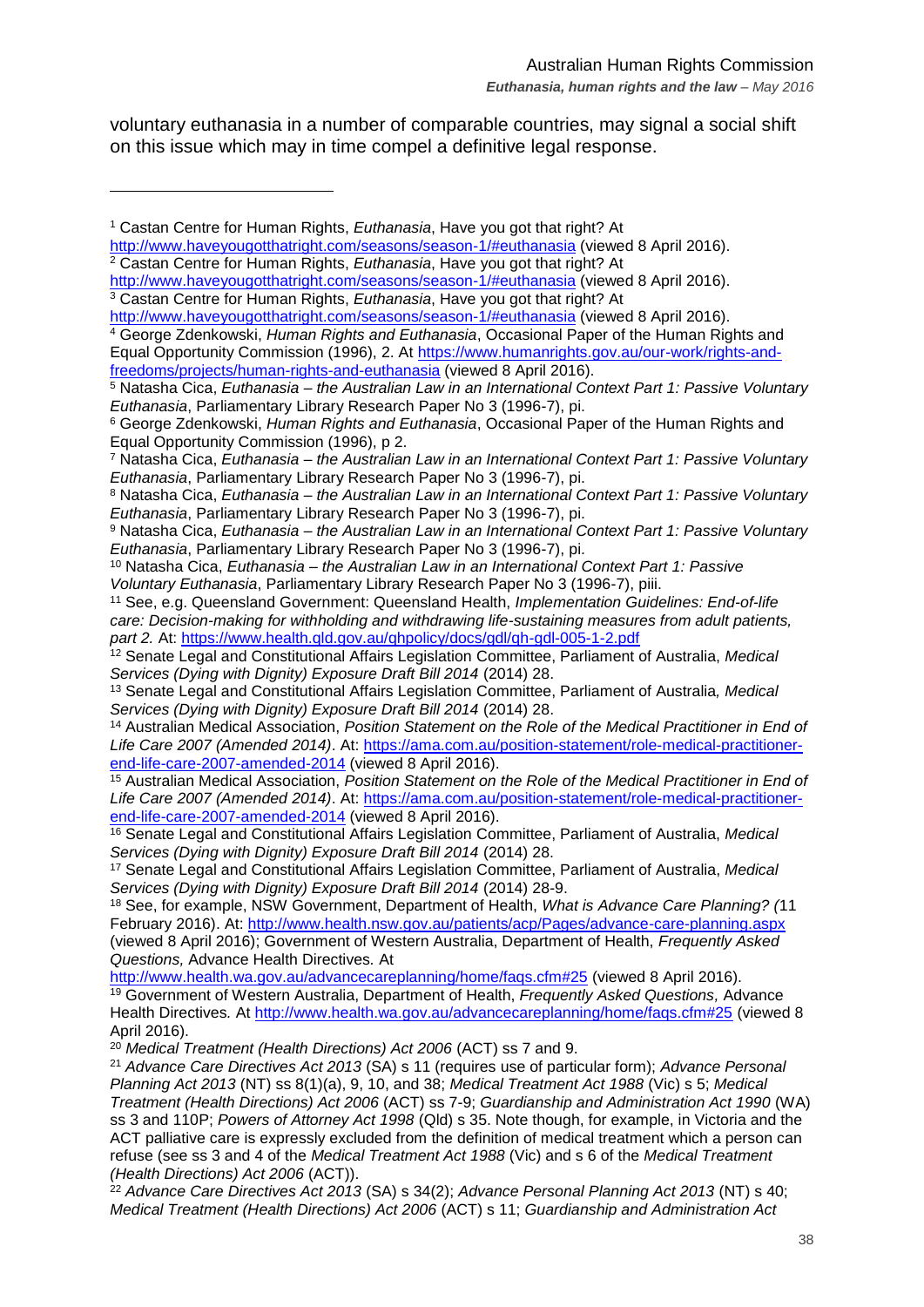voluntary euthanasia in a number of comparable countries, may signal a social shift on this issue which may in time compel a definitive legal response.

---

[1] Castan Centre for Human Rights, *Euthanasia*, Have you got that right? At http://www.haveyougotthatright.com/seasons/season-1/#euthanasia (viewed 8 April 2016).

[2] Castan Centre for Human Rights, *Euthanasia*, Have you got that right? At http://www.haveyougotthatright.com/seasons/season-1/#euthanasia (viewed 8 April 2016).

[3] Castan Centre for Human Rights, *Euthanasia*, Have you got that right? At http://www.haveyougotthatright.com/seasons/season-1/#euthanasia (viewed 8 April 2016).

[4] George Zdenkowski, *Human Rights and Euthanasia*, Occasional Paper of the Human Rights and Equal Opportunity Commission (1996), 2. At https://www.humanrights.gov.au/our-work/rights-and-freedoms/projects/human-rights-and-euthanasia (viewed 8 April 2016).

[5] Natasha Cica, *Euthanasia – the Australian Law in an International Context Part 1: Passive Voluntary Euthanasia*, Parliamentary Library Research Paper No 3 (1996-7), pi.

[6] George Zdenkowski, *Human Rights and Euthanasia*, Occasional Paper of the Human Rights and Equal Opportunity Commission (1996), p 2.

[7] Natasha Cica, *Euthanasia – the Australian Law in an International Context Part 1: Passive Voluntary Euthanasia*, Parliamentary Library Research Paper No 3 (1996-7), pi.

[8] Natasha Cica, *Euthanasia – the Australian Law in an International Context Part 1: Passive Voluntary Euthanasia*, Parliamentary Library Research Paper No 3 (1996-7), pi.

[9] Natasha Cica, *Euthanasia – the Australian Law in an International Context Part 1: Passive Voluntary Euthanasia*, Parliamentary Library Research Paper No 3 (1996-7), pi.

[10] Natasha Cica, *Euthanasia – the Australian Law in an International Context Part 1: Passive Voluntary Euthanasia*, Parliamentary Library Research Paper No 3 (1996-7), piii.

[11] See, e.g. Queensland Government: Queensland Health, *Implementation Guidelines: End-of-life care: Decision-making for withholding and withdrawing life-sustaining measures from adult patients, part 2.* At: https://www.health.qld.gov.au/qhpolicy/docs/gdl/qh-gdl-005-1-2.pdf

[12] Senate Legal and Constitutional Affairs Legislation Committee, Parliament of Australia, *Medical Services (Dying with Dignity) Exposure Draft Bill 2014* (2014) 28.

[13] Senate Legal and Constitutional Affairs Legislation Committee, Parliament of Australia*, Medical Services (Dying with Dignity) Exposure Draft Bill 2014* (2014) 28.

[14] Australian Medical Association, *Position Statement on the Role of the Medical Practitioner in End of Life Care 2007 (Amended 2014)*. At: https://ama.com.au/position-statement/role-medical-practitioner-end-life-care-2007-amended-2014 (viewed 8 April 2016).

[15] Australian Medical Association, *Position Statement on the Role of the Medical Practitioner in End of Life Care 2007 (Amended 2014)*. At: https://ama.com.au/position-statement/role-medical-practitioner-end-life-care-2007-amended-2014 (viewed 8 April 2016).

[16] Senate Legal and Constitutional Affairs Legislation Committee, Parliament of Australia, *Medical Services (Dying with Dignity) Exposure Draft Bill 2014* (2014) 28.

[17] Senate Legal and Constitutional Affairs Legislation Committee, Parliament of Australia, *Medical Services (Dying with Dignity) Exposure Draft Bill 2014* (2014) 28-9.

[18] See, for example, NSW Government, Department of Health, *What is Advance Care Planning? (*11 February 2016). At: http://www.health.nsw.gov.au/patients/acp/Pages/advance-care-planning.aspx (viewed 8 April 2016); Government of Western Australia, Department of Health, *Frequently Asked Questions,* Advance Health Directives*.* At http://www.health.wa.gov.au/advancecareplanning/home/faqs.cfm#25 (viewed 8 April 2016).

[19] Government of Western Australia, Department of Health, *Frequently Asked Questions,* Advance Health Directives*.* At http://www.health.wa.gov.au/advancecareplanning/home/faqs.cfm#25 (viewed 8 April 2016).

[20] *Medical Treatment (Health Directions) Act 2006* (ACT) ss 7 and 9.

[21] *Advance Care Directives Act 2013* (SA) s 11 (requires use of particular form); *Advance Personal Planning Act 2013* (NT) ss 8(1)(a), 9, 10, and 38; *Medical Treatment Act 1988* (Vic) s 5; *Medical Treatment (Health Directions) Act 2006* (ACT) ss 7-9; *Guardianship and Administration Act 1990* (WA) ss 3 and 110P; *Powers of Attorney Act 1998* (Qld) s 35. Note though, for example, in Victoria and the ACT palliative care is expressly excluded from the definition of medical treatment which a person can refuse (see ss 3 and 4 of the *Medical Treatment Act 1988* (Vic) and s 6 of the *Medical Treatment (Health Directions) Act 2006* (ACT)).

[22] *Advance Care Directives Act 2013* (SA) s 34(2); *Advance Personal Planning Act 2013* (NT) s 40; *Medical Treatment (Health Directions) Act 2006* (ACT) s 11; *Guardianship and Administration Act*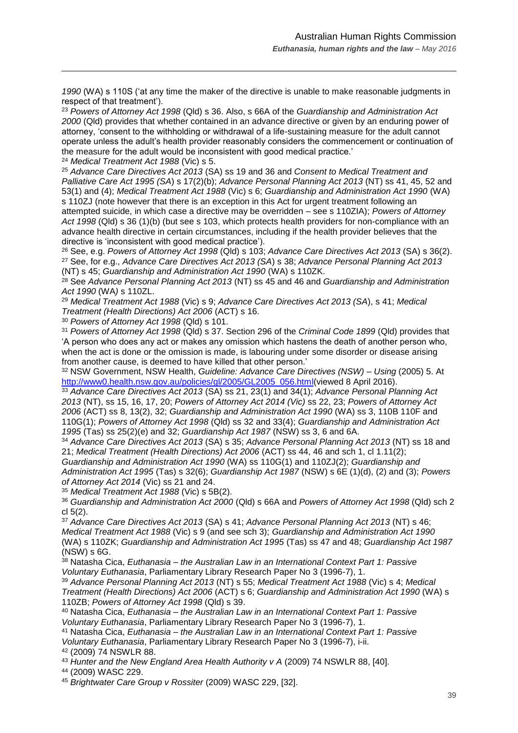*1990* (WA) s 110S ('at any time the maker of the directive is unable to make reasonable judgments in respect of that treatment').

[23] *Powers of Attorney Act 1998* (Qld) s 36. Also, s 66A of the *Guardianship and Administration Act 2000* (Qld) provides that whether contained in an advance directive or given by an enduring power of attorney, 'consent to the withholding or withdrawal of a life-sustaining measure for the adult cannot operate unless the adult's health provider reasonably considers the commencement or continuation of the measure for the adult would be inconsistent with good medical practice.'

[24] *Medical Treatment Act 1988* (Vic) s 5.

[25] *Advance Care Directives Act 2013* (SA) ss 19 and 36 and *Consent to Medical Treatment and Palliative Care Act 1995 (SA*) s 17(2)(b); *Advance Personal Planning Act 2013* (NT) ss 41, 45, 52 and 53(1) and (4); *Medical Treatment Act 1988* (Vic) s 6; *Guardianship and Administration Act 1990* (WA) s 110ZJ (note however that there is an exception in this Act for urgent treatment following an attempted suicide, in which case a directive may be overridden – see s 110ZIA); *Powers of Attorney Act 1998* (Qld) s 36 (1)(b) (but see s 103, which protects health providers for non-compliance with an advance health directive in certain circumstances, including if the health provider believes that the directive is 'inconsistent with good medical practice').

[26] See, e.g. *Powers of Attorney Act 1998* (Qld) s 103; *Advance Care Directives Act 2013* (SA) s 36(2).

[27] See, for e.g., *Advance Care Directives Act 2013 (SA*) s 38; *Advance Personal Planning Act 2013* (NT) s 45; *Guardianship and Administration Act 1990* (WA) s 110ZK.

[28] See *Advance Personal Planning Act 2013* (NT) ss 45 and 46 and *Guardianship and Administration Act 1990* (WA*)* s 110ZL.

[29] *Medical Treatment Act 1988* (Vic) s 9; *Advance Care Directives Act 2013 (SA*), s 41; *Medical Treatment (Health Directions) Act 2006* (ACT) s 16.

[30] *Powers of Attorney Act 1998* (Qld) s 101.

[31] *Powers of Attorney Act 1998* (Qld) s 37. Section 296 of the *Criminal Code 1899* (Qld) provides that 'A person who does any act or makes any omission which hastens the death of another person who, when the act is done or the omission is made, is labouring under some disorder or disease arising from another cause, is deemed to have killed that other person.'

[32] NSW Government, NSW Health, *Guideline: Advance Care Directives (NSW) – Using* (2005) 5. At http://www0.health.nsw.gov.au/policies/gl/2005/GL2005_056.html(viewed 8 April 2016).

[33] *Advance Care Directives Act 2013* (SA) ss 21, 23(1) and 34(1); *Advance Personal Planning Act 2013* (NT), ss 15, 16, 17, 20; *Powers of Attorney Act 2014 (Vic)* ss 22, 23; *Powers of Attorney Act 2006* (ACT) ss 8, 13(2), 32; *Guardianship and Administration Act 1990* (WA) ss 3, 110B 110F and 110G(1); *Powers of Attorney Act 1998* (Qld) ss 32 and 33(4); *Guardianship and Administration Act 1995* (Tas) ss 25(2)(e) and 32; *Guardianship Act 1987* (NSW) ss 3, 6 and 6A.

[34] *Advance Care Directives Act 2013* (SA) s 35; *Advance Personal Planning Act 2013* (NT) ss 18 and 21; *Medical Treatment (Health Directions) Act 2006* (ACT) ss 44, 46 and sch 1, cl 1.11(2); *Guardianship and Administration Act 1990* (WA) ss 110G(1) and 110ZJ(2); *Guardianship and Administration Act 1995* (Tas) s 32(6); *Guardianship Act 1987* (NSW) s 6E (1)(d), (2) and (3); *Powers of Attorney Act 2014* (Vic) ss 21 and 24.

[35] *Medical Treatment Act 1988* (Vic) s 5B(2).

[36] *Guardianship and Administration Act 2000* (Qld) s 66A and *Powers of Attorney Act 1998* (Qld) sch 2 cl 5(2).

[37] *Advance Care Directives Act 2013* (SA) s 41; *Advance Personal Planning Act 2013* (NT) s 46; *Medical Treatment Act 1988* (Vic) s 9 (and see sch 3); *Guardianship and Administration Act 1990* (WA) s 110ZK; *Guardianship and Administration Act 1995* (Tas) ss 47 and 48; *Guardianship Act 1987* (NSW) s 6G.

[38] Natasha Cica, *Euthanasia – the Australian Law in an International Context Part 1: Passive Voluntary Euthanasia*, Parliamentary Library Research Paper No 3 (1996-7), 1.

[39] *Advance Personal Planning Act 2013* (NT) s 55; *Medical Treatment Act 1988* (Vic) s 4; *Medical Treatment (Health Directions) Act 2006* (ACT) s 6; *Guardianship and Administration Act 1990* (WA) s 110ZB; *Powers of Attorney Act 1998* (Qld) s 39.

[40] Natasha Cica, *Euthanasia – the Australian Law in an International Context Part 1: Passive Voluntary Euthanasia*, Parliamentary Library Research Paper No 3 (1996-7), 1.

[41] Natasha Cica, *Euthanasia – the Australian Law in an International Context Part 1: Passive Voluntary Euthanasia*, Parliamentary Library Research Paper No 3 (1996-7), i-ii.

[42] (2009) 74 NSWLR 88.

[43] *Hunter and the New England Area Health Authority v A* (2009) 74 NSWLR 88, [40].

[44] (2009) WASC 229.

[45] *Brightwater Care Group v Rossiter* (2009) WASC 229, [32].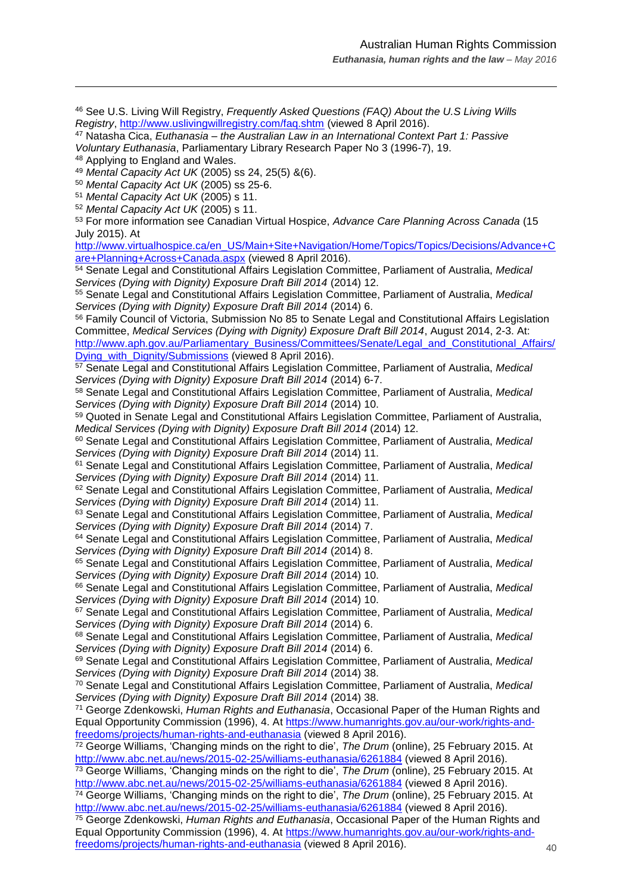[46] See U.S. Living Will Registry, *Frequently Asked Questions (FAQ) About the U.S Living Wills Registry*, http://www.uslivingwillregistry.com/faq.shtm (viewed 8 April 2016).

[47] Natasha Cica, *Euthanasia – the Australian Law in an International Context Part 1: Passive Voluntary Euthanasia*, Parliamentary Library Research Paper No 3 (1996-7), 19.

[48] Applying to England and Wales.

[49] *Mental Capacity Act UK* (2005) ss 24, 25(5) &(6).

[50] *Mental Capacity Act UK* (2005) ss 25-6.

[51] *Mental Capacity Act UK* (2005) s 11.

[52] *Mental Capacity Act UK* (2005) s 11.

[53] For more information see Canadian Virtual Hospice, *Advance Care Planning Across Canada* (15 July 2015). At http://www.virtualhospice.ca/en_US/Main+Site+Navigation/Home/Topics/Topics/Decisions/Advance+Care+Planning+Across+Canada.aspx (viewed 8 April 2016).

[54] Senate Legal and Constitutional Affairs Legislation Committee, Parliament of Australia, *Medical Services (Dying with Dignity) Exposure Draft Bill 2014* (2014) 12.

[55] Senate Legal and Constitutional Affairs Legislation Committee, Parliament of Australia, *Medical Services (Dying with Dignity) Exposure Draft Bill 2014* (2014) 6.

[56] Family Council of Victoria, Submission No 85 to Senate Legal and Constitutional Affairs Legislation Committee, *Medical Services (Dying with Dignity) Exposure Draft Bill 2014*, August 2014, 2-3. At: http://www.aph.gov.au/Parliamentary_Business/Committees/Senate/Legal_and_Constitutional_Affairs/Dying_with_Dignity/Submissions (viewed 8 April 2016).

[57] Senate Legal and Constitutional Affairs Legislation Committee, Parliament of Australia, *Medical Services (Dying with Dignity) Exposure Draft Bill 2014* (2014) 6-7.

[58] Senate Legal and Constitutional Affairs Legislation Committee, Parliament of Australia, *Medical Services (Dying with Dignity) Exposure Draft Bill 2014* (2014) 10.

[59] Quoted in Senate Legal and Constitutional Affairs Legislation Committee, Parliament of Australia, *Medical Services (Dying with Dignity) Exposure Draft Bill 2014* (2014) 12.

[60] Senate Legal and Constitutional Affairs Legislation Committee, Parliament of Australia, *Medical Services (Dying with Dignity) Exposure Draft Bill 2014* (2014) 11.

[61] Senate Legal and Constitutional Affairs Legislation Committee, Parliament of Australia, *Medical Services (Dying with Dignity) Exposure Draft Bill 2014* (2014) 11.

[62] Senate Legal and Constitutional Affairs Legislation Committee, Parliament of Australia, *Medical Services (Dying with Dignity) Exposure Draft Bill 2014* (2014) 11.

[63] Senate Legal and Constitutional Affairs Legislation Committee, Parliament of Australia, *Medical Services (Dying with Dignity) Exposure Draft Bill 2014* (2014) 7.

[64] Senate Legal and Constitutional Affairs Legislation Committee, Parliament of Australia, *Medical Services (Dying with Dignity) Exposure Draft Bill 2014* (2014) 8.

[65] Senate Legal and Constitutional Affairs Legislation Committee, Parliament of Australia, *Medical Services (Dying with Dignity) Exposure Draft Bill 2014* (2014) 10.

[66] Senate Legal and Constitutional Affairs Legislation Committee, Parliament of Australia, *Medical Services (Dying with Dignity) Exposure Draft Bill 2014* (2014) 10.

[67] Senate Legal and Constitutional Affairs Legislation Committee, Parliament of Australia, *Medical Services (Dying with Dignity) Exposure Draft Bill 2014* (2014) 6.

[68] Senate Legal and Constitutional Affairs Legislation Committee, Parliament of Australia, *Medical Services (Dying with Dignity) Exposure Draft Bill 2014* (2014) 6.

[69] Senate Legal and Constitutional Affairs Legislation Committee, Parliament of Australia, *Medical Services (Dying with Dignity) Exposure Draft Bill 2014* (2014) 38.

[70] Senate Legal and Constitutional Affairs Legislation Committee, Parliament of Australia, *Medical Services (Dying with Dignity) Exposure Draft Bill 2014* (2014) 38.

[71] George Zdenkowski, *Human Rights and Euthanasia*, Occasional Paper of the Human Rights and Equal Opportunity Commission (1996), 4. At https://www.humanrights.gov.au/our-work/rights-and-freedoms/projects/human-rights-and-euthanasia (viewed 8 April 2016).

[72] George Williams, 'Changing minds on the right to die', *The Drum* (online), 25 February 2015. At http://www.abc.net.au/news/2015-02-25/williams-euthanasia/6261884 (viewed 8 April 2016).

[73] George Williams, 'Changing minds on the right to die', *The Drum* (online), 25 February 2015. At http://www.abc.net.au/news/2015-02-25/williams-euthanasia/6261884 (viewed 8 April 2016).

[74] George Williams, 'Changing minds on the right to die', *The Drum* (online), 25 February 2015. At http://www.abc.net.au/news/2015-02-25/williams-euthanasia/6261884 (viewed 8 April 2016).

[75] George Zdenkowski, *Human Rights and Euthanasia*, Occasional Paper of the Human Rights and Equal Opportunity Commission (1996), 4. At https://www.humanrights.gov.au/our-work/rights-and-freedoms/projects/human-rights-and-euthanasia (viewed 8 April 2016).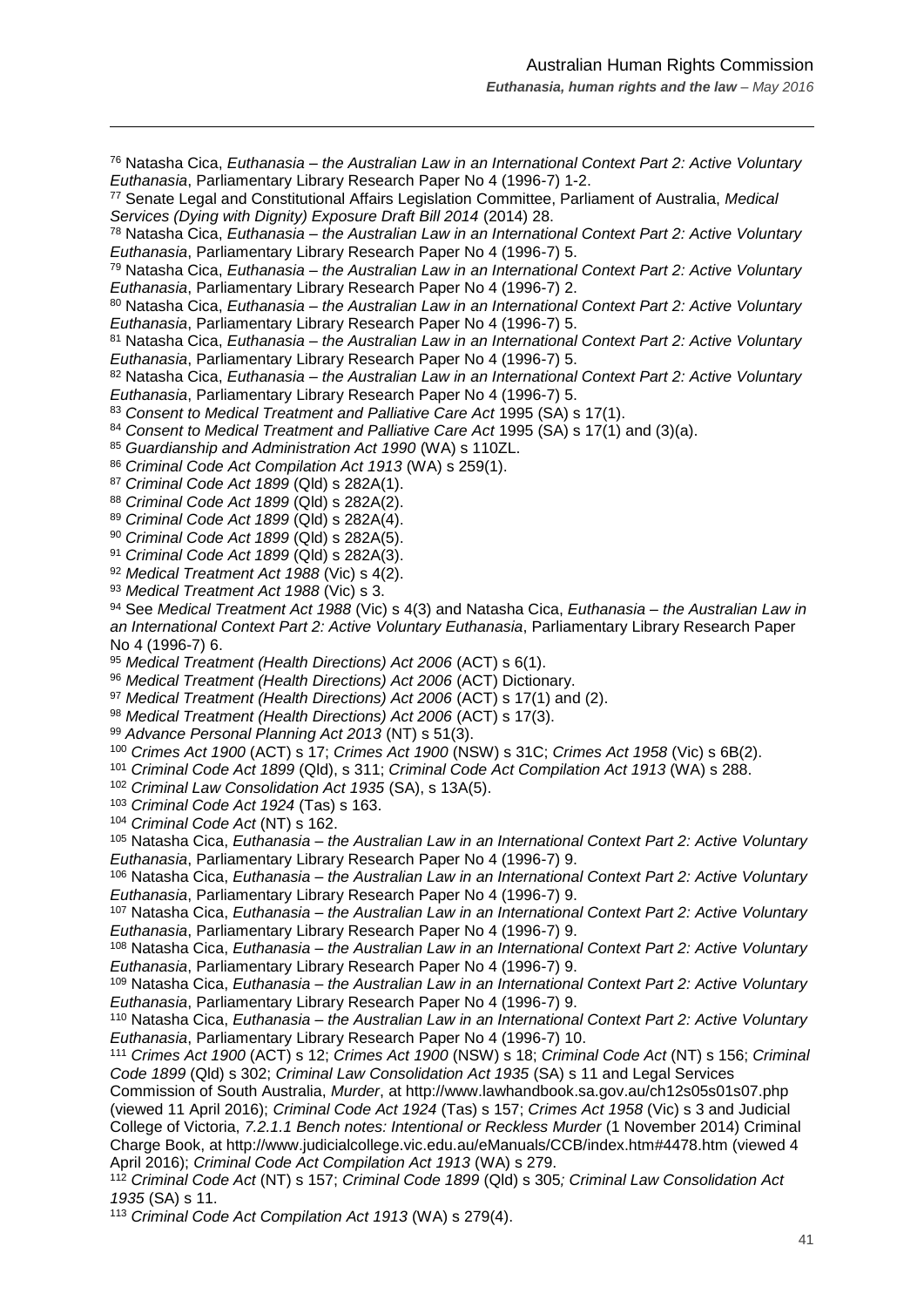[76] Natasha Cica, *Euthanasia – the Australian Law in an International Context Part 2: Active Voluntary Euthanasia*, Parliamentary Library Research Paper No 4 (1996-7) 1-2.

[77] Senate Legal and Constitutional Affairs Legislation Committee, Parliament of Australia, *Medical Services (Dying with Dignity) Exposure Draft Bill 2014* (2014) 28.

[78] Natasha Cica, *Euthanasia – the Australian Law in an International Context Part 2: Active Voluntary Euthanasia*, Parliamentary Library Research Paper No 4 (1996-7) 5.

[79] Natasha Cica, *Euthanasia – the Australian Law in an International Context Part 2: Active Voluntary Euthanasia*, Parliamentary Library Research Paper No 4 (1996-7) 2.

[80] Natasha Cica, *Euthanasia – the Australian Law in an International Context Part 2: Active Voluntary Euthanasia*, Parliamentary Library Research Paper No 4 (1996-7) 5.

[81] Natasha Cica, *Euthanasia – the Australian Law in an International Context Part 2: Active Voluntary Euthanasia*, Parliamentary Library Research Paper No 4 (1996-7) 5.

[82] Natasha Cica, *Euthanasia – the Australian Law in an International Context Part 2: Active Voluntary Euthanasia*, Parliamentary Library Research Paper No 4 (1996-7) 5.

[83] *Consent to Medical Treatment and Palliative Care Act* 1995 (SA) s 17(1).

[84] *Consent to Medical Treatment and Palliative Care Act* 1995 (SA) s 17(1) and (3)(a).

[85] *Guardianship and Administration Act 1990* (WA) s 110ZL.

[86] *Criminal Code Act Compilation Act 1913* (WA) s 259(1).

[87] *Criminal Code Act 1899* (Qld) s 282A(1).

[88] *Criminal Code Act 1899* (Qld) s 282A(2).

[89] *Criminal Code Act 1899* (Qld) s 282A(4).

[90] *Criminal Code Act 1899* (Qld) s 282A(5).

[91] *Criminal Code Act 1899* (Qld) s 282A(3).

[92] *Medical Treatment Act 1988* (Vic) s 4(2).

[93] *Medical Treatment Act 1988* (Vic) s 3.

[94] See *Medical Treatment Act 1988* (Vic) s 4(3) and Natasha Cica, *Euthanasia – the Australian Law in an International Context Part 2: Active Voluntary Euthanasia*, Parliamentary Library Research Paper No 4 (1996-7) 6.

[95] *Medical Treatment (Health Directions) Act 2006* (ACT) s 6(1).

[96] *Medical Treatment (Health Directions) Act 2006* (ACT) Dictionary.

[97] *Medical Treatment (Health Directions) Act 2006* (ACT) s 17(1) and (2).

[98] *Medical Treatment (Health Directions) Act 2006* (ACT) s 17(3).

[99] *Advance Personal Planning Act 2013* (NT) s 51(3).

[100] *Crimes Act 1900* (ACT) s 17; *Crimes Act 1900* (NSW) s 31C; *Crimes Act 1958* (Vic) s 6B(2).

[101] *Criminal Code Act 1899* (Qld), s 311; *Criminal Code Act Compilation Act 1913* (WA) s 288.

[102] *Criminal Law Consolidation Act 1935* (SA), s 13A(5).

[103] *Criminal Code Act 1924* (Tas) s 163.

[104] *Criminal Code Act* (NT) s 162.

[105] Natasha Cica, *Euthanasia – the Australian Law in an International Context Part 2: Active Voluntary Euthanasia*, Parliamentary Library Research Paper No 4 (1996-7) 9.

[106] Natasha Cica, *Euthanasia – the Australian Law in an International Context Part 2: Active Voluntary Euthanasia*, Parliamentary Library Research Paper No 4 (1996-7) 9.

[107] Natasha Cica, *Euthanasia – the Australian Law in an International Context Part 2: Active Voluntary Euthanasia*, Parliamentary Library Research Paper No 4 (1996-7) 9.

[108] Natasha Cica, *Euthanasia – the Australian Law in an International Context Part 2: Active Voluntary Euthanasia*, Parliamentary Library Research Paper No 4 (1996-7) 9.

[109] Natasha Cica, *Euthanasia – the Australian Law in an International Context Part 2: Active Voluntary Euthanasia*, Parliamentary Library Research Paper No 4 (1996-7) 9.

[110] Natasha Cica, *Euthanasia – the Australian Law in an International Context Part 2: Active Voluntary Euthanasia*, Parliamentary Library Research Paper No 4 (1996-7) 10.

[111] *Crimes Act 1900* (ACT) s 12; *Crimes Act 1900* (NSW) s 18; *Criminal Code Act* (NT) s 156; *Criminal Code 1899* (Qld) s 302; *Criminal Law Consolidation Act 1935* (SA) s 11 and Legal Services Commission of South Australia, *Murder*, at http://www.lawhandbook.sa.gov.au/ch12s05s01s07.php (viewed 11 April 2016); *Criminal Code Act 1924* (Tas) s 157; *Crimes Act 1958* (Vic) s 3 and Judicial College of Victoria, *7.2.1.1 Bench notes: Intentional or Reckless Murder* (1 November 2014) Criminal Charge Book, at http://www.judicialcollege.vic.edu.au/eManuals/CCB/index.htm#4478.htm (viewed 4 April 2016); *Criminal Code Act Compilation Act 1913* (WA) s 279.

[112] *Criminal Code Act* (NT) s 157; *Criminal Code 1899* (Qld) s 305*; Criminal Law Consolidation Act 1935* (SA) s 11.

[113] *Criminal Code Act Compilation Act 1913* (WA) s 279(4).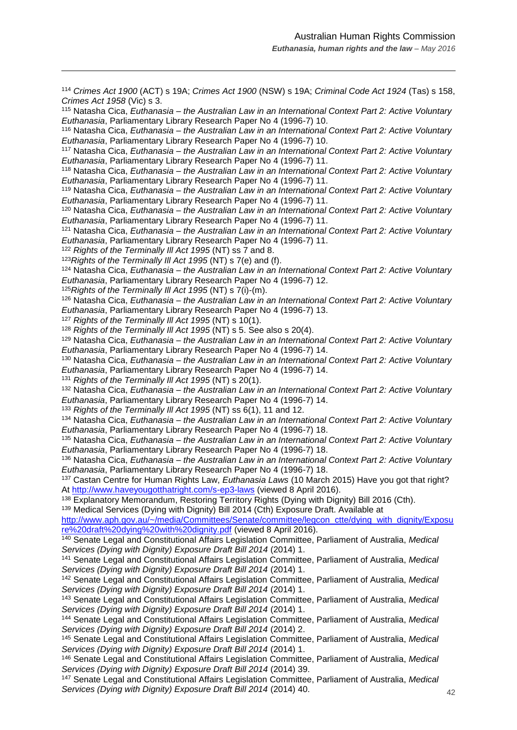[114] *Crimes Act 1900* (ACT) s 19A; *Crimes Act 1900* (NSW) s 19A; *Criminal Code Act 1924* (Tas) s 158, *Crimes Act 1958* (Vic) s 3.

[115] Natasha Cica, *Euthanasia – the Australian Law in an International Context Part 2: Active Voluntary Euthanasia*, Parliamentary Library Research Paper No 4 (1996-7) 10.

[116] Natasha Cica, *Euthanasia – the Australian Law in an International Context Part 2: Active Voluntary Euthanasia*, Parliamentary Library Research Paper No 4 (1996-7) 10.

[117] Natasha Cica, *Euthanasia – the Australian Law in an International Context Part 2: Active Voluntary Euthanasia*, Parliamentary Library Research Paper No 4 (1996-7) 11.

[118] Natasha Cica, *Euthanasia – the Australian Law in an International Context Part 2: Active Voluntary Euthanasia*, Parliamentary Library Research Paper No 4 (1996-7) 11.

[119] Natasha Cica, *Euthanasia – the Australian Law in an International Context Part 2: Active Voluntary Euthanasia*, Parliamentary Library Research Paper No 4 (1996-7) 11.

[120] Natasha Cica, *Euthanasia – the Australian Law in an International Context Part 2: Active Voluntary Euthanasia*, Parliamentary Library Research Paper No 4 (1996-7) 11.

[121] Natasha Cica, *Euthanasia – the Australian Law in an International Context Part 2: Active Voluntary Euthanasia*, Parliamentary Library Research Paper No 4 (1996-7) 11.

[122] *Rights of the Terminally Ill Act 1995* (NT) ss 7 and 8.

[123] *Rights of the Terminally Ill Act 1995* (NT) s 7(e) and (f).

[124] Natasha Cica, *Euthanasia – the Australian Law in an International Context Part 2: Active Voluntary Euthanasia*, Parliamentary Library Research Paper No 4 (1996-7) 12.

[125] *Rights of the Terminally Ill Act 1995* (NT) s 7(i)-(m).

[126] Natasha Cica, *Euthanasia – the Australian Law in an International Context Part 2: Active Voluntary Euthanasia*, Parliamentary Library Research Paper No 4 (1996-7) 13.

[127] *Rights of the Terminally Ill Act 1995* (NT) s 10(1).

[128] *Rights of the Terminally Ill Act 1995* (NT) s 5. See also s 20(4).

[129] Natasha Cica, *Euthanasia – the Australian Law in an International Context Part 2: Active Voluntary Euthanasia*, Parliamentary Library Research Paper No 4 (1996-7) 14.

[130] Natasha Cica, *Euthanasia – the Australian Law in an International Context Part 2: Active Voluntary Euthanasia*, Parliamentary Library Research Paper No 4 (1996-7) 14.

[131] *Rights of the Terminally Ill Act 1995* (NT) s 20(1).

[132] Natasha Cica, *Euthanasia – the Australian Law in an International Context Part 2: Active Voluntary Euthanasia*, Parliamentary Library Research Paper No 4 (1996-7) 14.

[133] *Rights of the Terminally Ill Act 1995* (NT) ss 6(1), 11 and 12.

[134] Natasha Cica, *Euthanasia – the Australian Law in an International Context Part 2: Active Voluntary Euthanasia*, Parliamentary Library Research Paper No 4 (1996-7) 18.

[135] Natasha Cica, *Euthanasia – the Australian Law in an International Context Part 2: Active Voluntary Euthanasia*, Parliamentary Library Research Paper No 4 (1996-7) 18.

[136] Natasha Cica, *Euthanasia – the Australian Law in an International Context Part 2: Active Voluntary Euthanasia*, Parliamentary Library Research Paper No 4 (1996-7) 18.

[137] Castan Centre for Human Rights Law, *Euthanasia Laws* (10 March 2015) Have you got that right? At http://www.haveyougotthatright.com/s-ep3-laws (viewed 8 April 2016).

[138] Explanatory Memorandum, Restoring Territory Rights (Dying with Dignity) Bill 2016 (Cth).

[139] Medical Services (Dying with Dignity) Bill 2014 (Cth) Exposure Draft. Available at http://www.aph.gov.au/~/media/Committees/Senate/committee/legcon_ctte/dying_with_dignity/Exposure%20draft%20dying%20with%20dignity.pdf (viewed 8 April 2016).

[140] Senate Legal and Constitutional Affairs Legislation Committee, Parliament of Australia, *Medical Services (Dying with Dignity) Exposure Draft Bill 2014* (2014) 1.

[141] Senate Legal and Constitutional Affairs Legislation Committee, Parliament of Australia, *Medical Services (Dying with Dignity) Exposure Draft Bill 2014* (2014) 1.

[142] Senate Legal and Constitutional Affairs Legislation Committee, Parliament of Australia, *Medical Services (Dying with Dignity) Exposure Draft Bill 2014* (2014) 1.

[143] Senate Legal and Constitutional Affairs Legislation Committee, Parliament of Australia, *Medical Services (Dying with Dignity) Exposure Draft Bill 2014* (2014) 1.

[144] Senate Legal and Constitutional Affairs Legislation Committee, Parliament of Australia, *Medical Services (Dying with Dignity) Exposure Draft Bill 2014* (2014) 2.

[145] Senate Legal and Constitutional Affairs Legislation Committee, Parliament of Australia, *Medical Services (Dying with Dignity) Exposure Draft Bill 2014* (2014) 1.

[146] Senate Legal and Constitutional Affairs Legislation Committee, Parliament of Australia, *Medical Services (Dying with Dignity) Exposure Draft Bill 2014* (2014) 39.

[147] Senate Legal and Constitutional Affairs Legislation Committee, Parliament of Australia, *Medical Services (Dying with Dignity) Exposure Draft Bill 2014* (2014) 40.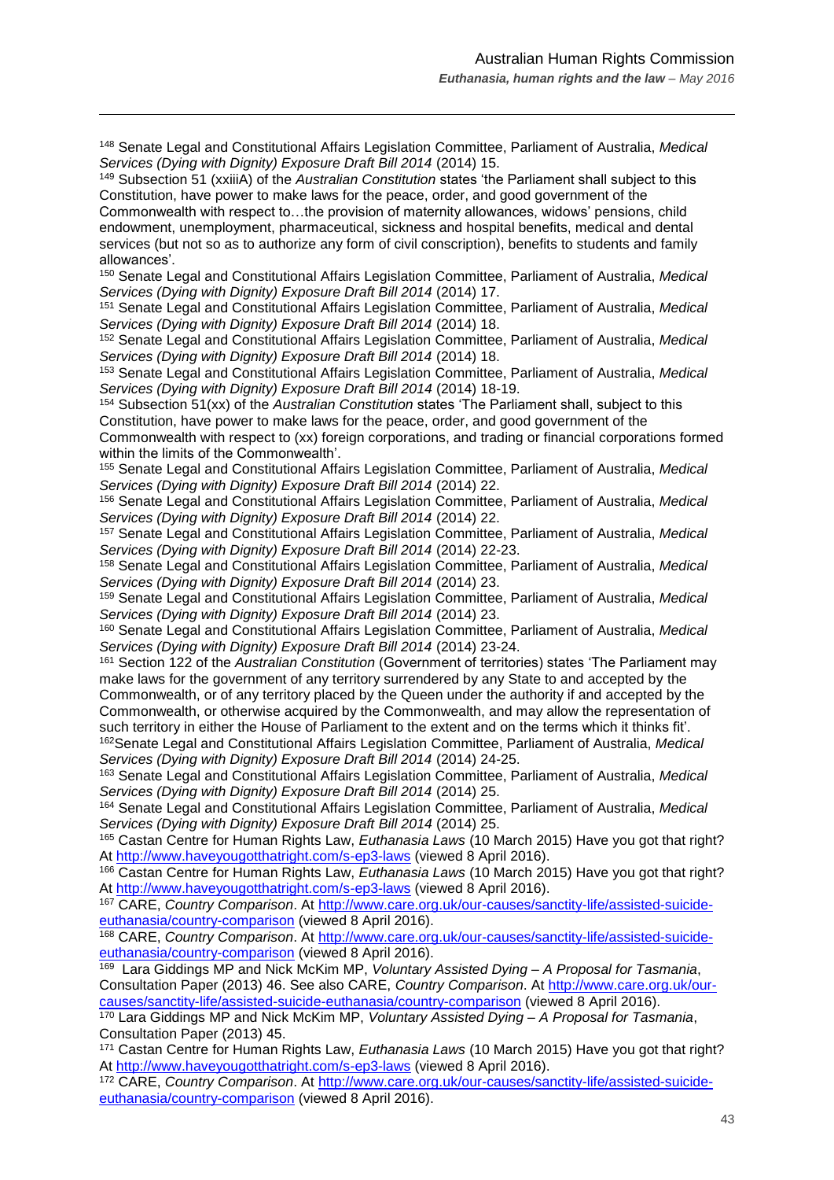[148] Senate Legal and Constitutional Affairs Legislation Committee, Parliament of Australia, *Medical Services (Dying with Dignity) Exposure Draft Bill 2014* (2014) 15.

[149] Subsection 51 (xxiiiA) of the *Australian Constitution* states 'the Parliament shall subject to this Constitution, have power to make laws for the peace, order, and good government of the Commonwealth with respect to…the provision of maternity allowances, widows' pensions, child endowment, unemployment, pharmaceutical, sickness and hospital benefits, medical and dental services (but not so as to authorize any form of civil conscription), benefits to students and family allowances'.

[150] Senate Legal and Constitutional Affairs Legislation Committee, Parliament of Australia, *Medical Services (Dying with Dignity) Exposure Draft Bill 2014* (2014) 17.

[151] Senate Legal and Constitutional Affairs Legislation Committee, Parliament of Australia, *Medical Services (Dying with Dignity) Exposure Draft Bill 2014* (2014) 18.

[152] Senate Legal and Constitutional Affairs Legislation Committee, Parliament of Australia, *Medical Services (Dying with Dignity) Exposure Draft Bill 2014* (2014) 18.

[153] Senate Legal and Constitutional Affairs Legislation Committee, Parliament of Australia, *Medical Services (Dying with Dignity) Exposure Draft Bill 2014* (2014) 18-19.

[154] Subsection 51(xx) of the *Australian Constitution* states 'The Parliament shall, subject to this Constitution, have power to make laws for the peace, order, and good government of the Commonwealth with respect to (xx) foreign corporations, and trading or financial corporations formed within the limits of the Commonwealth'.

[155] Senate Legal and Constitutional Affairs Legislation Committee, Parliament of Australia, *Medical Services (Dying with Dignity) Exposure Draft Bill 2014* (2014) 22.

[156] Senate Legal and Constitutional Affairs Legislation Committee, Parliament of Australia, *Medical Services (Dying with Dignity) Exposure Draft Bill 2014* (2014) 22.

[157] Senate Legal and Constitutional Affairs Legislation Committee, Parliament of Australia, *Medical Services (Dying with Dignity) Exposure Draft Bill 2014* (2014) 22-23.

[158] Senate Legal and Constitutional Affairs Legislation Committee, Parliament of Australia, *Medical Services (Dying with Dignity) Exposure Draft Bill 2014* (2014) 23.

[159] Senate Legal and Constitutional Affairs Legislation Committee, Parliament of Australia, *Medical Services (Dying with Dignity) Exposure Draft Bill 2014* (2014) 23.

[160] Senate Legal and Constitutional Affairs Legislation Committee, Parliament of Australia, *Medical Services (Dying with Dignity) Exposure Draft Bill 2014* (2014) 23-24.

[161] Section 122 of the *Australian Constitution* (Government of territories) states 'The Parliament may make laws for the government of any territory surrendered by any State to and accepted by the Commonwealth, or of any territory placed by the Queen under the authority if and accepted by the Commonwealth, or otherwise acquired by the Commonwealth, and may allow the representation of such territory in either the House of Parliament to the extent and on the terms which it thinks fit'.

[162]Senate Legal and Constitutional Affairs Legislation Committee, Parliament of Australia, *Medical Services (Dying with Dignity) Exposure Draft Bill 2014* (2014) 24-25.

[163] Senate Legal and Constitutional Affairs Legislation Committee, Parliament of Australia, *Medical Services (Dying with Dignity) Exposure Draft Bill 2014* (2014) 25.

[164] Senate Legal and Constitutional Affairs Legislation Committee, Parliament of Australia, *Medical Services (Dying with Dignity) Exposure Draft Bill 2014* (2014) 25.

[165] Castan Centre for Human Rights Law, *Euthanasia Laws* (10 March 2015) Have you got that right? At http://www.haveyougotthatright.com/s-ep3-laws (viewed 8 April 2016).

[166] Castan Centre for Human Rights Law, *Euthanasia Laws* (10 March 2015) Have you got that right? At http://www.haveyougotthatright.com/s-ep3-laws (viewed 8 April 2016).

[167] CARE, *Country Comparison*. At http://www.care.org.uk/our-causes/sanctity-life/assisted-suicide-euthanasia/country-comparison (viewed 8 April 2016).

[168] CARE, *Country Comparison*. At http://www.care.org.uk/our-causes/sanctity-life/assisted-suicide-euthanasia/country-comparison (viewed 8 April 2016).

[169] Lara Giddings MP and Nick McKim MP, *Voluntary Assisted Dying – A Proposal for Tasmania*, Consultation Paper (2013) 46. See also CARE, *Country Comparison*. At http://www.care.org.uk/our-causes/sanctity-life/assisted-suicide-euthanasia/country-comparison (viewed 8 April 2016).

[170] Lara Giddings MP and Nick McKim MP, *Voluntary Assisted Dying – A Proposal for Tasmania*, Consultation Paper (2013) 45.

[171] Castan Centre for Human Rights Law, *Euthanasia Laws* (10 March 2015) Have you got that right? At http://www.haveyougotthatright.com/s-ep3-laws (viewed 8 April 2016).

[172] CARE, *Country Comparison*. At http://www.care.org.uk/our-causes/sanctity-life/assisted-suicide-euthanasia/country-comparison (viewed 8 April 2016).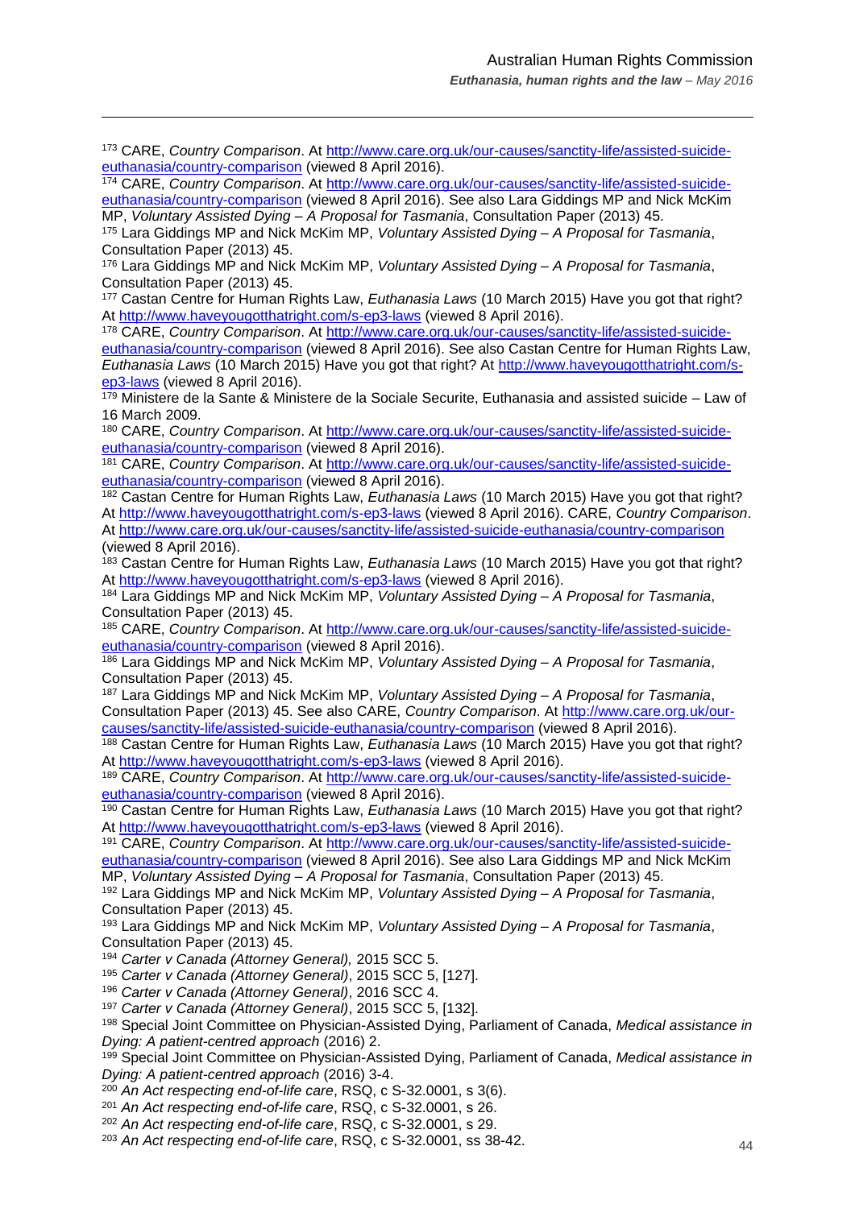[173] CARE, *Country Comparison*. At http://www.care.org.uk/our-causes/sanctity-life/assisted-suicide-euthanasia/country-comparison (viewed 8 April 2016).

[174] CARE, *Country Comparison*. At http://www.care.org.uk/our-causes/sanctity-life/assisted-suicide-euthanasia/country-comparison (viewed 8 April 2016). See also Lara Giddings MP and Nick McKim MP, *Voluntary Assisted Dying – A Proposal for Tasmania*, Consultation Paper (2013) 45.

[175] Lara Giddings MP and Nick McKim MP, *Voluntary Assisted Dying – A Proposal for Tasmania*, Consultation Paper (2013) 45.

[176] Lara Giddings MP and Nick McKim MP, *Voluntary Assisted Dying – A Proposal for Tasmania*, Consultation Paper (2013) 45.

[177] Castan Centre for Human Rights Law, *Euthanasia Laws* (10 March 2015) Have you got that right? At http://www.haveyougotthatright.com/s-ep3-laws (viewed 8 April 2016).

[178] CARE, *Country Comparison*. At http://www.care.org.uk/our-causes/sanctity-life/assisted-suicide-euthanasia/country-comparison (viewed 8 April 2016). See also Castan Centre for Human Rights Law, *Euthanasia Laws* (10 March 2015) Have you got that right? At http://www.haveyougotthatright.com/s-ep3-laws (viewed 8 April 2016).

[179] Ministere de la Sante & Ministere de la Sociale Securite, Euthanasia and assisted suicide – Law of 16 March 2009.

[180] CARE, *Country Comparison*. At http://www.care.org.uk/our-causes/sanctity-life/assisted-suicide-euthanasia/country-comparison (viewed 8 April 2016).

[181] CARE, *Country Comparison*. At http://www.care.org.uk/our-causes/sanctity-life/assisted-suicide-euthanasia/country-comparison (viewed 8 April 2016).

[182] Castan Centre for Human Rights Law, *Euthanasia Laws* (10 March 2015) Have you got that right? At http://www.haveyougotthatright.com/s-ep3-laws (viewed 8 April 2016). CARE, *Country Comparison*. At http://www.care.org.uk/our-causes/sanctity-life/assisted-suicide-euthanasia/country-comparison (viewed 8 April 2016).

[183] Castan Centre for Human Rights Law, *Euthanasia Laws* (10 March 2015) Have you got that right? At http://www.haveyougotthatright.com/s-ep3-laws (viewed 8 April 2016).

[184] Lara Giddings MP and Nick McKim MP, *Voluntary Assisted Dying – A Proposal for Tasmania*, Consultation Paper (2013) 45.

[185] CARE, *Country Comparison*. At http://www.care.org.uk/our-causes/sanctity-life/assisted-suicide-euthanasia/country-comparison (viewed 8 April 2016).

[186] Lara Giddings MP and Nick McKim MP, *Voluntary Assisted Dying – A Proposal for Tasmania*, Consultation Paper (2013) 45.

[187] Lara Giddings MP and Nick McKim MP, *Voluntary Assisted Dying – A Proposal for Tasmania*, Consultation Paper (2013) 45. See also CARE, *Country Comparison*. At http://www.care.org.uk/our-causes/sanctity-life/assisted-suicide-euthanasia/country-comparison (viewed 8 April 2016).

[188] Castan Centre for Human Rights Law, *Euthanasia Laws* (10 March 2015) Have you got that right? At http://www.haveyougotthatright.com/s-ep3-laws (viewed 8 April 2016).

[189] CARE, *Country Comparison*. At http://www.care.org.uk/our-causes/sanctity-life/assisted-suicide-euthanasia/country-comparison (viewed 8 April 2016).

[190] Castan Centre for Human Rights Law, *Euthanasia Laws* (10 March 2015) Have you got that right? At http://www.haveyougotthatright.com/s-ep3-laws (viewed 8 April 2016).

[191] CARE, *Country Comparison*. At http://www.care.org.uk/our-causes/sanctity-life/assisted-suicide-euthanasia/country-comparison (viewed 8 April 2016). See also Lara Giddings MP and Nick McKim MP, *Voluntary Assisted Dying – A Proposal for Tasmania*, Consultation Paper (2013) 45.

[192] Lara Giddings MP and Nick McKim MP, *Voluntary Assisted Dying – A Proposal for Tasmania*, Consultation Paper (2013) 45.

[193] Lara Giddings MP and Nick McKim MP, *Voluntary Assisted Dying – A Proposal for Tasmania*, Consultation Paper (2013) 45.

[194] *Carter v Canada (Attorney General),* 2015 SCC 5.

[195] *Carter v Canada (Attorney General)*, 2015 SCC 5, [127].

[196] *Carter v Canada (Attorney General)*, 2016 SCC 4.

[197] *Carter v Canada (Attorney General)*, 2015 SCC 5, [132].

[198] Special Joint Committee on Physician-Assisted Dying, Parliament of Canada, *Medical assistance in Dying: A patient-centred approach* (2016) 2.

[199] Special Joint Committee on Physician-Assisted Dying, Parliament of Canada, *Medical assistance in Dying: A patient-centred approach* (2016) 3-4.

[200] *An Act respecting end-of-life care*, RSQ, c S-32.0001, s 3(6).

[201] *An Act respecting end-of-life care*, RSQ, c S-32.0001, s 26.

[202] *An Act respecting end-of-life care*, RSQ, c S-32.0001, s 29.

[203] *An Act respecting end-of-life care*, RSQ, c S-32.0001, ss 38-42.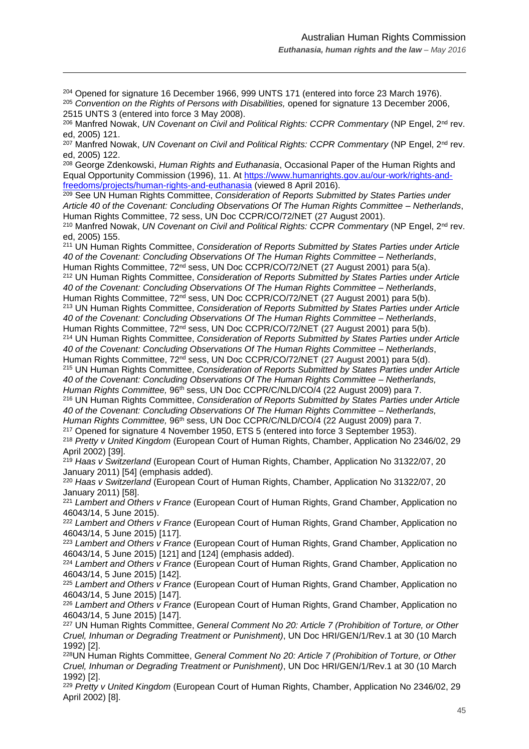[204] Opened for signature 16 December 1966, 999 UNTS 171 (entered into force 23 March 1976).

[205] *Convention on the Rights of Persons with Disabilities,* opened for signature 13 December 2006, 2515 UNTS 3 (entered into force 3 May 2008).

[206] Manfred Nowak, *UN Covenant on Civil and Political Rights: CCPR Commentary* (NP Engel, 2nd rev. ed, 2005) 121.

[207] Manfred Nowak, *UN Covenant on Civil and Political Rights: CCPR Commentary* (NP Engel, 2nd rev. ed, 2005) 122.

[208] George Zdenkowski, *Human Rights and Euthanasia*, Occasional Paper of the Human Rights and Equal Opportunity Commission (1996), 11. At https://www.humanrights.gov.au/our-work/rights-and-freedoms/projects/human-rights-and-euthanasia (viewed 8 April 2016).

[209] See UN Human Rights Committee, *Consideration of Reports Submitted by States Parties under Article 40 of the Covenant: Concluding Observations Of The Human Rights Committee – Netherlands*, Human Rights Committee, 72 sess, UN Doc CCPR/CO/72/NET (27 August 2001).

[210] Manfred Nowak, *UN Covenant on Civil and Political Rights: CCPR Commentary* (NP Engel, 2nd rev. ed, 2005) 155.

[211] UN Human Rights Committee, *Consideration of Reports Submitted by States Parties under Article 40 of the Covenant: Concluding Observations Of The Human Rights Committee – Netherlands*, Human Rights Committee, 72nd sess, UN Doc CCPR/CO/72/NET (27 August 2001) para 5(a).

[212] UN Human Rights Committee, *Consideration of Reports Submitted by States Parties under Article 40 of the Covenant: Concluding Observations Of The Human Rights Committee – Netherlands*, Human Rights Committee, 72nd sess, UN Doc CCPR/CO/72/NET (27 August 2001) para 5(b).

[213] UN Human Rights Committee, *Consideration of Reports Submitted by States Parties under Article 40 of the Covenant: Concluding Observations Of The Human Rights Committee – Netherlands*, Human Rights Committee, 72nd sess, UN Doc CCPR/CO/72/NET (27 August 2001) para 5(b).

[214] UN Human Rights Committee, *Consideration of Reports Submitted by States Parties under Article 40 of the Covenant: Concluding Observations Of The Human Rights Committee – Netherlands*, Human Rights Committee, 72nd sess, UN Doc CCPR/CO/72/NET (27 August 2001) para 5(d).

[215] UN Human Rights Committee, *Consideration of Reports Submitted by States Parties under Article 40 of the Covenant: Concluding Observations Of The Human Rights Committee – Netherlands, Human Rights Committee,* 96th sess, UN Doc CCPR/C/NLD/CO/4 (22 August 2009) para 7.

[216] UN Human Rights Committee, *Consideration of Reports Submitted by States Parties under Article 40 of the Covenant: Concluding Observations Of The Human Rights Committee – Netherlands, Human Rights Committee,* 96th sess, UN Doc CCPR/C/NLD/CO/4 (22 August 2009) para 7.

[217] Opened for signature 4 November 1950, ETS 5 (entered into force 3 September 1953).

[218] *Pretty v United Kingdom* (European Court of Human Rights, Chamber, Application No 2346/02, 29 April 2002) [39].

[219] *Haas v Switzerland* (European Court of Human Rights, Chamber, Application No 31322/07, 20 January 2011) [54] (emphasis added).

[220] *Haas v Switzerland* (European Court of Human Rights, Chamber, Application No 31322/07, 20 January 2011) [58].

[221] *Lambert and Others v France* (European Court of Human Rights, Grand Chamber, Application no 46043/14, 5 June 2015).

[222] *Lambert and Others v France* (European Court of Human Rights, Grand Chamber, Application no 46043/14, 5 June 2015) [117].

[223] *Lambert and Others v France* (European Court of Human Rights, Grand Chamber, Application no 46043/14, 5 June 2015) [121] and [124] (emphasis added).

[224] *Lambert and Others v France* (European Court of Human Rights, Grand Chamber, Application no 46043/14, 5 June 2015) [142].

[225] *Lambert and Others v France* (European Court of Human Rights, Grand Chamber, Application no 46043/14, 5 June 2015) [147].

[226] *Lambert and Others v France* (European Court of Human Rights, Grand Chamber, Application no 46043/14, 5 June 2015) [147].

[227] UN Human Rights Committee, *General Comment No 20: Article 7 (Prohibition of Torture, or Other Cruel, Inhuman or Degrading Treatment or Punishment)*, UN Doc HRI/GEN/1/Rev.1 at 30 (10 March 1992) [2].

[228] UN Human Rights Committee, *General Comment No 20: Article 7 (Prohibition of Torture, or Other Cruel, Inhuman or Degrading Treatment or Punishment)*, UN Doc HRI/GEN/1/Rev.1 at 30 (10 March 1992) [2].

[229] *Pretty v United Kingdom* (European Court of Human Rights, Chamber, Application No 2346/02, 29 April 2002) [8].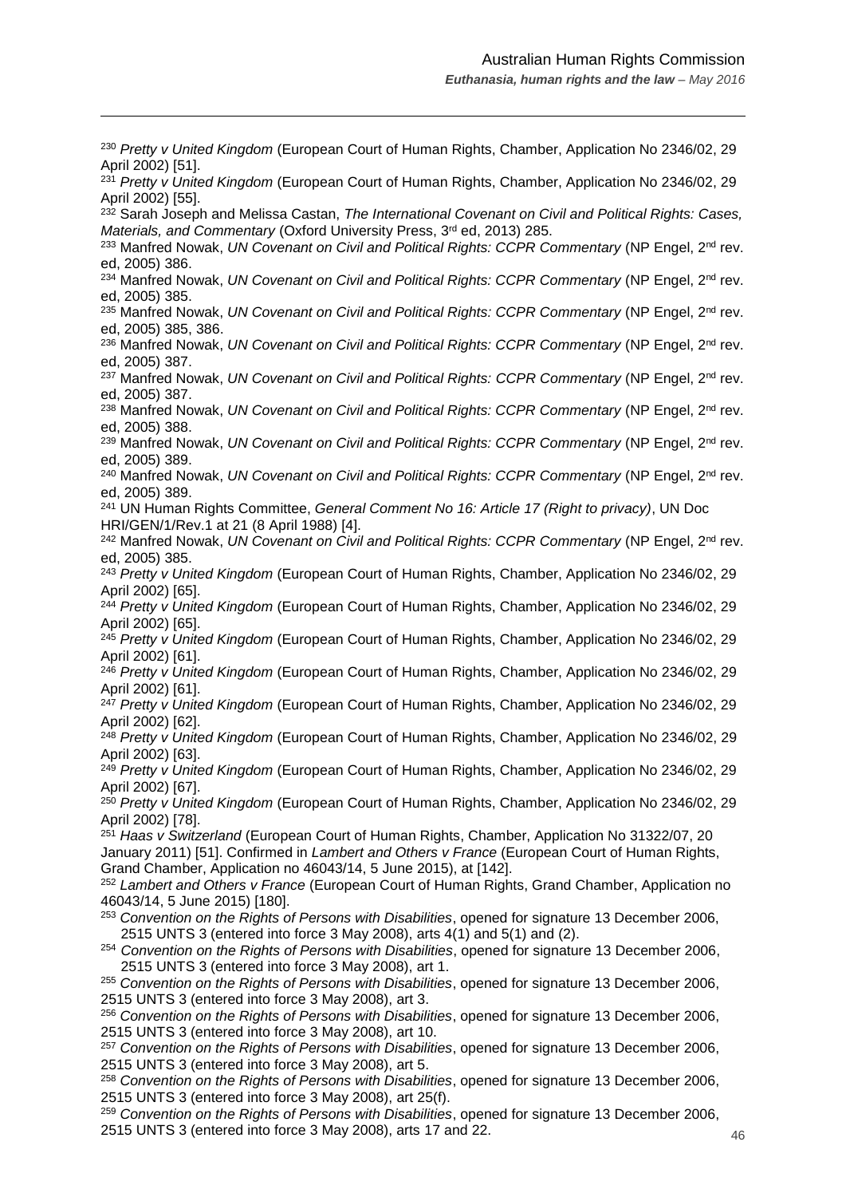[230] *Pretty v United Kingdom* (European Court of Human Rights, Chamber, Application No 2346/02, 29 April 2002) [51].

[231] *Pretty v United Kingdom* (European Court of Human Rights, Chamber, Application No 2346/02, 29 April 2002) [55].

[232] Sarah Joseph and Melissa Castan, *The International Covenant on Civil and Political Rights: Cases, Materials, and Commentary* (Oxford University Press, 3rd ed, 2013) 285.

[233] Manfred Nowak, *UN Covenant on Civil and Political Rights: CCPR Commentary* (NP Engel, 2nd rev. ed, 2005) 386.

[234] Manfred Nowak, *UN Covenant on Civil and Political Rights: CCPR Commentary* (NP Engel, 2nd rev. ed, 2005) 385.

[235] Manfred Nowak, *UN Covenant on Civil and Political Rights: CCPR Commentary* (NP Engel, 2nd rev. ed, 2005) 385, 386.

[236] Manfred Nowak, *UN Covenant on Civil and Political Rights: CCPR Commentary* (NP Engel, 2nd rev. ed, 2005) 387.

[237] Manfred Nowak, *UN Covenant on Civil and Political Rights: CCPR Commentary* (NP Engel, 2nd rev. ed, 2005) 387.

[238] Manfred Nowak, *UN Covenant on Civil and Political Rights: CCPR Commentary* (NP Engel, 2nd rev. ed, 2005) 388.

[239] Manfred Nowak, *UN Covenant on Civil and Political Rights: CCPR Commentary* (NP Engel, 2nd rev. ed, 2005) 389.

[240] Manfred Nowak, *UN Covenant on Civil and Political Rights: CCPR Commentary* (NP Engel, 2nd rev. ed, 2005) 389.

[241] UN Human Rights Committee, *General Comment No 16: Article 17 (Right to privacy)*, UN Doc HRI/GEN/1/Rev.1 at 21 (8 April 1988) [4].

[242] Manfred Nowak, *UN Covenant on Civil and Political Rights: CCPR Commentary* (NP Engel, 2nd rev. ed, 2005) 385.

[243] *Pretty v United Kingdom* (European Court of Human Rights, Chamber, Application No 2346/02, 29 April 2002) [65].

[244] *Pretty v United Kingdom* (European Court of Human Rights, Chamber, Application No 2346/02, 29 April 2002) [65].

[245] *Pretty v United Kingdom* (European Court of Human Rights, Chamber, Application No 2346/02, 29 April 2002) [61].

[246] *Pretty v United Kingdom* (European Court of Human Rights, Chamber, Application No 2346/02, 29 April 2002) [61].

[247] *Pretty v United Kingdom* (European Court of Human Rights, Chamber, Application No 2346/02, 29 April 2002) [62].

[248] *Pretty v United Kingdom* (European Court of Human Rights, Chamber, Application No 2346/02, 29 April 2002) [63].

[249] *Pretty v United Kingdom* (European Court of Human Rights, Chamber, Application No 2346/02, 29 April 2002) [67].

[250] *Pretty v United Kingdom* (European Court of Human Rights, Chamber, Application No 2346/02, 29 April 2002) [78].

[251] *Haas v Switzerland* (European Court of Human Rights, Chamber, Application No 31322/07, 20 January 2011) [51]. Confirmed in *Lambert and Others v France* (European Court of Human Rights, Grand Chamber, Application no 46043/14, 5 June 2015), at [142].

[252] *Lambert and Others v France* (European Court of Human Rights, Grand Chamber, Application no 46043/14, 5 June 2015) [180].

[253] *Convention on the Rights of Persons with Disabilities*, opened for signature 13 December 2006, 2515 UNTS 3 (entered into force 3 May 2008), arts 4(1) and 5(1) and (2).

[254] *Convention on the Rights of Persons with Disabilities*, opened for signature 13 December 2006, 2515 UNTS 3 (entered into force 3 May 2008), art 1.

[255] *Convention on the Rights of Persons with Disabilities*, opened for signature 13 December 2006, 2515 UNTS 3 (entered into force 3 May 2008), art 3.

[256] *Convention on the Rights of Persons with Disabilities*, opened for signature 13 December 2006, 2515 UNTS 3 (entered into force 3 May 2008), art 10.

[257] *Convention on the Rights of Persons with Disabilities*, opened for signature 13 December 2006, 2515 UNTS 3 (entered into force 3 May 2008), art 5.

[258] *Convention on the Rights of Persons with Disabilities*, opened for signature 13 December 2006, 2515 UNTS 3 (entered into force 3 May 2008), art 25(f).

[259] *Convention on the Rights of Persons with Disabilities*, opened for signature 13 December 2006, 2515 UNTS 3 (entered into force 3 May 2008), arts 17 and 22.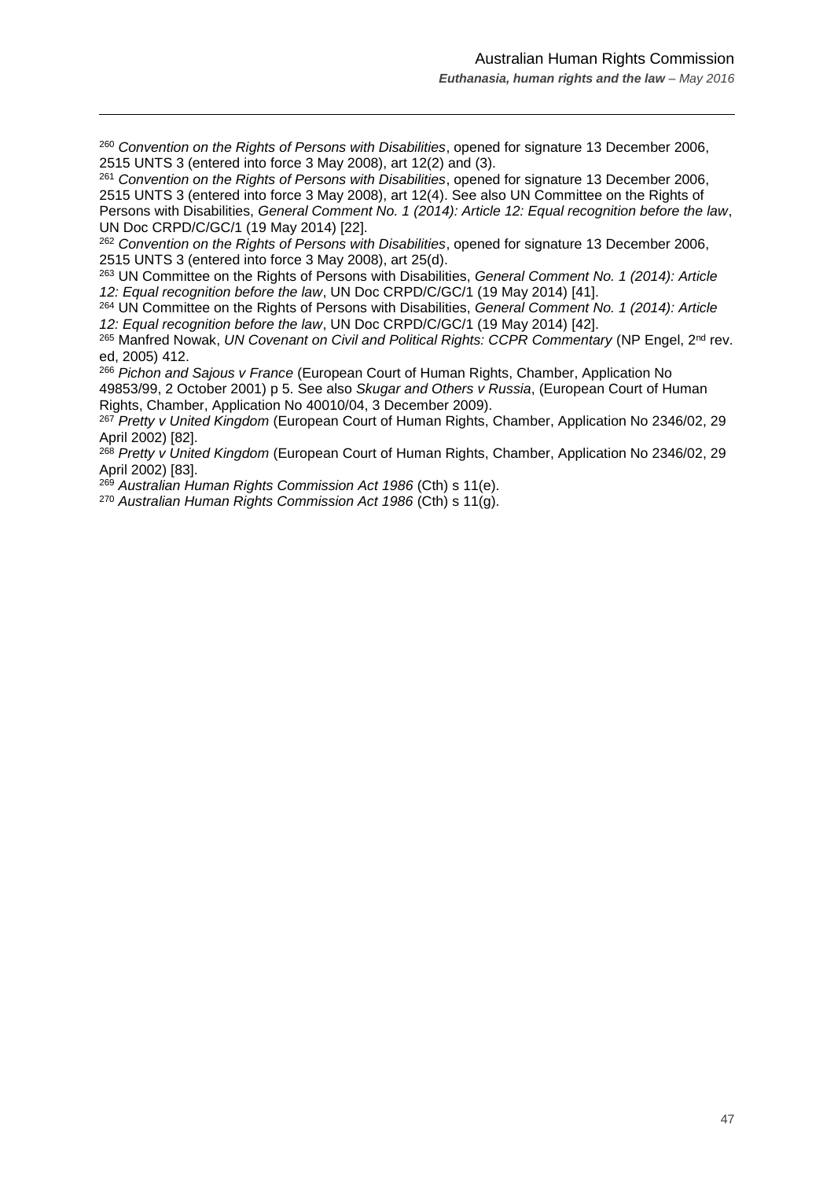[260] *Convention on the Rights of Persons with Disabilities*, opened for signature 13 December 2006, 2515 UNTS 3 (entered into force 3 May 2008), art 12(2) and (3).

[261] *Convention on the Rights of Persons with Disabilities*, opened for signature 13 December 2006, 2515 UNTS 3 (entered into force 3 May 2008), art 12(4). See also UN Committee on the Rights of Persons with Disabilities, *General Comment No. 1 (2014): Article 12: Equal recognition before the law*, UN Doc CRPD/C/GC/1 (19 May 2014) [22].

[262] *Convention on the Rights of Persons with Disabilities*, opened for signature 13 December 2006, 2515 UNTS 3 (entered into force 3 May 2008), art 25(d).

[263] UN Committee on the Rights of Persons with Disabilities, *General Comment No. 1 (2014): Article 12: Equal recognition before the law*, UN Doc CRPD/C/GC/1 (19 May 2014) [41].

[264] UN Committee on the Rights of Persons with Disabilities, *General Comment No. 1 (2014): Article 12: Equal recognition before the law*, UN Doc CRPD/C/GC/1 (19 May 2014) [42].

[265] Manfred Nowak, *UN Covenant on Civil and Political Rights: CCPR Commentary* (NP Engel, 2nd rev. ed, 2005) 412.

[266] *Pichon and Sajous v France* (European Court of Human Rights, Chamber, Application No 49853/99, 2 October 2001) p 5. See also *Skugar and Others v Russia*, (European Court of Human Rights, Chamber, Application No 40010/04, 3 December 2009).

[267] *Pretty v United Kingdom* (European Court of Human Rights, Chamber, Application No 2346/02, 29 April 2002) [82].

[268] *Pretty v United Kingdom* (European Court of Human Rights, Chamber, Application No 2346/02, 29 April 2002) [83].

[269] *Australian Human Rights Commission Act 1986* (Cth) s 11(e).

[270] *Australian Human Rights Commission Act 1986* (Cth) s 11(g).